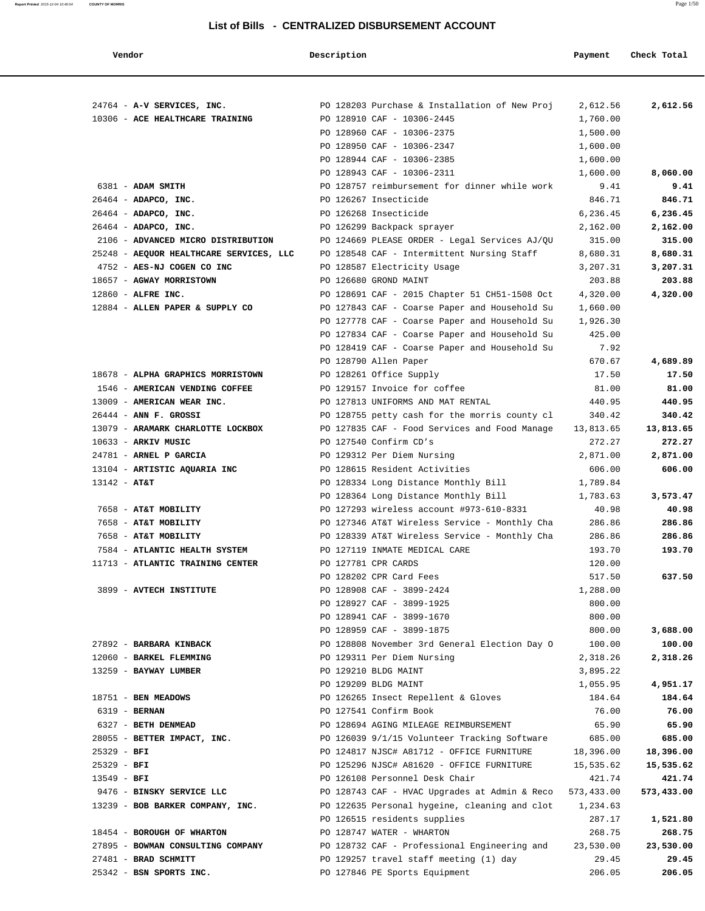# List of Bills - CENTRALIZED DISBURSEMENT ACCOUNT

| Vendor | Description | Payment | Check Total |
|---|---|---|---|
| 24764 - **A-V SERVICES, INC.** | PO 128203 Purchase & Installation of New Proj | 2,612.56 | **2,612.56** |
| 10306 - **ACE HEALTHCARE TRAINING** | PO 128910 CAF - 10306-2445 | 1,760.00 | |
| | PO 128960 CAF - 10306-2375 | 1,500.00 | |
| | PO 128950 CAF - 10306-2347 | 1,600.00 | |
| | PO 128944 CAF - 10306-2385 | 1,600.00 | |
| | PO 128943 CAF - 10306-2311 | 1,600.00 | **8,060.00** |
| 6381 - **ADAM SMITH** | PO 128757 reimbursement for dinner while work | 9.41 | **9.41** |
| 26464 - **ADAPCO, INC.** | PO 126267 Insecticide | 846.71 | **846.71** |
| 26464 - **ADAPCO, INC.** | PO 126268 Insecticide | 6,236.45 | **6,236.45** |
| 26464 - **ADAPCO, INC.** | PO 126299 Backpack sprayer | 2,162.00 | **2,162.00** |
| 2106 - **ADVANCED MICRO DISTRIBUTION** | PO 124669 PLEASE ORDER - Legal Services AJ/QU | 315.00 | **315.00** |
| 25248 - **AEQUOR HEALTHCARE SERVICES, LLC** | PO 128548 CAF - Intermittent Nursing Staff | 8,680.31 | **8,680.31** |
| 4752 - **AES-NJ COGEN CO INC** | PO 128587 Electricity Usage | 3,207.31 | **3,207.31** |
| 18657 - **AGWAY MORRISTOWN** | PO 126680 GROND MAINT | 203.88 | **203.88** |
| 12860 - **ALFRE INC.** | PO 128691 CAF - 2015 Chapter 51 CH51-1508 Oct | 4,320.00 | **4,320.00** |
| 12884 - **ALLEN PAPER & SUPPLY CO** | PO 127843 CAF - Coarse Paper and Household Su | 1,660.00 | |
| | PO 127778 CAF - Coarse Paper and Household Su | 1,926.30 | |
| | PO 127834 CAF - Coarse Paper and Household Su | 425.00 | |
| | PO 128419 CAF - Coarse Paper and Household Su | 7.92 | |
| | PO 128790 Allen Paper | 670.67 | **4,689.89** |
| 18678 - **ALPHA GRAPHICS MORRISTOWN** | PO 128261 Office Supply | 17.50 | **17.50** |
| 1546 - **AMERICAN VENDING COFFEE** | PO 129157 Invoice for coffee | 81.00 | **81.00** |
| 13009 - **AMERICAN WEAR INC.** | PO 127813 UNIFORMS AND MAT RENTAL | 440.95 | **440.95** |
| 26444 - **ANN F. GROSSI** | PO 128755 petty cash for the morris county cl | 340.42 | **340.42** |
| 13079 - **ARAMARK CHARLOTTE LOCKBOX** | PO 127835 CAF - Food Services and Food Manage | 13,813.65 | **13,813.65** |
| 10633 - **ARKIV MUSIC** | PO 127540 Confirm CD's | 272.27 | **272.27** |
| 24781 - **ARNEL P GARCIA** | PO 129312 Per Diem Nursing | 2,871.00 | **2,871.00** |
| 13104 - **ARTISTIC AQUARIA INC** | PO 128615 Resident Activities | 606.00 | **606.00** |
| 13142 - **AT&T** | PO 128334 Long Distance Monthly Bill | 1,789.84 | |
| | PO 128364 Long Distance Monthly Bill | 1,783.63 | **3,573.47** |
| 7658 - **AT&T MOBILITY** | PO 127293 wireless account #973-610-8331 | 40.98 | **40.98** |
| 7658 - **AT&T MOBILITY** | PO 127346 AT&T Wireless Service - Monthly Cha | 286.86 | **286.86** |
| 7658 - **AT&T MOBILITY** | PO 128339 AT&T Wireless Service - Monthly Cha | 286.86 | **286.86** |
| 7584 - **ATLANTIC HEALTH SYSTEM** | PO 127119 INMATE MEDICAL CARE | 193.70 | **193.70** |
| 11713 - **ATLANTIC TRAINING CENTER** | PO 127781 CPR CARDS | 120.00 | |
| | PO 128202 CPR Card Fees | 517.50 | **637.50** |
| 3899 - **AVTECH INSTITUTE** | PO 128908 CAF - 3899-2424 | 1,288.00 | |
| | PO 128927 CAF - 3899-1925 | 800.00 | |
| | PO 128941 CAF - 3899-1670 | 800.00 | |
| | PO 128959 CAF - 3899-1875 | 800.00 | **3,688.00** |
| 27892 - **BARBARA KINBACK** | PO 128808 November 3rd General Election Day O | 100.00 | **100.00** |
| 12060 - **BARKEL FLEMMING** | PO 129311 Per Diem Nursing | 2,318.26 | **2,318.26** |
| 13259 - **BAYWAY LUMBER** | PO 129210 BLDG MAINT | 3,895.22 | |
| | PO 129209 BLDG MAINT | 1,055.95 | **4,951.17** |
| 18751 - **BEN MEADOWS** | PO 126265 Insect Repellent & Gloves | 184.64 | **184.64** |
| 6319 - **BERNAN** | PO 127541 Confirm Book | 76.00 | **76.00** |
| 6327 - **BETH DENMEAD** | PO 128694 AGING MILEAGE REIMBURSEMENT | 65.90 | **65.90** |
| 28055 - **BETTER IMPACT, INC.** | PO 126039 9/1/15 Volunteer Tracking Software | 685.00 | **685.00** |
| 25329 - **BFI** | PO 124817 NJSC# A81712 - OFFICE FURNITURE | 18,396.00 | **18,396.00** |
| 25329 - **BFI** | PO 125296 NJSC# A81620 - OFFICE FURNITURE | 15,535.62 | **15,535.62** |
| 13549 - **BFI** | PO 126108 Personnel Desk Chair | 421.74 | **421.74** |
| 9476 - **BINSKY SERVICE LLC** | PO 128743 CAF - HVAC Upgrades at Admin & Reco | 573,433.00 | **573,433.00** |
| 13239 - **BOB BARKER COMPANY, INC.** | PO 122635 Personal hygeine, cleaning and clot | 1,234.63 | |
| | PO 126515 residents supplies | 287.17 | **1,521.80** |
| 18454 - **BOROUGH OF WHARTON** | PO 128747 WATER - WHARTON | 268.75 | **268.75** |
| 27895 - **BOWMAN CONSULTING COMPANY** | PO 128732 CAF - Professional Engineering and | 23,530.00 | **23,530.00** |
| 27481 - **BRAD SCHMITT** | PO 129257 travel staff meeting (1) day | 29.45 | **29.45** |
| 25342 - **BSN SPORTS INC.** | PO 127846 PE Sports Equipment | 206.05 | **206.05** |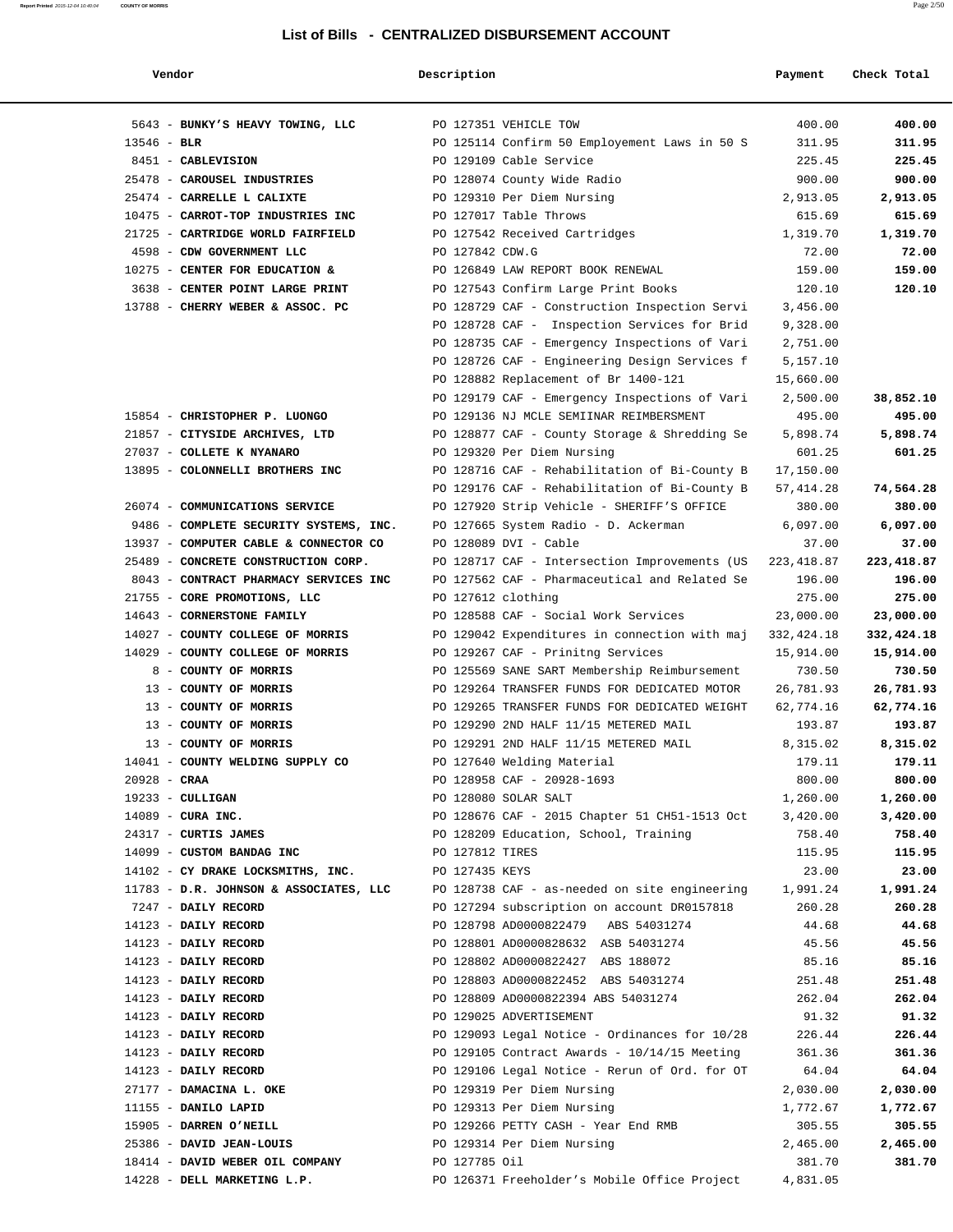## List of Bills - CENTRALIZED DISBURSEMENT ACCOUNT

| Vendor | Description | Payment | Check Total |
|---|---|---|---|
| 5643 - **BUNKY'S HEAVY TOWING, LLC** | PO 127351 VEHICLE TOW | 400.00 | **400.00** |
| 13546 - **BLR** | PO 125114 Confirm 50 Employement Laws in 50 S | 311.95 | **311.95** |
| 8451 - **CABLEVISION** | PO 129109 Cable Service | 225.45 | **225.45** |
| 25478 - **CAROUSEL INDUSTRIES** | PO 128074 County Wide Radio | 900.00 | **900.00** |
| 25474 - **CARRELLE L CALIXTE** | PO 129310 Per Diem Nursing | 2,913.05 | **2,913.05** |
| 10475 - **CARROT-TOP INDUSTRIES INC** | PO 127017 Table Throws | 615.69 | **615.69** |
| 21725 - **CARTRIDGE WORLD FAIRFIELD** | PO 127542 Received Cartridges | 1,319.70 | **1,319.70** |
| 4598 - **CDW GOVERNMENT LLC** | PO 127842 CDW.G | 72.00 | **72.00** |
| 10275 - **CENTER FOR EDUCATION &** | PO 126849 LAW REPORT BOOK RENEWAL | 159.00 | **159.00** |
| 3638 - **CENTER POINT LARGE PRINT** | PO 127543 Confirm Large Print Books | 120.10 | **120.10** |
| 13788 - **CHERRY WEBER & ASSOC. PC** | PO 128729 CAF - Construction Inspection Servi | 3,456.00 | |
| | PO 128728 CAF - Inspection Services for Brid | 9,328.00 | |
| | PO 128735 CAF - Emergency Inspections of Vari | 2,751.00 | |
| | PO 128726 CAF - Engineering Design Services f | 5,157.10 | |
| | PO 128882 Replacement of Br 1400-121 | 15,660.00 | |
| | PO 129179 CAF - Emergency Inspections of Vari | 2,500.00 | **38,852.10** |
| 15854 - **CHRISTOPHER P. LUONGO** | PO 129136 NJ MCLE SEMIINAR REIMBERSMENT | 495.00 | **495.00** |
| 21857 - **CITYSIDE ARCHIVES, LTD** | PO 128877 CAF - County Storage & Shredding Se | 5,898.74 | **5,898.74** |
| 27037 - **COLLETE K NYANARO** | PO 129320 Per Diem Nursing | 601.25 | **601.25** |
| 13895 - **COLONNELLI BROTHERS INC** | PO 128716 CAF - Rehabilitation of Bi-County B | 17,150.00 | |
| | PO 129176 CAF - Rehabilitation of Bi-County B | 57,414.28 | **74,564.28** |
| 26074 - **COMMUNICATIONS SERVICE** | PO 127920 Strip Vehicle - SHERIFF'S OFFICE | 380.00 | **380.00** |
| 9486 - **COMPLETE SECURITY SYSTEMS, INC.** | PO 127665 System Radio - D. Ackerman | 6,097.00 | **6,097.00** |
| 13937 - **COMPUTER CABLE & CONNECTOR CO** | PO 128089 DVI - Cable | 37.00 | **37.00** |
| 25489 - **CONCRETE CONSTRUCTION CORP.** | PO 128717 CAF - Intersection Improvements (US | 223,418.87 | **223,418.87** |
| 8043 - **CONTRACT PHARMACY SERVICES INC** | PO 127562 CAF - Pharmaceutical and Related Se | 196.00 | **196.00** |
| 21755 - **CORE PROMOTIONS, LLC** | PO 127612 clothing | 275.00 | **275.00** |
| 14643 - **CORNERSTONE FAMILY** | PO 128588 CAF - Social Work Services | 23,000.00 | **23,000.00** |
| 14027 - **COUNTY COLLEGE OF MORRIS** | PO 129042 Expenditures in connection with maj | 332,424.18 | **332,424.18** |
| 14029 - **COUNTY COLLEGE OF MORRIS** | PO 129267 CAF - Prinitng Services | 15,914.00 | **15,914.00** |
| 8 - **COUNTY OF MORRIS** | PO 125569 SANE SART Membership Reimbursement | 730.50 | **730.50** |
| 13 - **COUNTY OF MORRIS** | PO 129264 TRANSFER FUNDS FOR DEDICATED MOTOR | 26,781.93 | **26,781.93** |
| 13 - **COUNTY OF MORRIS** | PO 129265 TRANSFER FUNDS FOR DEDICATED WEIGHT | 62,774.16 | **62,774.16** |
| 13 - **COUNTY OF MORRIS** | PO 129290 2ND HALF 11/15 METERED MAIL | 193.87 | **193.87** |
| 13 - **COUNTY OF MORRIS** | PO 129291 2ND HALF 11/15 METERED MAIL | 8,315.02 | **8,315.02** |
| 14041 - **COUNTY WELDING SUPPLY CO** | PO 127640 Welding Material | 179.11 | **179.11** |
| 20928 - **CRAA** | PO 128958 CAF - 20928-1693 | 800.00 | **800.00** |
| 19233 - **CULLIGAN** | PO 128080 SOLAR SALT | 1,260.00 | **1,260.00** |
| 14089 - **CURA INC.** | PO 128676 CAF - 2015 Chapter 51 CH51-1513 Oct | 3,420.00 | **3,420.00** |
| 24317 - **CURTIS JAMES** | PO 128209 Education, School, Training | 758.40 | **758.40** |
| 14099 - **CUSTOM BANDAG INC** | PO 127812 TIRES | 115.95 | **115.95** |
| 14102 - **CY DRAKE LOCKSMITHS, INC.** | PO 127435 KEYS | 23.00 | **23.00** |
| 11783 - **D.R. JOHNSON & ASSOCIATES, LLC** | PO 128738 CAF - as-needed on site engineering | 1,991.24 | **1,991.24** |
| 7247 - **DAILY RECORD** | PO 127294 subscription on account DR0157818 | 260.28 | **260.28** |
| 14123 - **DAILY RECORD** | PO 128798 AD0000822479 ABS 54031274 | 44.68 | **44.68** |
| 14123 - **DAILY RECORD** | PO 128801 AD0000828632 ASB 54031274 | 45.56 | **45.56** |
| 14123 - **DAILY RECORD** | PO 128802 AD0000822427 ABS 188072 | 85.16 | **85.16** |
| 14123 - **DAILY RECORD** | PO 128803 AD0000822452 ABS 54031274 | 251.48 | **251.48** |
| 14123 - **DAILY RECORD** | PO 128809 AD0000822394 ABS 54031274 | 262.04 | **262.04** |
| 14123 - **DAILY RECORD** | PO 129025 ADVERTISEMENT | 91.32 | **91.32** |
| 14123 - **DAILY RECORD** | PO 129093 Legal Notice - Ordinances for 10/28 | 226.44 | **226.44** |
| 14123 - **DAILY RECORD** | PO 129105 Contract Awards - 10/14/15 Meeting | 361.36 | **361.36** |
| 14123 - **DAILY RECORD** | PO 129106 Legal Notice - Rerun of Ord. for OT | 64.04 | **64.04** |
| 27177 - **DAMACINA L. OKE** | PO 129319 Per Diem Nursing | 2,030.00 | **2,030.00** |
| 11155 - **DANILO LAPID** | PO 129313 Per Diem Nursing | 1,772.67 | **1,772.67** |
| 15905 - **DARREN O'NEILL** | PO 129266 PETTY CASH - Year End RMB | 305.55 | **305.55** |
| 25386 - **DAVID JEAN-LOUIS** | PO 129314 Per Diem Nursing | 2,465.00 | **2,465.00** |
| 18414 - **DAVID WEBER OIL COMPANY** | PO 127785 Oil | 381.70 | **381.70** |
| 14228 - **DELL MARKETING L.P.** | PO 126371 Freeholder's Mobile Office Project | 4,831.05 | |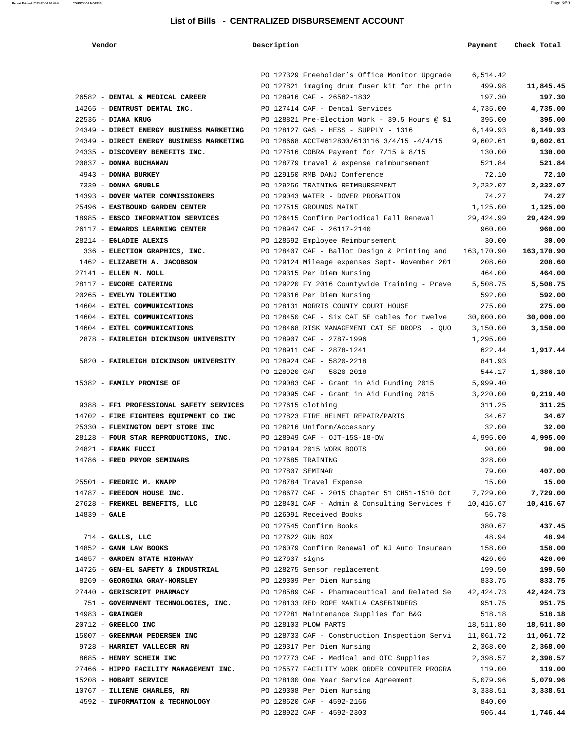# List of Bills - CENTRALIZED DISBURSEMENT ACCOUNT

| Vendor | Description | Payment | Check Total |
|---|---|---|---|
| | PO 127329 Freeholder's Office Monitor Upgrade | 6,514.42 | |
| | PO 127821 imaging drum fuser kit for the prin | 499.98 | **11,845.45** |
| 26582 - **DENTAL & MEDICAL CAREER** | PO 128916 CAF - 26582-1832 | 197.30 | **197.30** |
| 14265 - **DENTRUST DENTAL INC.** | PO 127414 CAF - Dental Services | 4,735.00 | **4,735.00** |
| 22536 - **DIANA KRUG** | PO 128821 Pre-Election Work - 39.5 Hours @ $1 | 395.00 | **395.00** |
| 24349 - **DIRECT ENERGY BUSINESS MARKETING** | PO 128127 GAS - HESS - SUPPLY - 1316 | 6,149.93 | **6,149.93** |
| 24349 - **DIRECT ENERGY BUSINESS MARKETING** | PO 128668 ACCT#612830/613116 3/4/15 -4/4/15 | 9,602.61 | **9,602.61** |
| 24335 - **DISCOVERY BENEFITS INC.** | PO 127816 COBRA Payment for 7/15 & 8/15 | 130.00 | **130.00** |
| 20837 - **DONNA BUCHANAN** | PO 128779 travel & expense reimbursement | 521.84 | **521.84** |
| 4943 - **DONNA BURKEY** | PO 129150 RMB DANJ Conference | 72.10 | **72.10** |
| 7339 - **DONNA GRUBLE** | PO 129256 TRAINING REIMBURSEMENT | 2,232.07 | **2,232.07** |
| 14393 - **DOVER WATER COMMISSIONERS** | PO 129043 WATER - DOVER PROBATION | 74.27 | **74.27** |
| 25496 - **EASTBOUND GARDEN CENTER** | PO 127515 GROUNDS MAINT | 1,125.00 | **1,125.00** |
| 18985 - **EBSCO INFORMATION SERVICES** | PO 126415 Confirm Periodical Fall Renewal | 29,424.99 | **29,424.99** |
| 26117 - **EDWARDS LEARNING CENTER** | PO 128947 CAF - 26117-2140 | 960.00 | **960.00** |
| 28214 - **EGLADIE ALEXIS** | PO 128592 Employee Reimbursement | 30.00 | **30.00** |
| 336 - **ELECTION GRAPHICS, INC.** | PO 128407 CAF - Ballot Design & Printing and | 163,170.90 | **163,170.90** |
| 1462 - **ELIZABETH A. JACOBSON** | PO 129124 Mileage expenses Sept- November 201 | 208.60 | **208.60** |
| 27141 - **ELLEN M. NOLL** | PO 129315 Per Diem Nursing | 464.00 | **464.00** |
| 28117 - **ENCORE CATERING** | PO 129220 FY 2016 Countywide Training - Preve | 5,508.75 | **5,508.75** |
| 20265 - **EVELYN TOLENTINO** | PO 129316 Per Diem Nursing | 592.00 | **592.00** |
| 14604 - **EXTEL COMMUNICATIONS** | PO 128131 MORRIS COUNTY COURT HOUSE | 275.00 | **275.00** |
| 14604 - **EXTEL COMMUNICATIONS** | PO 128450 CAF - Six CAT 5E cables for twelve | 30,000.00 | **30,000.00** |
| 14604 - **EXTEL COMMUNICATIONS** | PO 128468 RISK MANAGEMENT CAT 5E DROPS - QUO | 3,150.00 | **3,150.00** |
| 2878 - **FAIRLEIGH DICKINSON UNIVERSITY** | PO 128907 CAF - 2787-1996 | 1,295.00 | |
| | PO 128911 CAF - 2878-1241 | 622.44 | **1,917.44** |
| 5820 - **FAIRLEIGH DICKINSON UNIVERSITY** | PO 128924 CAF - 5820-2218 | 841.93 | |
| | PO 128920 CAF - 5820-2018 | 544.17 | **1,386.10** |
| 15382 - **FAMILY PROMISE OF** | PO 129083 CAF - Grant in Aid Funding 2015 | 5,999.40 | |
| | PO 129095 CAF - Grant in Aid Funding 2015 | 3,220.00 | **9,219.40** |
| 9388 - **FF1 PROFESSIONAL SAFETY SERVICES** | PO 127615 clothing | 311.25 | **311.25** |
| 14702 - **FIRE FIGHTERS EQUIPMENT CO INC** | PO 127823 FIRE HELMET REPAIR/PARTS | 34.67 | **34.67** |
| 25330 - **FLEMINGTON DEPT STORE INC** | PO 128216 Uniform/Accessory | 32.00 | **32.00** |
| 28128 - **FOUR STAR REPRODUCTIONS, INC.** | PO 128949 CAF - OJT-15S-18-DW | 4,995.00 | **4,995.00** |
| 24821 - **FRANK FUCCI** | PO 129194 2015 WORK BOOTS | 90.00 | **90.00** |
| 14786 - **FRED PRYOR SEMINARS** | PO 127685 TRAINING | 328.00 | |
| | PO 127807 SEMINAR | 79.00 | **407.00** |
| 25501 - **FREDRIC M. KNAPP** | PO 128784 Travel Expense | 15.00 | **15.00** |
| 14787 - **FREEDOM HOUSE INC.** | PO 128677 CAF - 2015 Chapter 51 CH51-1510 Oct | 7,729.00 | **7,729.00** |
| 27628 - **FRENKEL BENEFITS, LLC** | PO 128401 CAF - Admin & Consulting Services f | 10,416.67 | **10,416.67** |
| 14839 - **GALE** | PO 126091 Received Books | 56.78 | |
| | PO 127545 Confirm Books | 380.67 | **437.45** |
| 714 - **GALLS, LLC** | PO 127622 GUN BOX | 48.94 | **48.94** |
| 14852 - **GANN LAW BOOKS** | PO 126079 Confirm Renewal of NJ Auto Insurean | 158.00 | **158.00** |
| 14857 - **GARDEN STATE HIGHWAY** | PO 127637 signs | 426.06 | **426.06** |
| 14726 - **GEN-EL SAFETY & INDUSTRIAL** | PO 128275 Sensor replacement | 199.50 | **199.50** |
| 8269 - **GEORGINA GRAY-HORSLEY** | PO 129309 Per Diem Nursing | 833.75 | **833.75** |
| 27440 - **GERISCRIPT PHARMACY** | PO 128589 CAF - Pharmaceutical and Related Se | 42,424.73 | **42,424.73** |
| 751 - **GOVERNMENT TECHNOLOGIES, INC.** | PO 128133 RED ROPE MANILA CASEBINDERS | 951.75 | **951.75** |
| 14983 - **GRAINGER** | PO 127281 Maintenance Supplies for B&G | 518.18 | **518.18** |
| 20712 - **GREELCO INC** | PO 128103 PLOW PARTS | 18,511.80 | **18,511.80** |
| 15007 - **GREENMAN PEDERSEN INC** | PO 128733 CAF - Construction Inspection Servi | 11,061.72 | **11,061.72** |
| 9728 - **HARRIET VALLECER RN** | PO 129317 Per Diem Nursing | 2,368.00 | **2,368.00** |
| 8685 - **HENRY SCHEIN INC** | PO 127773 CAF - Medical and OTC Supplies | 2,398.57 | **2,398.57** |
| 27466 - **HIPPO FACILITY MANAGEMENT INC.** | PO 125577 FACILITY WORK ORDER COMPUTER PROGRA | 119.00 | **119.00** |
| 15208 - **HOBART SERVICE** | PO 128100 One Year Service Agreement | 5,079.96 | **5,079.96** |
| 10767 - **ILLIENE CHARLES, RN** | PO 129308 Per Diem Nursing | 3,338.51 | **3,338.51** |
| 4592 - **INFORMATION & TECHNOLOGY** | PO 128620 CAF - 4592-2166 | 840.00 | |
| | PO 128922 CAF - 4592-2303 | 906.44 | **1,746.44** |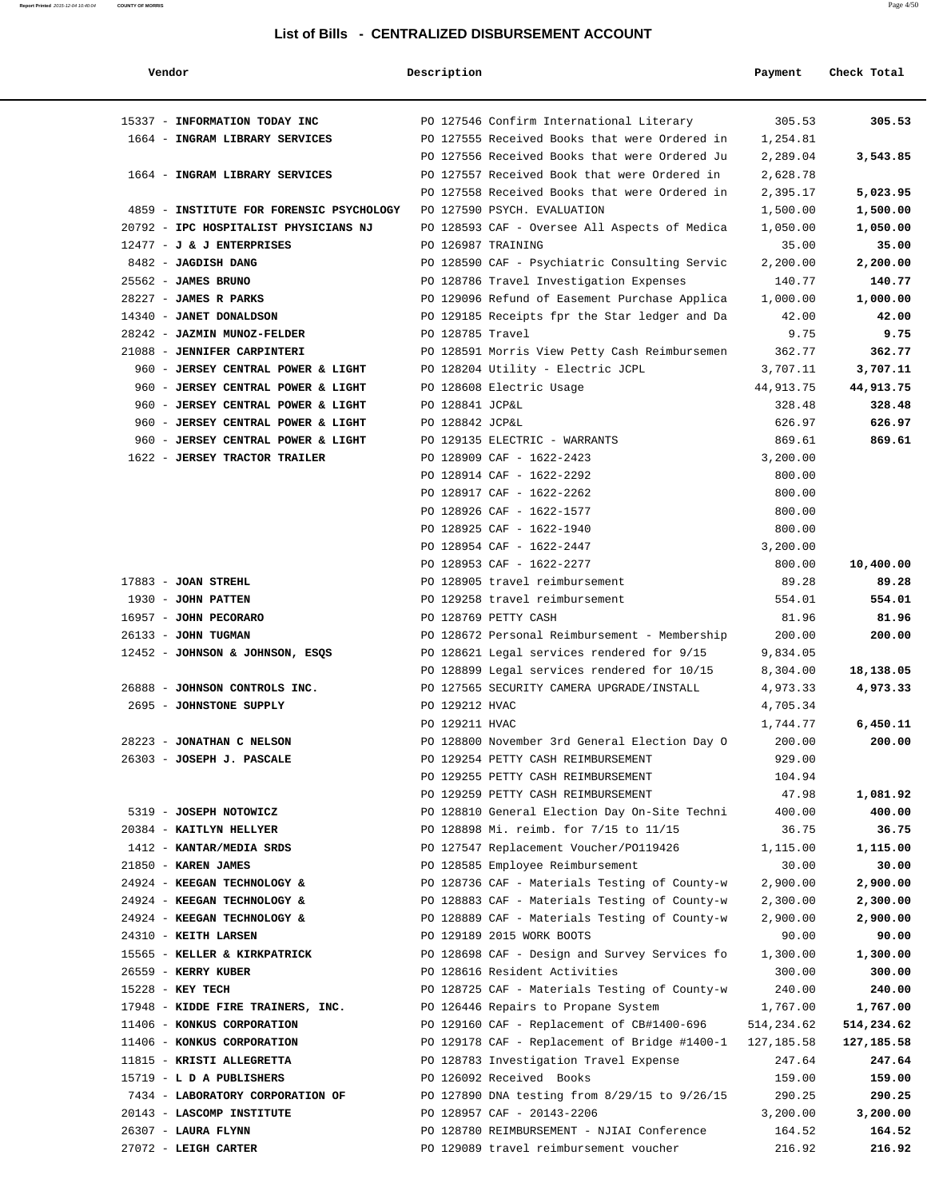## List of Bills - CENTRALIZED DISBURSEMENT ACCOUNT

| Vendor | Description | Payment | Check Total |
|---|---|---|---|
| 15337 - **INFORMATION TODAY INC** | PO 127546 Confirm International Literary | 305.53 | **305.53** |
| 1664 - **INGRAM LIBRARY SERVICES** | PO 127555 Received Books that were Ordered in | 1,254.81 | |
| | PO 127556 Received Books that were Ordered Ju | 2,289.04 | **3,543.85** |
| 1664 - **INGRAM LIBRARY SERVICES** | PO 127557 Received Book that were Ordered in | 2,628.78 | |
| | PO 127558 Received Books that were Ordered in | 2,395.17 | **5,023.95** |
| 4859 - **INSTITUTE FOR FORENSIC PSYCHOLOGY** | PO 127590 PSYCH. EVALUATION | 1,500.00 | **1,500.00** |
| 20792 - **IPC HOSPITALIST PHYSICIANS NJ** | PO 128593 CAF - Oversee All Aspects of Medica | 1,050.00 | **1,050.00** |
| 12477 - **J & J ENTERPRISES** | PO 126987 TRAINING | 35.00 | **35.00** |
| 8482 - **JAGDISH DANG** | PO 128590 CAF - Psychiatric Consulting Servic | 2,200.00 | **2,200.00** |
| 25562 - **JAMES BRUNO** | PO 128786 Travel Investigation Expenses | 140.77 | **140.77** |
| 28227 - **JAMES R PARKS** | PO 129096 Refund of Easement Purchase Applica | 1,000.00 | **1,000.00** |
| 14340 - **JANET DONALDSON** | PO 129185 Receipts fpr the Star ledger and Da | 42.00 | **42.00** |
| 28242 - **JAZMIN MUNOZ-FELDER** | PO 128785 Travel | 9.75 | **9.75** |
| 21088 - **JENNIFER CARPINTERI** | PO 128591 Morris View Petty Cash Reimbursemen | 362.77 | **362.77** |
| 960 - **JERSEY CENTRAL POWER & LIGHT** | PO 128204 Utility - Electric JCPL | 3,707.11 | **3,707.11** |
| 960 - **JERSEY CENTRAL POWER & LIGHT** | PO 128608 Electric Usage | 44,913.75 | **44,913.75** |
| 960 - **JERSEY CENTRAL POWER & LIGHT** | PO 128841 JCP&L | 328.48 | **328.48** |
| 960 - **JERSEY CENTRAL POWER & LIGHT** | PO 128842 JCP&L | 626.97 | **626.97** |
| 960 - **JERSEY CENTRAL POWER & LIGHT** | PO 129135 ELECTRIC - WARRANTS | 869.61 | **869.61** |
| 1622 - **JERSEY TRACTOR TRAILER** | PO 128909 CAF - 1622-2423 | 3,200.00 | |
| | PO 128914 CAF - 1622-2292 | 800.00 | |
| | PO 128917 CAF - 1622-2262 | 800.00 | |
| | PO 128926 CAF - 1622-1577 | 800.00 | |
| | PO 128925 CAF - 1622-1940 | 800.00 | |
| | PO 128954 CAF - 1622-2447 | 3,200.00 | |
| | PO 128953 CAF - 1622-2277 | 800.00 | **10,400.00** |
| 17883 - **JOAN STREHL** | PO 128905 travel reimbursement | 89.28 | **89.28** |
| 1930 - **JOHN PATTEN** | PO 129258 travel reimbursement | 554.01 | **554.01** |
| 16957 - **JOHN PECORARO** | PO 128769 PETTY CASH | 81.96 | **81.96** |
| 26133 - **JOHN TUGMAN** | PO 128672 Personal Reimbursement - Membership | 200.00 | **200.00** |
| 12452 - **JOHNSON & JOHNSON, ESQS** | PO 128621 Legal services rendered for 9/15 | 9,834.05 | |
| | PO 128899 Legal services rendered for 10/15 | 8,304.00 | **18,138.05** |
| 26888 - **JOHNSON CONTROLS INC.** | PO 127565 SECURITY CAMERA UPGRADE/INSTALL | 4,973.33 | **4,973.33** |
| 2695 - **JOHNSTONE SUPPLY** | PO 129212 HVAC | 4,705.34 | |
| | PO 129211 HVAC | 1,744.77 | **6,450.11** |
| 28223 - **JONATHAN C NELSON** | PO 128800 November 3rd General Election Day O | 200.00 | **200.00** |
| 26303 - **JOSEPH J. PASCALE** | PO 129254 PETTY CASH REIMBURSEMENT | 929.00 | |
| | PO 129255 PETTY CASH REIMBURSEMENT | 104.94 | |
| | PO 129259 PETTY CASH REIMBURSEMENT | 47.98 | **1,081.92** |
| 5319 - **JOSEPH NOTOWICZ** | PO 128810 General Election Day On-Site Techni | 400.00 | **400.00** |
| 20384 - **KAITLYN HELLYER** | PO 128898 Mi. reimb. for 7/15 to 11/15 | 36.75 | **36.75** |
| 1412 - **KANTAR/MEDIA SRDS** | PO 127547 Replacement Voucher/PO119426 | 1,115.00 | **1,115.00** |
| 21850 - **KAREN JAMES** | PO 128585 Employee Reimbursement | 30.00 | **30.00** |
| 24924 - **KEEGAN TECHNOLOGY &** | PO 128736 CAF - Materials Testing of County-w | 2,900.00 | **2,900.00** |
| 24924 - **KEEGAN TECHNOLOGY &** | PO 128883 CAF - Materials Testing of County-w | 2,300.00 | **2,300.00** |
| 24924 - **KEEGAN TECHNOLOGY &** | PO 128889 CAF - Materials Testing of County-w | 2,900.00 | **2,900.00** |
| 24310 - **KEITH LARSEN** | PO 129189 2015 WORK BOOTS | 90.00 | **90.00** |
| 15565 - **KELLER & KIRKPATRICK** | PO 128698 CAF - Design and Survey Services fo | 1,300.00 | **1,300.00** |
| 26559 - **KERRY KUBER** | PO 128616 Resident Activities | 300.00 | **300.00** |
| 15228 - **KEY TECH** | PO 128725 CAF - Materials Testing of County-w | 240.00 | **240.00** |
| 17948 - **KIDDE FIRE TRAINERS, INC.** | PO 126446 Repairs to Propane System | 1,767.00 | **1,767.00** |
| 11406 - **KONKUS CORPORATION** | PO 129160 CAF - Replacement of CB#1400-696 | 514,234.62 | **514,234.62** |
| 11406 - **KONKUS CORPORATION** | PO 129178 CAF - Replacement of Bridge #1400-1 | 127,185.58 | **127,185.58** |
| 11815 - **KRISTI ALLEGRETTA** | PO 128783 Investigation Travel Expense | 247.64 | **247.64** |
| 15719 - **L D A PUBLISHERS** | PO 126092 Received Books | 159.00 | **159.00** |
| 7434 - **LABORATORY CORPORATION OF** | PO 127890 DNA testing from 8/29/15 to 9/26/15 | 290.25 | **290.25** |
| 20143 - **LASCOMP INSTITUTE** | PO 128957 CAF - 20143-2206 | 3,200.00 | **3,200.00** |
| 26307 - **LAURA FLYNN** | PO 128780 REIMBURSEMENT - NJIAI Conference | 164.52 | **164.52** |
| 27072 - **LEIGH CARTER** | PO 129089 travel reimbursement voucher | 216.92 | **216.92** |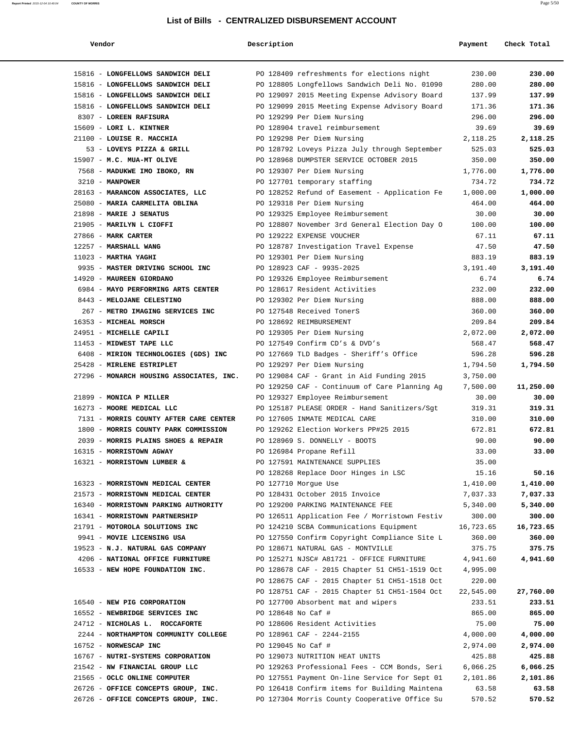# List of Bills - CENTRALIZED DISBURSEMENT ACCOUNT

| Vendor | Description | Payment | Check Total |
|---|---|---|---|
| 15816 - **LONGFELLOWS SANDWICH DELI** | PO 128409 refreshments for elections night | 230.00 | **230.00** |
| 15816 - **LONGFELLOWS SANDWICH DELI** | PO 128805 Longfellows Sandwich Deli No. 01090 | 280.00 | **280.00** |
| 15816 - **LONGFELLOWS SANDWICH DELI** | PO 129097 2015 Meeting Expense Advisory Board | 137.99 | **137.99** |
| 15816 - **LONGFELLOWS SANDWICH DELI** | PO 129099 2015 Meeting Expense Advisory Board | 171.36 | **171.36** |
| 8307 - **LOREEN RAFISURA** | PO 129299 Per Diem Nursing | 296.00 | **296.00** |
| 15609 - **LORI L. KINTNER** | PO 128904 travel reimbursement | 39.69 | **39.69** |
| 21100 - **LOUISE R. MACCHIA** | PO 129298 Per Diem Nursing | 2,118.25 | **2,118.25** |
| 53 - **LOVEYS PIZZA & GRILL** | PO 128792 Loveys Pizza July through September | 525.03 | **525.03** |
| 15907 - **M.C. MUA-MT OLIVE** | PO 128968 DUMPSTER SERVICE OCTOBER 2015 | 350.00 | **350.00** |
| 7568 - **MADUKWE IMO IBOKO, RN** | PO 129307 Per Diem Nursing | 1,776.00 | **1,776.00** |
| 3210 - **MANPOWER** | PO 127701 temporary staffing | 734.72 | **734.72** |
| 28163 - **MARANCON ASSOCIATES, LLC** | PO 128252 Refund of Easement - Application Fe | 1,000.00 | **1,000.00** |
| 25080 - **MARIA CARMELITA OBLINA** | PO 129318 Per Diem Nursing | 464.00 | **464.00** |
| 21898 - **MARIE J SENATUS** | PO 129325 Employee Reimbursement | 30.00 | **30.00** |
| 21905 - **MARILYN L CIOFFI** | PO 128807 November 3rd General Election Day O | 100.00 | **100.00** |
| 27866 - **MARK CARTER** | PO 129222 EXPENSE VOUCHER | 67.11 | **67.11** |
| 12257 - **MARSHALL WANG** | PO 128787 Investigation Travel Expense | 47.50 | **47.50** |
| 11023 - **MARTHA YAGHI** | PO 129301 Per Diem Nursing | 883.19 | **883.19** |
| 9935 - **MASTER DRIVING SCHOOL INC** | PO 128923 CAF - 9935-2025 | 3,191.40 | **3,191.40** |
| 14920 - **MAUREEN GIORDANO** | PO 129326 Employee Reimbursement | 6.74 | **6.74** |
| 6984 - **MAYO PERFORMING ARTS CENTER** | PO 128617 Resident Activities | 232.00 | **232.00** |
| 8443 - **MELOJANE CELESTINO** | PO 129302 Per Diem Nursing | 888.00 | **888.00** |
| 267 - **METRO IMAGING SERVICES INC** | PO 127548 Received TonerS | 360.00 | **360.00** |
| 16353 - **MICHEAL MORSCH** | PO 128692 REIMBURSEMENT | 209.84 | **209.84** |
| 24951 - **MICHELLE CAPILI** | PO 129305 Per Diem Nursing | 2,072.00 | **2,072.00** |
| 11453 - **MIDWEST TAPE LLC** | PO 127549 Confirm CD's & DVD's | 568.47 | **568.47** |
| 6408 - **MIRION TECHNOLOGIES (GDS) INC** | PO 127669 TLD Badges - Sheriff's Office | 596.28 | **596.28** |
| 25428 - **MIRLENE ESTRIPLET** | PO 129297 Per Diem Nursing | 1,794.50 | **1,794.50** |
| 27296 - **MONARCH HOUSING ASSOCIATES, INC.** | PO 129084 CAF - Grant in Aid Funding 2015 | 3,750.00 | |
| | PO 129250 CAF - Continuum of Care Planning Ag | 7,500.00 | **11,250.00** |
| 21899 - **MONICA P MILLER** | PO 129327 Employee Reimbursement | 30.00 | **30.00** |
| 16273 - **MOORE MEDICAL LLC** | PO 125187 PLEASE ORDER - Hand Sanitizers/Sgt | 319.31 | **319.31** |
| 7131 - **MORRIS COUNTY AFTER CARE CENTER** | PO 127605 INMATE MEDICAL CARE | 310.00 | **310.00** |
| 1800 - **MORRIS COUNTY PARK COMMISSION** | PO 129262 Election Workers PP#25 2015 | 672.81 | **672.81** |
| 2039 - **MORRIS PLAINS SHOES & REPAIR** | PO 128969 S. DONNELLY - BOOTS | 90.00 | **90.00** |
| 16315 - **MORRISTOWN AGWAY** | PO 126984 Propane Refill | 33.00 | **33.00** |
| 16321 - **MORRISTOWN LUMBER &** | PO 127591 MAINTENANCE SUPPLIES | 35.00 | |
| | PO 128268 Replace Door Hinges in LSC | 15.16 | **50.16** |
| 16323 - **MORRISTOWN MEDICAL CENTER** | PO 127710 Morgue Use | 1,410.00 | **1,410.00** |
| 21573 - **MORRISTOWN MEDICAL CENTER** | PO 128431 October 2015 Invoice | 7,037.33 | **7,037.33** |
| 16340 - **MORRISTOWN PARKING AUTHORITY** | PO 129200 PARKING MAINTENANCE FEE | 5,340.00 | **5,340.00** |
| 16341 - **MORRISTOWN PARTNERSHIP** | PO 126511 Application Fee / Morristown Festiv | 300.00 | **300.00** |
| 21791 - **MOTOROLA SOLUTIONS INC** | PO 124210 SCBA Communications Equipment | 16,723.65 | **16,723.65** |
| 9941 - **MOVIE LICENSING USA** | PO 127550 Confirm Copyright Compliance Site L | 360.00 | **360.00** |
| 19523 - **N.J. NATURAL GAS COMPANY** | PO 128671 NATURAL GAS - MONTVILLE | 375.75 | **375.75** |
| 4206 - **NATIONAL OFFICE FURNITURE** | PO 125271 NJSC# A81721 - OFFICE FURNITURE | 4,941.60 | **4,941.60** |
| 16533 - **NEW HOPE FOUNDATION INC.** | PO 128678 CAF - 2015 Chapter 51 CH51-1519 Oct | 4,995.00 | |
| | PO 128675 CAF - 2015 Chapter 51 CH51-1518 Oct | 220.00 | |
| | PO 128751 CAF - 2015 Chapter 51 CH51-1504 Oct | 22,545.00 | **27,760.00** |
| 16540 - **NEW PIG CORPORATION** | PO 127700 Absorbent mat and wipers | 233.51 | **233.51** |
| 16552 - **NEWBRIDGE SERVICES INC** | PO 128648 No Caf # | 865.00 | **865.00** |
| 24712 - **NICHOLAS L. ROCCAFORTE** | PO 128606 Resident Activities | 75.00 | **75.00** |
| 2244 - **NORTHAMPTON COMMUNITY COLLEGE** | PO 128961 CAF - 2244-2155 | 4,000.00 | **4,000.00** |
| 16752 - **NORWESCAP INC** | PO 129045 No Caf # | 2,974.00 | **2,974.00** |
| 16767 - **NUTRI-SYSTEMS CORPORATION** | PO 129073 NUTRITION HEAT UNITS | 425.88 | **425.88** |
| 21542 - **NW FINANCIAL GROUP LLC** | PO 129263 Professional Fees - CCM Bonds, Seri | 6,066.25 | **6,066.25** |
| 21565 - **OCLC ONLINE COMPUTER** | PO 127551 Payment On-line Service for Sept 01 | 2,101.86 | **2,101.86** |
| 26726 - **OFFICE CONCEPTS GROUP, INC.** | PO 126418 Confirm items for Building Maintena | 63.58 | **63.58** |
| 26726 - **OFFICE CONCEPTS GROUP, INC.** | PO 127304 Morris County Cooperative Office Su | 570.52 | **570.52** |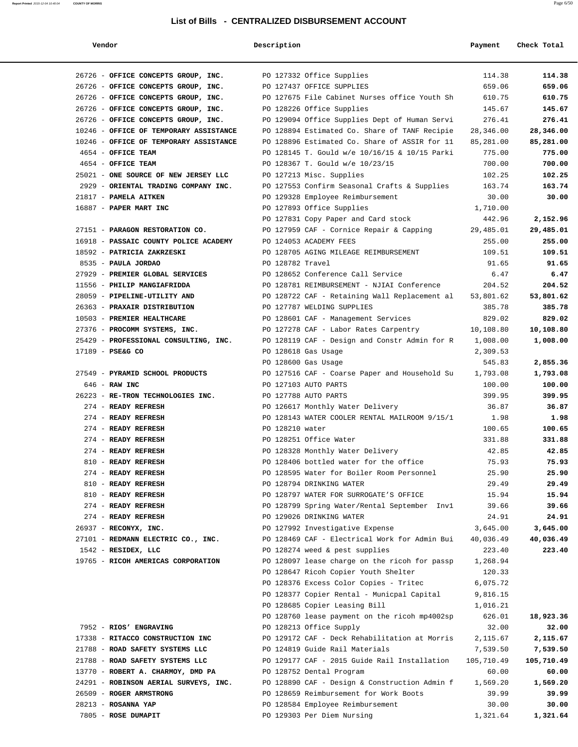# List of Bills - CENTRALIZED DISBURSEMENT ACCOUNT

| Vendor | Description | Payment | Check Total |
|---|---|---|---|
| 26726 - **OFFICE CONCEPTS GROUP, INC.** | PO 127332 Office Supplies | 114.38 | **114.38** |
| 26726 - **OFFICE CONCEPTS GROUP, INC.** | PO 127437 OFFICE SUPPLIES | 659.06 | **659.06** |
| 26726 - **OFFICE CONCEPTS GROUP, INC.** | PO 127675 File Cabinet Nurses office Youth Sh | 610.75 | **610.75** |
| 26726 - **OFFICE CONCEPTS GROUP, INC.** | PO 128226 Office Supplies | 145.67 | **145.67** |
| 26726 - **OFFICE CONCEPTS GROUP, INC.** | PO 129094 Office Supplies Dept of Human Servi | 276.41 | **276.41** |
| 10246 - **OFFICE OF TEMPORARY ASSISTANCE** | PO 128894 Estimated Co. Share of TANF Recipie | 28,346.00 | **28,346.00** |
| 10246 - **OFFICE OF TEMPORARY ASSISTANCE** | PO 128896 Estimated Co. Share of ASSIR for 11 | 85,281.00 | **85,281.00** |
| 4654 - **OFFICE TEAM** | PO 128145 T. Gould w/e 10/16/15 & 10/15 Parki | 775.00 | **775.00** |
| 4654 - **OFFICE TEAM** | PO 128367 T. Gould w/e 10/23/15 | 700.00 | **700.00** |
| 25021 - **ONE SOURCE OF NEW JERSEY LLC** | PO 127213 Misc. Supplies | 102.25 | **102.25** |
| 2929 - **ORIENTAL TRADING COMPANY INC.** | PO 127553 Confirm Seasonal Crafts & Supplies | 163.74 | **163.74** |
| 21817 - **PAMELA AITKEN** | PO 129328 Employee Reimbursement | 30.00 | **30.00** |
| 16887 - **PAPER MART INC** | PO 127893 Office Supplies | 1,710.00 | |
| | PO 127831 Copy Paper and Card stock | 442.96 | **2,152.96** |
| 27151 - **PARAGON RESTORATION CO.** | PO 127959 CAF - Cornice Repair & Capping | 29,485.01 | **29,485.01** |
| 16918 - **PASSAIC COUNTY POLICE ACADEMY** | PO 124053 ACADEMY FEES | 255.00 | **255.00** |
| 18592 - **PATRICIA ZAKRZESKI** | PO 128705 AGING MILEAGE REIMBURSEMENT | 109.51 | **109.51** |
| 8535 - **PAULA JORDAO** | PO 128782 Travel | 91.65 | **91.65** |
| 27929 - **PREMIER GLOBAL SERVICES** | PO 128652 Conference Call Service | 6.47 | **6.47** |
| 11556 - **PHILIP MANGIAFRIDDA** | PO 128781 REIMBURSEMENT - NJIAI Conference | 204.52 | **204.52** |
| 28059 - **PIPELINE-UTILITY AND** | PO 128722 CAF - Retaining Wall Replacement al | 53,801.62 | **53,801.62** |
| 26363 - **PRAXAIR DISTRIBUTION** | PO 127787 WELDING SUPPLIES | 385.78 | **385.78** |
| 10503 - **PREMIER HEALTHCARE** | PO 128601 CAF - Management Services | 829.02 | **829.02** |
| 27376 - **PROCOMM SYSTEMS, INC.** | PO 127278 CAF - Labor Rates Carpentry | 10,108.80 | **10,108.80** |
| 25429 - **PROFESSIONAL CONSULTING, INC.** | PO 128119 CAF - Design and Constr Admin for R | 1,008.00 | **1,008.00** |
| 17189 - **PSE&G CO** | PO 128618 Gas Usage | 2,309.53 | |
| | PO 128600 Gas Usage | 545.83 | **2,855.36** |
| 27549 - **PYRAMID SCHOOL PRODUCTS** | PO 127516 CAF - Coarse Paper and Household Su | 1,793.08 | **1,793.08** |
| 646 - **RAW INC** | PO 127103 AUTO PARTS | 100.00 | **100.00** |
| 26223 - **RE-TRON TECHNOLOGIES INC.** | PO 127788 AUTO PARTS | 399.95 | **399.95** |
| 274 - **READY REFRESH** | PO 126617 Monthly Water Delivery | 36.87 | **36.87** |
| 274 - **READY REFRESH** | PO 128143 WATER COOLER RENTAL MAILROOM 9/15/1 | 1.98 | **1.98** |
| 274 - **READY REFRESH** | PO 128210 water | 100.65 | **100.65** |
| 274 - **READY REFRESH** | PO 128251 Office Water | 331.88 | **331.88** |
| 274 - **READY REFRESH** | PO 128328 Monthly Water Delivery | 42.85 | **42.85** |
| 810 - **READY REFRESH** | PO 128406 bottled water for the office | 75.93 | **75.93** |
| 274 - **READY REFRESH** | PO 128595 Water for Boiler Room Personnel | 25.90 | **25.90** |
| 810 - **READY REFRESH** | PO 128794 DRINKING WATER | 29.49 | **29.49** |
| 810 - **READY REFRESH** | PO 128797 WATER FOR SURROGATE'S OFFICE | 15.94 | **15.94** |
| 274 - **READY REFRESH** | PO 128799 Spring Water/Rental September Inv1 | 39.66 | **39.66** |
| 274 - **READY REFRESH** | PO 129026 DRINKING WATER | 24.91 | **24.91** |
| 26937 - **RECONYX, INC.** | PO 127992 Investigative Expense | 3,645.00 | **3,645.00** |
| 27101 - **REDMANN ELECTRIC CO., INC.** | PO 128469 CAF - Electrical Work for Admin Bui | 40,036.49 | **40,036.49** |
| 1542 - **RESIDEX, LLC** | PO 128274 weed & pest supplies | 223.40 | **223.40** |
| 19765 - **RICOH AMERICAS CORPORATION** | PO 128097 lease charge on the ricoh for passp | 1,268.94 | |
| | PO 128647 Ricoh Copier Youth Shelter | 120.33 | |
| | PO 128376 Excess Color Copies - Tritec | 6,075.72 | |
| | PO 128377 Copier Rental - Municpal Capital | 9,816.15 | |
| | PO 128685 Copier Leasing Bill | 1,016.21 | |
| | PO 128760 lease payment on the ricoh mp4002sp | 626.01 | **18,923.36** |
| 7952 - **RIOS' ENGRAVING** | PO 128213 Office Supply | 32.00 | **32.00** |
| 17338 - **RITACCO CONSTRUCTION INC** | PO 129172 CAF - Deck Rehabilitation at Morris | 2,115.67 | **2,115.67** |
| 21788 - **ROAD SAFETY SYSTEMS LLC** | PO 124819 Guide Rail Materials | 7,539.50 | **7,539.50** |
| 21788 - **ROAD SAFETY SYSTEMS LLC** | PO 129177 CAF - 2015 Guide Rail Installation | 105,710.49 | **105,710.49** |
| 13770 - **ROBERT A. CHARMOY, DMD PA** | PO 128752 Dental Program | 60.00 | **60.00** |
| 24291 - **ROBINSON AERIAL SURVEYS, INC.** | PO 128890 CAF - Design & Construction Admin f | 1,569.20 | **1,569.20** |
| 26509 - **ROGER ARMSTRONG** | PO 128659 Reimbursement for Work Boots | 39.99 | **39.99** |
| 28213 - **ROSANNA YAP** | PO 128584 Employee Reimbursement | 30.00 | **30.00** |
| 7805 - **ROSE DUMAPIT** | PO 129303 Per Diem Nursing | 1,321.64 | **1,321.64** |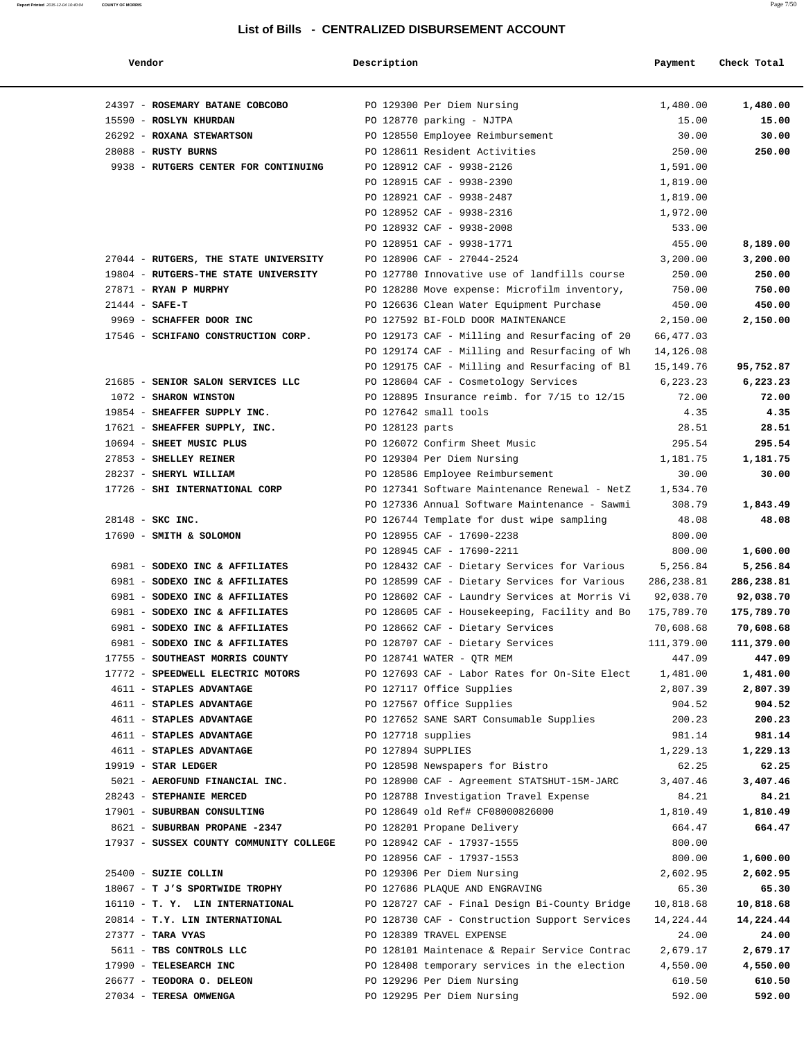## List of Bills - CENTRALIZED DISBURSEMENT ACCOUNT

| Vendor | Description | Payment | Check Total |
|---|---|---|---|
| 24397 - **ROSEMARY BATANE COBCOBO** | PO 129300 Per Diem Nursing | 1,480.00 | **1,480.00** |
| 15590 - **ROSLYN KHURDAN** | PO 128770 parking - NJTPA | 15.00 | **15.00** |
| 26292 - **ROXANA STEWARTSON** | PO 128550 Employee Reimbursement | 30.00 | **30.00** |
| 28088 - **RUSTY BURNS** | PO 128611 Resident Activities | 250.00 | **250.00** |
| 9938 - **RUTGERS CENTER FOR CONTINUING** | PO 128912 CAF - 9938-2126 | 1,591.00 | |
| | PO 128915 CAF - 9938-2390 | 1,819.00 | |
| | PO 128921 CAF - 9938-2487 | 1,819.00 | |
| | PO 128952 CAF - 9938-2316 | 1,972.00 | |
| | PO 128932 CAF - 9938-2008 | 533.00 | |
| | PO 128951 CAF - 9938-1771 | 455.00 | **8,189.00** |
| 27044 - **RUTGERS, THE STATE UNIVERSITY** | PO 128906 CAF - 27044-2524 | 3,200.00 | **3,200.00** |
| 19804 - **RUTGERS-THE STATE UNIVERSITY** | PO 127780 Innovative use of landfills course | 250.00 | **250.00** |
| 27871 - **RYAN P MURPHY** | PO 128280 Move expense: Microfilm inventory, | 750.00 | **750.00** |
| 21444 - **SAFE-T** | PO 126636 Clean Water Equipment Purchase | 450.00 | **450.00** |
| 9969 - **SCHAFFER DOOR INC** | PO 127592 BI-FOLD DOOR MAINTENANCE | 2,150.00 | **2,150.00** |
| 17546 - **SCHIFANO CONSTRUCTION CORP.** | PO 129173 CAF - Milling and Resurfacing of 20 | 66,477.03 | |
| | PO 129174 CAF - Milling and Resurfacing of Wh | 14,126.08 | |
| | PO 129175 CAF - Milling and Resurfacing of Bl | 15,149.76 | **95,752.87** |
| 21685 - **SENIOR SALON SERVICES LLC** | PO 128604 CAF - Cosmetology Services | 6,223.23 | **6,223.23** |
| 1072 - **SHARON WINSTON** | PO 128895 Insurance reimb. for 7/15 to 12/15 | 72.00 | **72.00** |
| 19854 - **SHEAFFER SUPPLY INC.** | PO 127642 small tools | 4.35 | **4.35** |
| 17621 - **SHEAFFER SUPPLY, INC.** | PO 128123 parts | 28.51 | **28.51** |
| 10694 - **SHEET MUSIC PLUS** | PO 126072 Confirm Sheet Music | 295.54 | **295.54** |
| 27853 - **SHELLEY REINER** | PO 129304 Per Diem Nursing | 1,181.75 | **1,181.75** |
| 28237 - **SHERYL WILLIAM** | PO 128586 Employee Reimbursement | 30.00 | **30.00** |
| 17726 - **SHI INTERNATIONAL CORP** | PO 127341 Software Maintenance Renewal - NetZ | 1,534.70 | |
| | PO 127336 Annual Software Maintenance - Sawmi | 308.79 | **1,843.49** |
| 28148 - **SKC INC.** | PO 126744 Template for dust wipe sampling | 48.08 | **48.08** |
| 17690 - **SMITH & SOLOMON** | PO 128955 CAF - 17690-2238 | 800.00 | |
| | PO 128945 CAF - 17690-2211 | 800.00 | **1,600.00** |
| 6981 - **SODEXO INC & AFFILIATES** | PO 128432 CAF - Dietary Services for Various | 5,256.84 | **5,256.84** |
| 6981 - **SODEXO INC & AFFILIATES** | PO 128599 CAF - Dietary Services for Various | 286,238.81 | **286,238.81** |
| 6981 - **SODEXO INC & AFFILIATES** | PO 128602 CAF - Laundry Services at Morris Vi | 92,038.70 | **92,038.70** |
| 6981 - **SODEXO INC & AFFILIATES** | PO 128605 CAF - Housekeeping, Facility and Bo | 175,789.70 | **175,789.70** |
| 6981 - **SODEXO INC & AFFILIATES** | PO 128662 CAF - Dietary Services | 70,608.68 | **70,608.68** |
| 6981 - **SODEXO INC & AFFILIATES** | PO 128707 CAF - Dietary Services | 111,379.00 | **111,379.00** |
| 17755 - **SOUTHEAST MORRIS COUNTY** | PO 128741 WATER - QTR MEM | 447.09 | **447.09** |
| 17772 - **SPEEDWELL ELECTRIC MOTORS** | PO 127693 CAF - Labor Rates for On-Site Elect | 1,481.00 | **1,481.00** |
| 4611 - **STAPLES ADVANTAGE** | PO 127117 Office Supplies | 2,807.39 | **2,807.39** |
| 4611 - **STAPLES ADVANTAGE** | PO 127567 Office Supplies | 904.52 | **904.52** |
| 4611 - **STAPLES ADVANTAGE** | PO 127652 SANE SART Consumable Supplies | 200.23 | **200.23** |
| 4611 - **STAPLES ADVANTAGE** | PO 127718 supplies | 981.14 | **981.14** |
| 4611 - **STAPLES ADVANTAGE** | PO 127894 SUPPLIES | 1,229.13 | **1,229.13** |
| 19919 - **STAR LEDGER** | PO 128598 Newspapers for Bistro | 62.25 | **62.25** |
| 5021 - **AEROFUND FINANCIAL INC.** | PO 128900 CAF - Agreement STATSHUT-15M-JARC | 3,407.46 | **3,407.46** |
| 28243 - **STEPHANIE MERCED** | PO 128788 Investigation Travel Expense | 84.21 | **84.21** |
| 17901 - **SUBURBAN CONSULTING** | PO 128649 old Ref# CF08000826000 | 1,810.49 | **1,810.49** |
| 8621 - **SUBURBAN PROPANE -2347** | PO 128201 Propane Delivery | 664.47 | **664.47** |
| 17937 - **SUSSEX COUNTY COMMUNITY COLLEGE** | PO 128942 CAF - 17937-1555 | 800.00 | |
| | PO 128956 CAF - 17937-1553 | 800.00 | **1,600.00** |
| 25400 - **SUZIE COLLIN** | PO 129306 Per Diem Nursing | 2,602.95 | **2,602.95** |
| 18067 - **T J'S SPORTWIDE TROPHY** | PO 127686 PLAQUE AND ENGRAVING | 65.30 | **65.30** |
| 16110 - **T. Y. LIN INTERNATIONAL** | PO 128727 CAF - Final Design Bi-County Bridge | 10,818.68 | **10,818.68** |
| 20814 - **T.Y. LIN INTERNATIONAL** | PO 128730 CAF - Construction Support Services | 14,224.44 | **14,224.44** |
| 27377 - **TARA VYAS** | PO 128389 TRAVEL EXPENSE | 24.00 | **24.00** |
| 5611 - **TBS CONTROLS LLC** | PO 128101 Maintenace & Repair Service Contrac | 2,679.17 | **2,679.17** |
| 17990 - **TELESEARCH INC** | PO 128408 temporary services in the election | 4,550.00 | **4,550.00** |
| 26677 - **TEODORA O. DELEON** | PO 129296 Per Diem Nursing | 610.50 | **610.50** |
| 27034 - **TERESA OMWENGA** | PO 129295 Per Diem Nursing | 592.00 | **592.00** |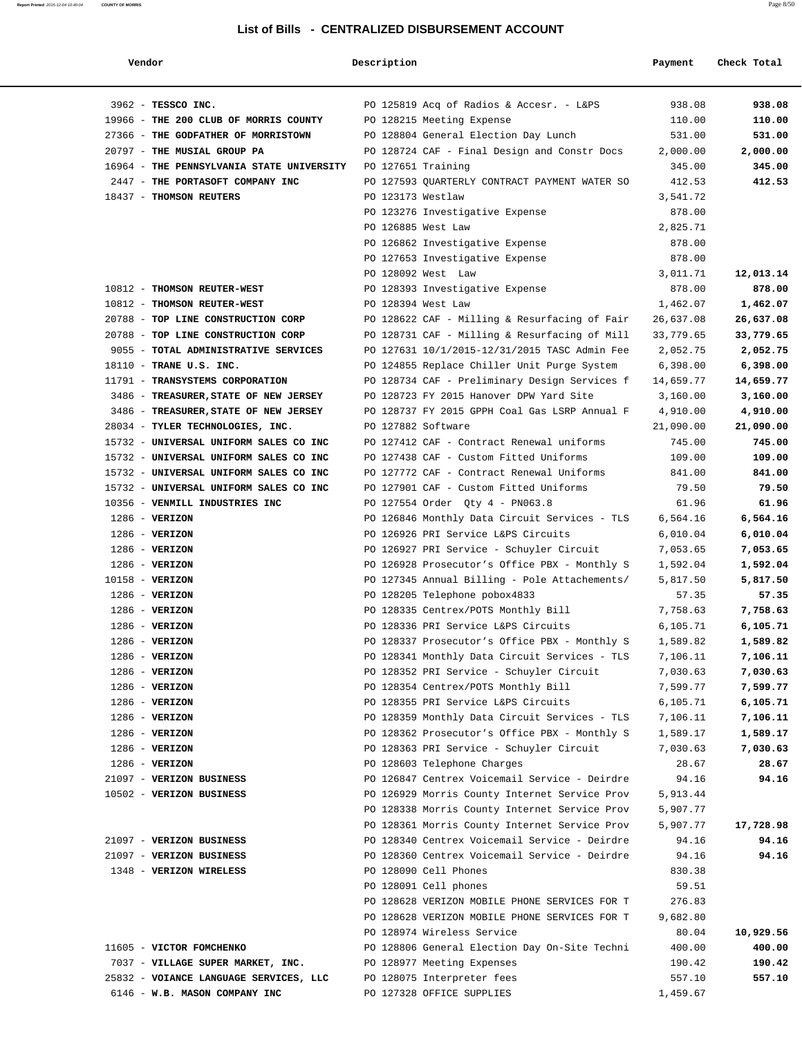## List of Bills - CENTRALIZED DISBURSEMENT ACCOUNT

| Vendor | Description | Payment | Check Total |
|---|---|---|---|
| 3962 - **TESSCO INC.** | PO 125819 Acq of Radios & Accesr. - L&PS | 938.08 | **938.08** |
| 19966 - **THE 200 CLUB OF MORRIS COUNTY** | PO 128215 Meeting Expense | 110.00 | **110.00** |
| 27366 - **THE GODFATHER OF MORRISTOWN** | PO 128804 General Election Day Lunch | 531.00 | **531.00** |
| 20797 - **THE MUSIAL GROUP PA** | PO 128724 CAF - Final Design and Constr Docs | 2,000.00 | **2,000.00** |
| 16964 - **THE PENNSYLVANIA STATE UNIVERSITY** | PO 127651 Training | 345.00 | **345.00** |
| 2447 - **THE PORTASOFT COMPANY INC** | PO 127593 QUARTERLY CONTRACT PAYMENT WATER SO | 412.53 | **412.53** |
| 18437 - **THOMSON REUTERS** | PO 123173 Westlaw | 3,541.72 | |
| | PO 123276 Investigative Expense | 878.00 | |
| | PO 126885 West Law | 2,825.71 | |
| | PO 126862 Investigative Expense | 878.00 | |
| | PO 127653 Investigative Expense | 878.00 | |
| | PO 128092 West Law | 3,011.71 | **12,013.14** |
| 10812 - **THOMSON REUTER-WEST** | PO 128393 Investigative Expense | 878.00 | **878.00** |
| 10812 - **THOMSON REUTER-WEST** | PO 128394 West Law | 1,462.07 | **1,462.07** |
| 20788 - **TOP LINE CONSTRUCTION CORP** | PO 128622 CAF - Milling & Resurfacing of Fair | 26,637.08 | **26,637.08** |
| 20788 - **TOP LINE CONSTRUCTION CORP** | PO 128731 CAF - Milling & Resurfacing of Mill | 33,779.65 | **33,779.65** |
| 9055 - **TOTAL ADMINISTRATIVE SERVICES** | PO 127631 10/1/2015-12/31/2015 TASC Admin Fee | 2,052.75 | **2,052.75** |
| 18110 - **TRANE U.S. INC.** | PO 124855 Replace Chiller Unit Purge System | 6,398.00 | **6,398.00** |
| 11791 - **TRANSYSTEMS CORPORATION** | PO 128734 CAF - Preliminary Design Services f | 14,659.77 | **14,659.77** |
| 3486 - **TREASURER,STATE OF NEW JERSEY** | PO 128723 FY 2015 Hanover DPW Yard Site | 3,160.00 | **3,160.00** |
| 3486 - **TREASURER,STATE OF NEW JERSEY** | PO 128737 FY 2015 GPPH Coal Gas LSRP Annual F | 4,910.00 | **4,910.00** |
| 28034 - **TYLER TECHNOLOGIES, INC.** | PO 127882 Software | 21,090.00 | **21,090.00** |
| 15732 - **UNIVERSAL UNIFORM SALES CO INC** | PO 127412 CAF - Contract Renewal uniforms | 745.00 | **745.00** |
| 15732 - **UNIVERSAL UNIFORM SALES CO INC** | PO 127438 CAF - Custom Fitted Uniforms | 109.00 | **109.00** |
| 15732 - **UNIVERSAL UNIFORM SALES CO INC** | PO 127772 CAF - Contract Renewal Uniforms | 841.00 | **841.00** |
| 15732 - **UNIVERSAL UNIFORM SALES CO INC** | PO 127901 CAF - Custom Fitted Uniforms | 79.50 | **79.50** |
| 10356 - **VENMILL INDUSTRIES INC** | PO 127554 Order Qty 4 - PN063.8 | 61.96 | **61.96** |
| 1286 - **VERIZON** | PO 126846 Monthly Data Circuit Services - TLS | 6,564.16 | **6,564.16** |
| 1286 - **VERIZON** | PO 126926 PRI Service L&PS Circuits | 6,010.04 | **6,010.04** |
| 1286 - **VERIZON** | PO 126927 PRI Service - Schuyler Circuit | 7,053.65 | **7,053.65** |
| 1286 - **VERIZON** | PO 126928 Prosecutor's Office PBX - Monthly S | 1,592.04 | **1,592.04** |
| 10158 - **VERIZON** | PO 127345 Annual Billing - Pole Attachements/ | 5,817.50 | **5,817.50** |
| 1286 - **VERIZON** | PO 128205 Telephone pobox4833 | 57.35 | **57.35** |
| 1286 - **VERIZON** | PO 128335 Centrex/POTS Monthly Bill | 7,758.63 | **7,758.63** |
| 1286 - **VERIZON** | PO 128336 PRI Service L&PS Circuits | 6,105.71 | **6,105.71** |
| 1286 - **VERIZON** | PO 128337 Prosecutor's Office PBX - Monthly S | 1,589.82 | **1,589.82** |
| 1286 - **VERIZON** | PO 128341 Monthly Data Circuit Services - TLS | 7,106.11 | **7,106.11** |
| 1286 - **VERIZON** | PO 128352 PRI Service - Schuyler Circuit | 7,030.63 | **7,030.63** |
| 1286 - **VERIZON** | PO 128354 Centrex/POTS Monthly Bill | 7,599.77 | **7,599.77** |
| 1286 - **VERIZON** | PO 128355 PRI Service L&PS Circuits | 6,105.71 | **6,105.71** |
| 1286 - **VERIZON** | PO 128359 Monthly Data Circuit Services - TLS | 7,106.11 | **7,106.11** |
| 1286 - **VERIZON** | PO 128362 Prosecutor's Office PBX - Monthly S | 1,589.17 | **1,589.17** |
| 1286 - **VERIZON** | PO 128363 PRI Service - Schuyler Circuit | 7,030.63 | **7,030.63** |
| 1286 - **VERIZON** | PO 128603 Telephone Charges | 28.67 | **28.67** |
| 21097 - **VERIZON BUSINESS** | PO 126847 Centrex Voicemail Service - Deirdre | 94.16 | **94.16** |
| 10502 - **VERIZON BUSINESS** | PO 126929 Morris County Internet Service Prov | 5,913.44 | |
| | PO 128338 Morris County Internet Service Prov | 5,907.77 | |
| | PO 128361 Morris County Internet Service Prov | 5,907.77 | **17,728.98** |
| 21097 - **VERIZON BUSINESS** | PO 128340 Centrex Voicemail Service - Deirdre | 94.16 | **94.16** |
| 21097 - **VERIZON BUSINESS** | PO 128360 Centrex Voicemail Service - Deirdre | 94.16 | **94.16** |
| 1348 - **VERIZON WIRELESS** | PO 128090 Cell Phones | 830.38 | |
| | PO 128091 Cell phones | 59.51 | |
| | PO 128628 VERIZON MOBILE PHONE SERVICES FOR T | 276.83 | |
| | PO 128628 VERIZON MOBILE PHONE SERVICES FOR T | 9,682.80 | |
| | PO 128974 Wireless Service | 80.04 | **10,929.56** |
| 11605 - **VICTOR FOMCHENKO** | PO 128806 General Election Day On-Site Techni | 400.00 | **400.00** |
| 7037 - **VILLAGE SUPER MARKET, INC.** | PO 128977 Meeting Expenses | 190.42 | **190.42** |
| 25832 - **VOIANCE LANGUAGE SERVICES, LLC** | PO 128075 Interpreter fees | 557.10 | **557.10** |
| 6146 - **W.B. MASON COMPANY INC** | PO 127328 OFFICE SUPPLIES | 1,459.67 | |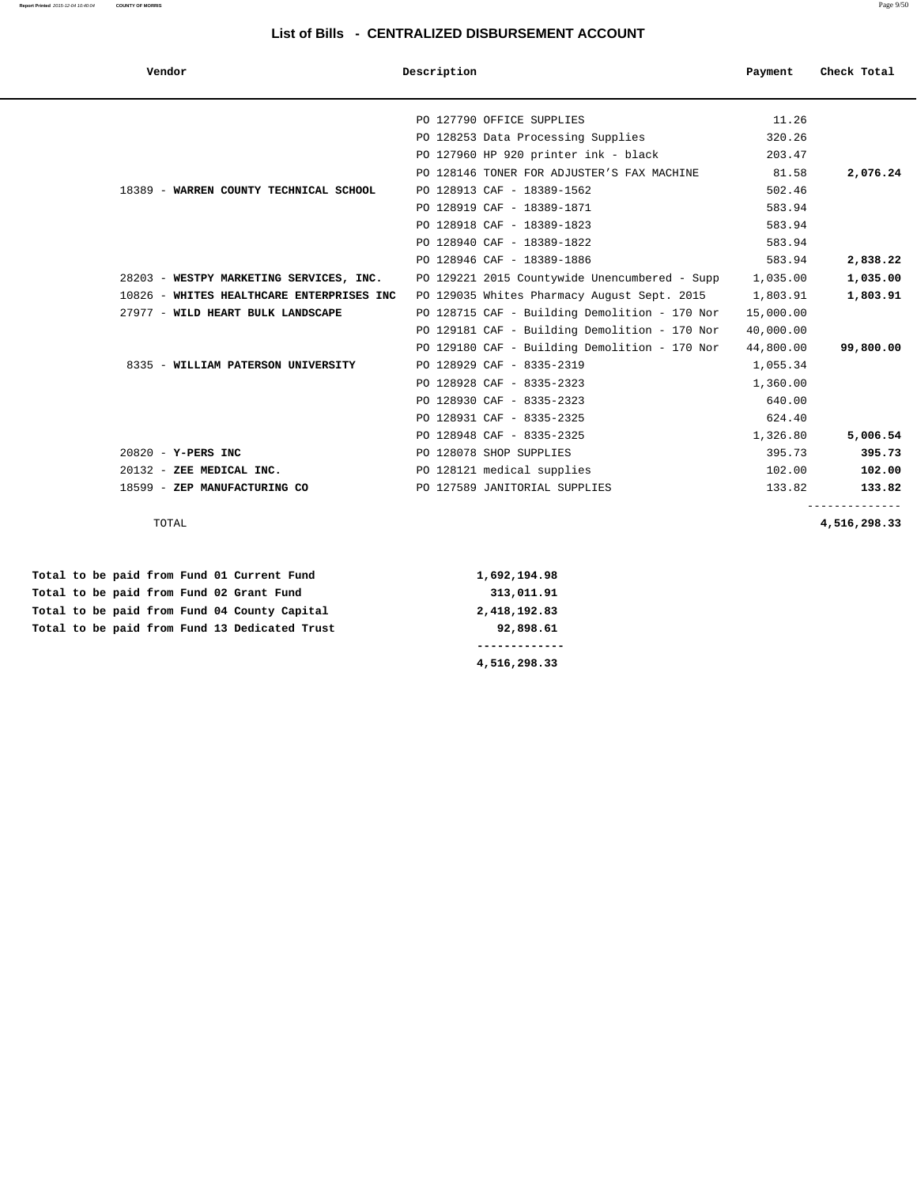# List of Bills - CENTRALIZED DISBURSEMENT ACCOUNT

| Vendor | Description | Payment | Check Total |
|---|---|---|---|
| | PO 127790 OFFICE SUPPLIES | 11.26 | |
| | PO 128253 Data Processing Supplies | 320.26 | |
| | PO 127960 HP 920 printer ink - black | 203.47 | |
| | PO 128146 TONER FOR ADJUSTER'S FAX MACHINE | 81.58 | **2,076.24** |
| 18389 - **WARREN COUNTY TECHNICAL SCHOOL** | PO 128913 CAF - 18389-1562 | 502.46 | |
| | PO 128919 CAF - 18389-1871 | 583.94 | |
| | PO 128918 CAF - 18389-1823 | 583.94 | |
| | PO 128940 CAF - 18389-1822 | 583.94 | |
| | PO 128946 CAF - 18389-1886 | 583.94 | **2,838.22** |
| 28203 - **WESTPY MARKETING SERVICES, INC.** | PO 129221 2015 Countywide Unencumbered - Supp | 1,035.00 | **1,035.00** |
| 10826 - **WHITES HEALTHCARE ENTERPRISES INC** | PO 129035 Whites Pharmacy August Sept. 2015 | 1,803.91 | **1,803.91** |
| 27977 - **WILD HEART BULK LANDSCAPE** | PO 128715 CAF - Building Demolition - 170 Nor | 15,000.00 | |
| | PO 129181 CAF - Building Demolition - 170 Nor | 40,000.00 | |
| | PO 129180 CAF - Building Demolition - 170 Nor | 44,800.00 | **99,800.00** |
| 8335 - **WILLIAM PATERSON UNIVERSITY** | PO 128929 CAF - 8335-2319 | 1,055.34 | |
| | PO 128928 CAF - 8335-2323 | 1,360.00 | |
| | PO 128930 CAF - 8335-2323 | 640.00 | |
| | PO 128931 CAF - 8335-2325 | 624.40 | |
| | PO 128948 CAF - 8335-2325 | 1,326.80 | **5,006.54** |
| 20820 - **Y-PERS INC** | PO 128078 SHOP SUPPLIES | 395.73 | **395.73** |
| 20132 - **ZEE MEDICAL INC.** | PO 128121 medical supplies | 102.00 | **102.00** |
| 18599 - **ZEP MANUFACTURING CO** | PO 127589 JANITORIAL SUPPLIES | 133.82 | **133.82** |
| TOTAL | | | **4,516,298.33** |

| | |
|---|---|
| **Total to be paid from Fund 01 Current Fund** | **1,692,194.98** |
| **Total to be paid from Fund 02 Grant Fund** | **313,011.91** |
| **Total to be paid from Fund 04 County Capital** | **2,418,192.83** |
| **Total to be paid from Fund 13 Dedicated Trust** | **92,898.61** |
| | **4,516,298.33** |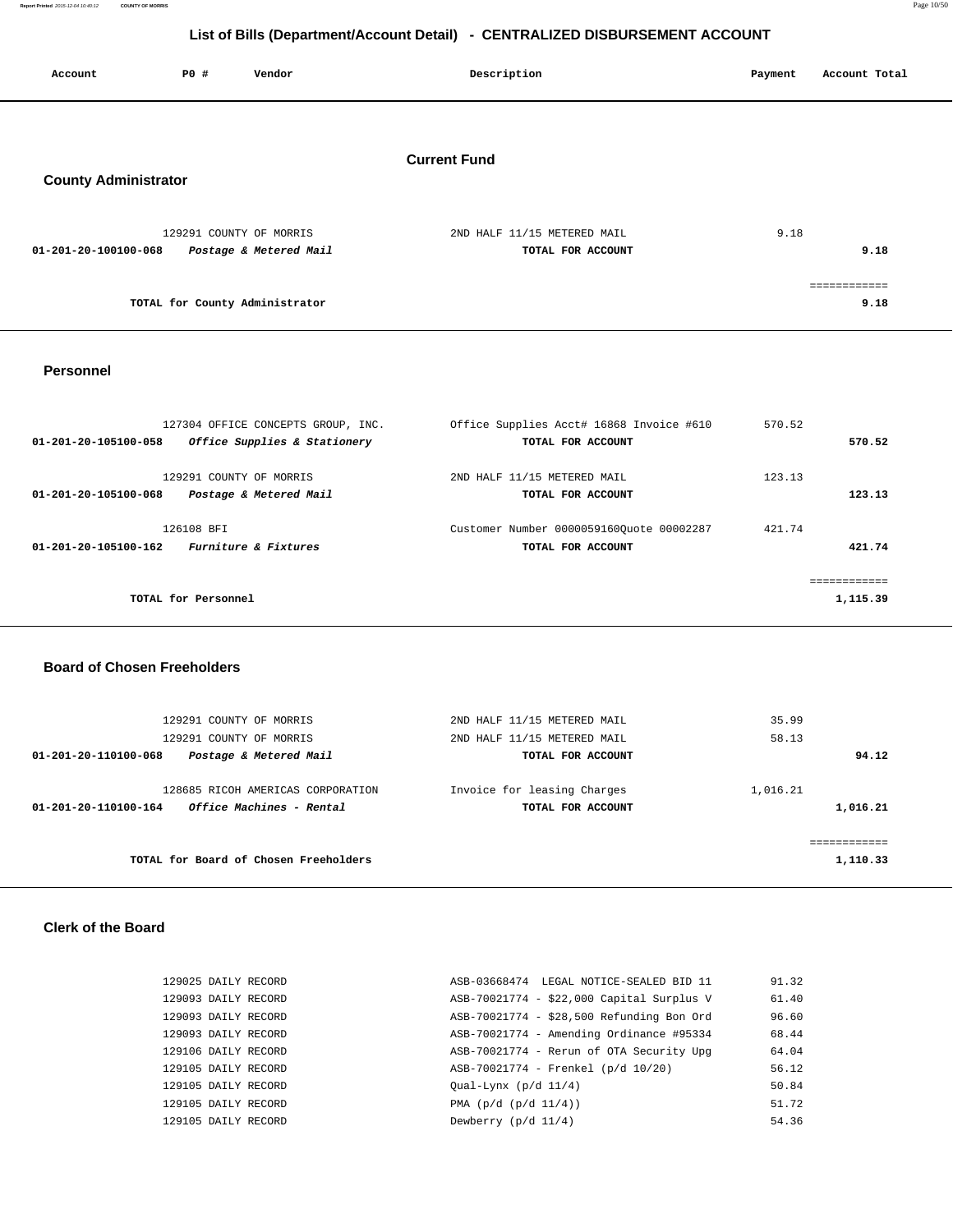# List of Bills (Department/Account Detail) - CENTRALIZED DISBURSEMENT ACCOUNT

## Current Fund

### County Administrator

| Account | PO # | Vendor | Description | Payment | Account Total |
|---|---|---|---|---|---|
| | 129291 | COUNTY OF MORRIS | 2ND HALF 11/15 METERED MAIL | 9.18 | |
| 01-201-20-100100-068 | | *Postage & Metered Mail* | TOTAL FOR ACCOUNT | | 9.18 |
| | | | | | ============ |
| | | TOTAL for County Administrator | | | 9.18 |

### Personnel

| Account | PO # | Vendor | Description | Payment | Account Total |
|---|---|---|---|---|---|
| | 127304 | OFFICE CONCEPTS GROUP, INC. | Office Supplies Acct# 16868 Invoice #610 | 570.52 | |
| 01-201-20-105100-058 | | *Office Supplies & Stationery* | TOTAL FOR ACCOUNT | | 570.52 |
| | 129291 | COUNTY OF MORRIS | 2ND HALF 11/15 METERED MAIL | 123.13 | |
| 01-201-20-105100-068 | | *Postage & Metered Mail* | TOTAL FOR ACCOUNT | | 123.13 |
| | 126108 | BFI | Customer Number 0000059160Quote 00002287 | 421.74 | |
| 01-201-20-105100-162 | | *Furniture & Fixtures* | TOTAL FOR ACCOUNT | | 421.74 |
| | | | | | ============ |
| | | TOTAL for Personnel | | | 1,115.39 |

### Board of Chosen Freeholders

| Account | PO # | Vendor | Description | Payment | Account Total |
|---|---|---|---|---|---|
| | 129291 | COUNTY OF MORRIS | 2ND HALF 11/15 METERED MAIL | 35.99 | |
| | 129291 | COUNTY OF MORRIS | 2ND HALF 11/15 METERED MAIL | 58.13 | |
| 01-201-20-110100-068 | | *Postage & Metered Mail* | TOTAL FOR ACCOUNT | | 94.12 |
| | 128685 | RICOH AMERICAS CORPORATION | Invoice for leasing Charges | 1,016.21 | |
| 01-201-20-110100-164 | | *Office Machines - Rental* | TOTAL FOR ACCOUNT | | 1,016.21 |
| | | | | | ============ |
| | | TOTAL for Board of Chosen Freeholders | | | 1,110.33 |

### Clerk of the Board

| Account | PO # | Vendor | Description | Payment | Account Total |
|---|---|---|---|---|---|
| | 129025 | DAILY RECORD | ASB-03668474 LEGAL NOTICE-SEALED BID 11 | 91.32 | |
| | 129093 | DAILY RECORD | ASB-70021774 - $22,000 Capital Surplus V | 61.40 | |
| | 129093 | DAILY RECORD | ASB-70021774 - $28,500 Refunding Bon Ord | 96.60 | |
| | 129093 | DAILY RECORD | ASB-70021774 - Amending Ordinance #95334 | 68.44 | |
| | 129106 | DAILY RECORD | ASB-70021774 - Rerun of OTA Security Upg | 64.04 | |
| | 129105 | DAILY RECORD | ASB-70021774 - Frenkel (p/d 10/20) | 56.12 | |
| | 129105 | DAILY RECORD | Qual-Lynx (p/d 11/4) | 50.84 | |
| | 129105 | DAILY RECORD | PMA (p/d (p/d 11/4)) | 51.72 | |
| | 129105 | DAILY RECORD | Dewberry (p/d 11/4) | 54.36 | |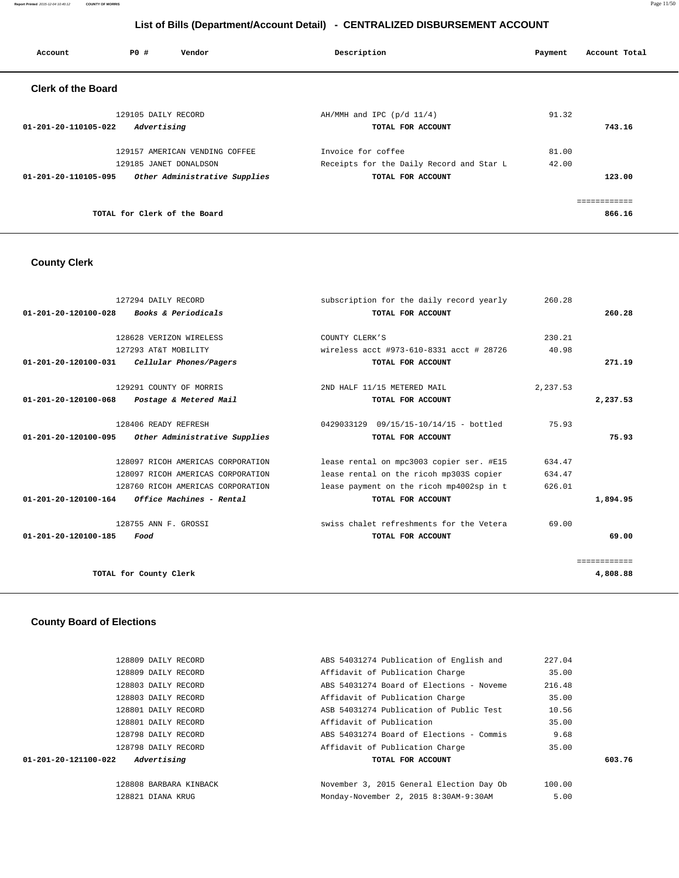# List of Bills (Department/Account Detail) - CENTRALIZED DISBURSEMENT ACCOUNT

| Account | PO # | Vendor | Description | Payment | Account Total |
|---|---|---|---|---|---|

## Clerk of the Board

| Account | PO # | Vendor | Description | Payment | Account Total |
|---|---|---|---|---|---|
| | 129105 | DAILY RECORD | AH/MMH and IPC (p/d 11/4) | 91.32 | |
| 01-201-20-110105-022 | | *Advertising* | TOTAL FOR ACCOUNT | | 743.16 |
| | 129157 | AMERICAN VENDING COFFEE | Invoice for coffee | 81.00 | |
| | 129185 | JANET DONALDSON | Receipts for the Daily Record and Star L | 42.00 | |
| 01-201-20-110105-095 | | *Other Administrative Supplies* | TOTAL FOR ACCOUNT | | 123.00 |
| | | | | | ============ |
| | | TOTAL for Clerk of the Board | | | 866.16 |

## County Clerk

| Account | PO # | Vendor | Description | Payment | Account Total |
|---|---|---|---|---|---|
| | 127294 | DAILY RECORD | subscription for the daily record yearly | 260.28 | |
| 01-201-20-120100-028 | | *Books & Periodicals* | TOTAL FOR ACCOUNT | | 260.28 |
| | 128628 | VERIZON WIRELESS | COUNTY CLERK'S | 230.21 | |
| | 127293 | AT&T MOBILITY | wireless acct #973-610-8331 acct # 28726 | 40.98 | |
| 01-201-20-120100-031 | | *Cellular Phones/Pagers* | TOTAL FOR ACCOUNT | | 271.19 |
| | 129291 | COUNTY OF MORRIS | 2ND HALF 11/15 METERED MAIL | 2,237.53 | |
| 01-201-20-120100-068 | | *Postage & Metered Mail* | TOTAL FOR ACCOUNT | | 2,237.53 |
| | 128406 | READY REFRESH | 0429033129 09/15/15-10/14/15 - bottled | 75.93 | |
| 01-201-20-120100-095 | | *Other Administrative Supplies* | TOTAL FOR ACCOUNT | | 75.93 |
| | 128097 | RICOH AMERICAS CORPORATION | lease rental on mpc3003 copier ser. #E15 | 634.47 | |
| | 128097 | RICOH AMERICAS CORPORATION | lease rental on the ricoh mp303S copier | 634.47 | |
| | 128760 | RICOH AMERICAS CORPORATION | lease payment on the ricoh mp4002sp in t | 626.01 | |
| 01-201-20-120100-164 | | *Office Machines - Rental* | TOTAL FOR ACCOUNT | | 1,894.95 |
| | 128755 | ANN F. GROSSI | swiss chalet refreshments for the Vetera | 69.00 | |
| 01-201-20-120100-185 | | *Food* | TOTAL FOR ACCOUNT | | 69.00 |
| | | | | | ============ |
| | | TOTAL for County Clerk | | | 4,808.88 |

## County Board of Elections

| Account | PO # | Vendor | Description | Payment | Account Total |
|---|---|---|---|---|---|
| | 128809 | DAILY RECORD | ABS 54031274 Publication of English and | 227.04 | |
| | 128809 | DAILY RECORD | Affidavit of Publication Charge | 35.00 | |
| | 128803 | DAILY RECORD | ABS 54031274 Board of Elections - Noveme | 216.48 | |
| | 128803 | DAILY RECORD | Affidavit of Publication Charge | 35.00 | |
| | 128801 | DAILY RECORD | ASB 54031274 Publication of Public Test | 10.56 | |
| | 128801 | DAILY RECORD | Affidavit of Publication | 35.00 | |
| | 128798 | DAILY RECORD | ABS 54031274 Board of Elections - Commis | 9.68 | |
| | 128798 | DAILY RECORD | Affidavit of Publication Charge | 35.00 | |
| 01-201-20-121100-022 | | *Advertising* | TOTAL FOR ACCOUNT | | 603.76 |
| | 128808 | BARBARA KINBACK | November 3, 2015 General Election Day Ob | 100.00 | |
| | 128821 | DIANA KRUG | Monday-November 2, 2015 8:30AM-9:30AM | 5.00 | |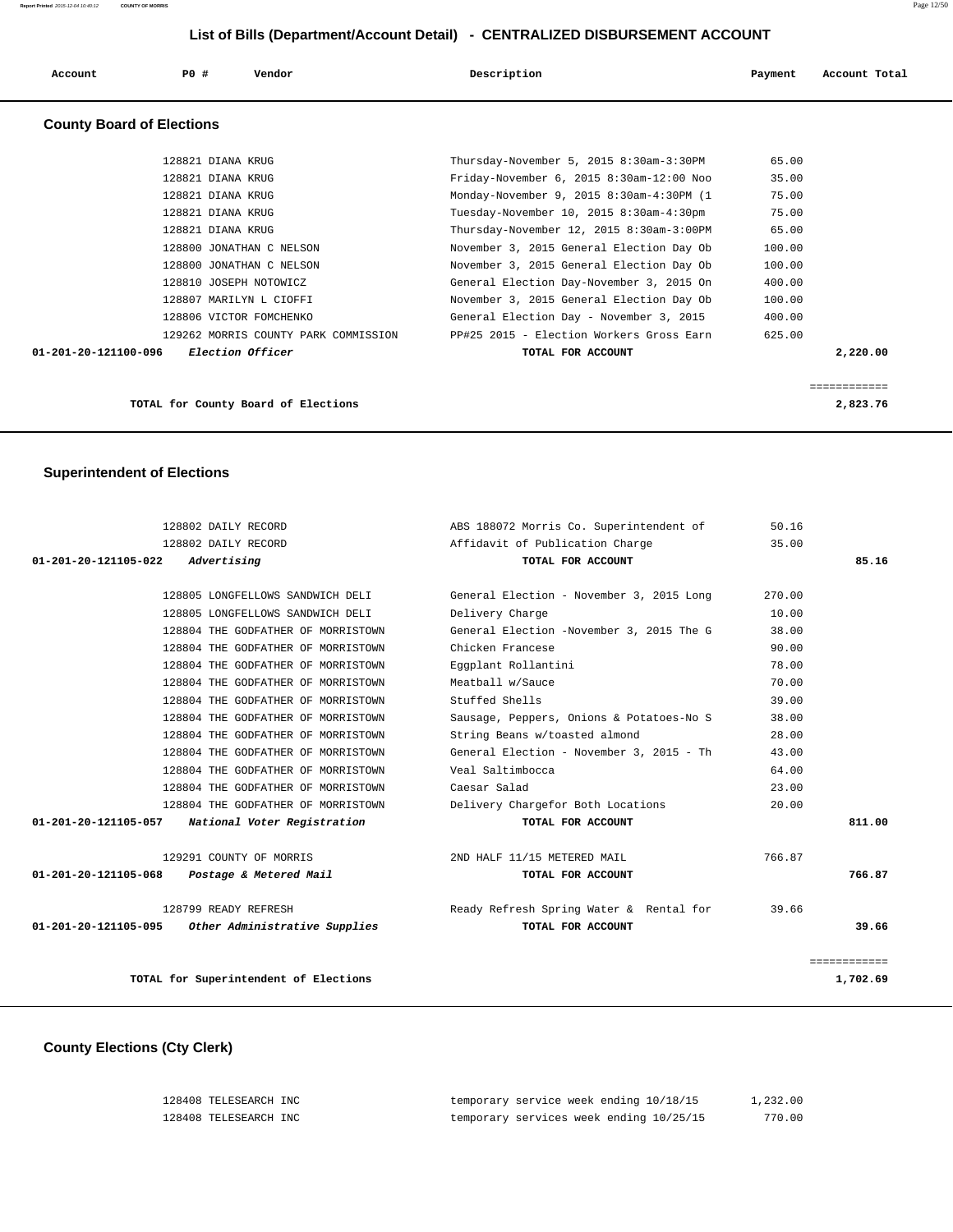# List of Bills (Department/Account Detail) - CENTRALIZED DISBURSEMENT ACCOUNT

| Account | PO # | Vendor | Description | Payment | Account Total |
|---|---|---|---|---|---|

## County Board of Elections

| Account | PO # | Vendor | Description | Payment | Account Total |
|---|---|---|---|---|---|
| | 128821 | DIANA KRUG | Thursday-November 5, 2015 8:30am-3:30PM | 65.00 | |
| | 128821 | DIANA KRUG | Friday-November 6, 2015 8:30am-12:00 Noo | 35.00 | |
| | 128821 | DIANA KRUG | Monday-November 9, 2015 8:30am-4:30PM (1 | 75.00 | |
| | 128821 | DIANA KRUG | Tuesday-November 10, 2015 8:30am-4:30pm | 75.00 | |
| | 128821 | DIANA KRUG | Thursday-November 12, 2015 8:30am-3:00PM | 65.00 | |
| | 128800 | JONATHAN C NELSON | November 3, 2015 General Election Day Ob | 100.00 | |
| | 128800 | JONATHAN C NELSON | November 3, 2015 General Election Day Ob | 100.00 | |
| | 128810 | JOSEPH NOTOWICZ | General Election Day-November 3, 2015 On | 400.00 | |
| | 128807 | MARILYN L CIOFFI | November 3, 2015 General Election Day Ob | 100.00 | |
| | 128806 | VICTOR FOMCHENKO | General Election Day - November 3, 2015 | 400.00 | |
| | 129262 | MORRIS COUNTY PARK COMMISSION | PP#25 2015 - Election Workers Gross Earn | 625.00 | |
| **01-201-20-121100-096** | | *Election Officer* | **TOTAL FOR ACCOUNT** | | **2,220.00** |

**TOTAL for County Board of Elections** ============ **2,823.76**

## Superintendent of Elections

| Account | PO # | Vendor | Description | Payment | Account Total |
|---|---|---|---|---|---|
| | 128802 | DAILY RECORD | ABS 188072 Morris Co. Superintendent of | 50.16 | |
| | 128802 | DAILY RECORD | Affidavit of Publication Charge | 35.00 | |
| **01-201-20-121105-022** | | *Advertising* | **TOTAL FOR ACCOUNT** | | **85.16** |
| | 128805 | LONGFELLOWS SANDWICH DELI | General Election - November 3, 2015 Long | 270.00 | |
| | 128805 | LONGFELLOWS SANDWICH DELI | Delivery Charge | 10.00 | |
| | 128804 | THE GODFATHER OF MORRISTOWN | General Election -November 3, 2015 The G | 38.00 | |
| | 128804 | THE GODFATHER OF MORRISTOWN | Chicken Francese | 90.00 | |
| | 128804 | THE GODFATHER OF MORRISTOWN | Eggplant Rollantini | 78.00 | |
| | 128804 | THE GODFATHER OF MORRISTOWN | Meatball w/Sauce | 70.00 | |
| | 128804 | THE GODFATHER OF MORRISTOWN | Stuffed Shells | 39.00 | |
| | 128804 | THE GODFATHER OF MORRISTOWN | Sausage, Peppers, Onions & Potatoes-No S | 38.00 | |
| | 128804 | THE GODFATHER OF MORRISTOWN | String Beans w/toasted almond | 28.00 | |
| | 128804 | THE GODFATHER OF MORRISTOWN | General Election - November 3, 2015 - Th | 43.00 | |
| | 128804 | THE GODFATHER OF MORRISTOWN | Veal Saltimbocca | 64.00 | |
| | 128804 | THE GODFATHER OF MORRISTOWN | Caesar Salad | 23.00 | |
| | 128804 | THE GODFATHER OF MORRISTOWN | Delivery Chargefor Both Locations | 20.00 | |
| **01-201-20-121105-057** | | *National Voter Registration* | **TOTAL FOR ACCOUNT** | | **811.00** |
| | 129291 | COUNTY OF MORRIS | 2ND HALF 11/15 METERED MAIL | 766.87 | |
| **01-201-20-121105-068** | | *Postage & Metered Mail* | **TOTAL FOR ACCOUNT** | | **766.87** |
| | 128799 | READY REFRESH | Ready Refresh Spring Water & Rental for | 39.66 | |
| **01-201-20-121105-095** | | *Other Administrative Supplies* | **TOTAL FOR ACCOUNT** | | **39.66** |

**TOTAL for Superintendent of Elections** ============ **1,702.69**

## County Elections (Cty Clerk)

| Account | PO # | Vendor | Description | Payment | Account Total |
|---|---|---|---|---|---|
| | 128408 | TELESEARCH INC | temporary service week ending 10/18/15 | 1,232.00 | |
| | 128408 | TELESEARCH INC | temporary services week ending 10/25/15 | 770.00 | |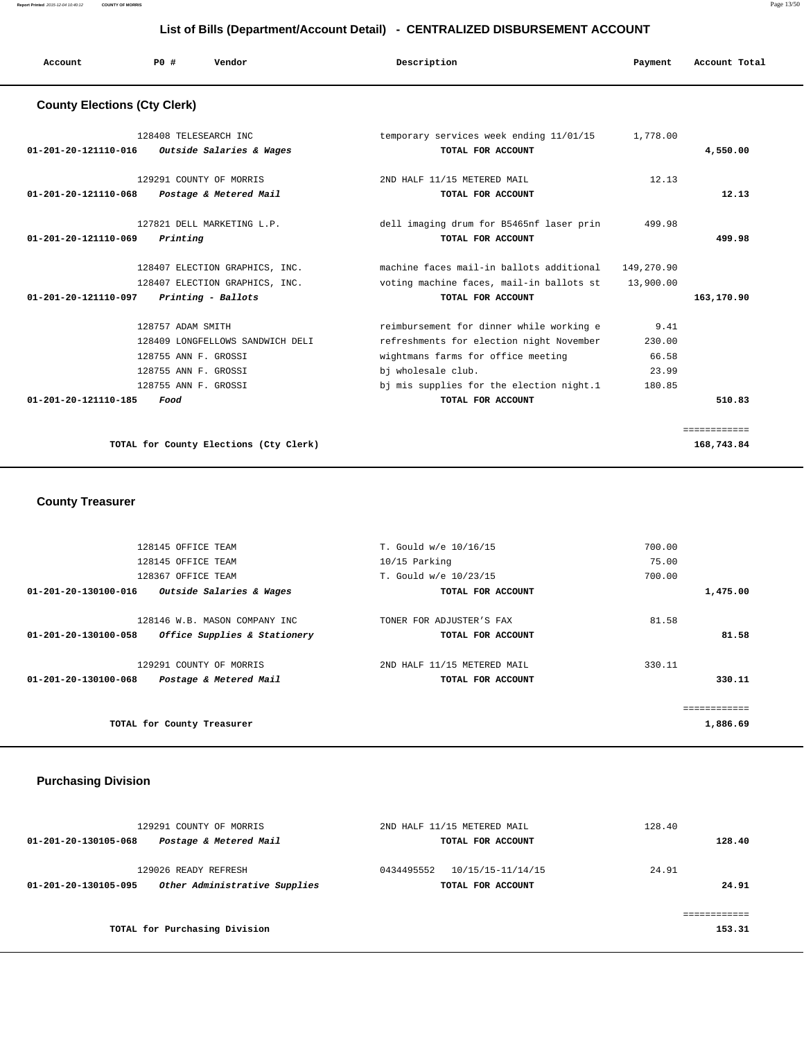# List of Bills (Department/Account Detail) - CENTRALIZED DISBURSEMENT ACCOUNT

| Account | PO # | Vendor | Description | Payment | Account Total |
|---|---|---|---|---|---|

## County Elections (Cty Clerk)

| Account | PO # | Vendor | Description | Payment | Account Total |
|---|---|---|---|---|---|
| | 128408 | TELESEARCH INC | temporary services week ending 11/01/15 | 1,778.00 | |
| 01-201-20-121110-016 | | *Outside Salaries & Wages* | TOTAL FOR ACCOUNT | | 4,550.00 |
| | 129291 | COUNTY OF MORRIS | 2ND HALF 11/15 METERED MAIL | 12.13 | |
| 01-201-20-121110-068 | | *Postage & Metered Mail* | TOTAL FOR ACCOUNT | | 12.13 |
| | 127821 | DELL MARKETING L.P. | dell imaging drum for B5465nf laser prin | 499.98 | |
| 01-201-20-121110-069 | | *Printing* | TOTAL FOR ACCOUNT | | 499.98 |
| | 128407 | ELECTION GRAPHICS, INC. | machine faces mail-in ballots additional | 149,270.90 | |
| | 128407 | ELECTION GRAPHICS, INC. | voting machine faces, mail-in ballots st | 13,900.00 | |
| 01-201-20-121110-097 | | *Printing - Ballots* | TOTAL FOR ACCOUNT | | 163,170.90 |
| | 128757 | ADAM SMITH | reimbursement for dinner while working e | 9.41 | |
| | 128409 | LONGFELLOWS SANDWICH DELI | refreshments for election night November | 230.00 | |
| | 128755 | ANN F. GROSSI | wightmans farms for office meeting | 66.58 | |
| | 128755 | ANN F. GROSSI | bj wholesale club. | 23.99 | |
| | 128755 | ANN F. GROSSI | bj mis supplies for the election night.1 | 180.85 | |
| 01-201-20-121110-185 | | *Food* | TOTAL FOR ACCOUNT | | 510.83 |

**TOTAL for County Elections (Cty Clerk)** — **168,743.84**

## County Treasurer

| Account | PO # | Vendor | Description | Payment | Account Total |
|---|---|---|---|---|---|
| | 128145 | OFFICE TEAM | T. Gould w/e 10/16/15 | 700.00 | |
| | 128145 | OFFICE TEAM | 10/15 Parking | 75.00 | |
| | 128367 | OFFICE TEAM | T. Gould w/e 10/23/15 | 700.00 | |
| 01-201-20-130100-016 | | *Outside Salaries & Wages* | TOTAL FOR ACCOUNT | | 1,475.00 |
| | 128146 | W.B. MASON COMPANY INC | TONER FOR ADJUSTER'S FAX | 81.58 | |
| 01-201-20-130100-058 | | *Office Supplies & Stationery* | TOTAL FOR ACCOUNT | | 81.58 |
| | 129291 | COUNTY OF MORRIS | 2ND HALF 11/15 METERED MAIL | 330.11 | |
| 01-201-20-130100-068 | | *Postage & Metered Mail* | TOTAL FOR ACCOUNT | | 330.11 |

**TOTAL for County Treasurer** — **1,886.69**

## Purchasing Division

| Account | PO # | Vendor | Description | Payment | Account Total |
|---|---|---|---|---|---|
| | 129291 | COUNTY OF MORRIS | 2ND HALF 11/15 METERED MAIL | 128.40 | |
| 01-201-20-130105-068 | | *Postage & Metered Mail* | TOTAL FOR ACCOUNT | | 128.40 |
| | 129026 | READY REFRESH | 0434495552 10/15/15-11/14/15 | 24.91 | |
| 01-201-20-130105-095 | | *Other Administrative Supplies* | TOTAL FOR ACCOUNT | | 24.91 |

**TOTAL for Purchasing Division** — **153.31**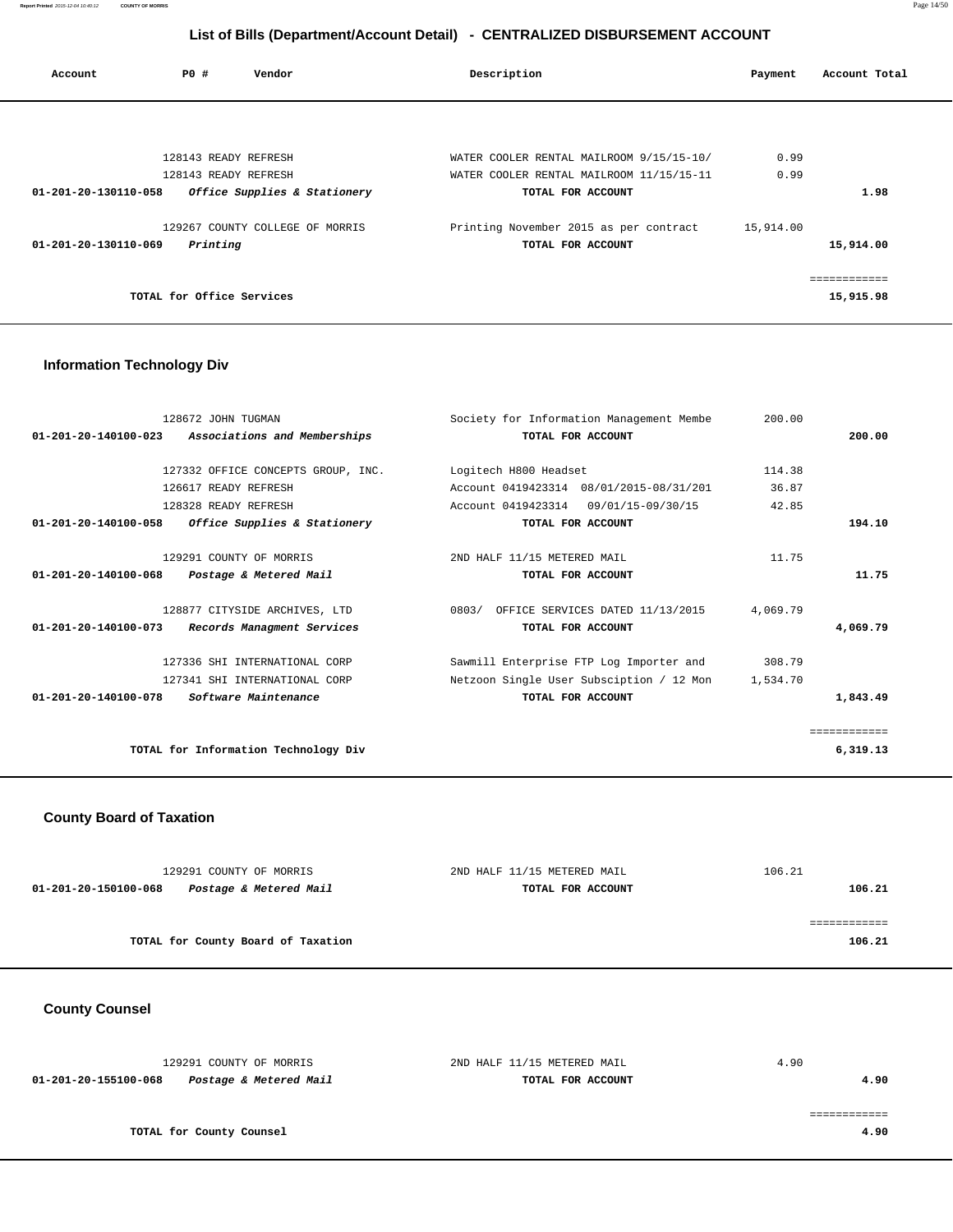# List of Bills (Department/Account Detail) - CENTRALIZED DISBURSEMENT ACCOUNT

| Account | PO # | Vendor | Description | Payment | Account Total |
|---|---|---|---|---|---|
| | 128143 | READY REFRESH | WATER COOLER RENTAL MAILROOM 9/15/15-10/ | 0.99 | |
| | 128143 | READY REFRESH | WATER COOLER RENTAL MAILROOM 11/15/15-11 | 0.99 | |
| 01-201-20-130110-058 | | *Office Supplies & Stationery* | TOTAL FOR ACCOUNT | | 1.98 |
| | 129267 | COUNTY COLLEGE OF MORRIS | Printing November 2015 as per contract | 15,914.00 | |
| 01-201-20-130110-069 | | *Printing* | TOTAL FOR ACCOUNT | | 15,914.00 |
| | | | | | ============ |
| | | TOTAL for Office Services | | | 15,915.98 |

## Information Technology Div

| Account | PO # | Vendor | Description | Payment | Account Total |
|---|---|---|---|---|---|
| | 128672 | JOHN TUGMAN | Society for Information Management Membe | 200.00 | |
| 01-201-20-140100-023 | | *Associations and Memberships* | TOTAL FOR ACCOUNT | | 200.00 |
| | 127332 | OFFICE CONCEPTS GROUP, INC. | Logitech H800 Headset | 114.38 | |
| | 126617 | READY REFRESH | Account 0419423314 08/01/2015-08/31/201 | 36.87 | |
| | 128328 | READY REFRESH | Account 0419423314 09/01/15-09/30/15 | 42.85 | |
| 01-201-20-140100-058 | | *Office Supplies & Stationery* | TOTAL FOR ACCOUNT | | 194.10 |
| | 129291 | COUNTY OF MORRIS | 2ND HALF 11/15 METERED MAIL | 11.75 | |
| 01-201-20-140100-068 | | *Postage & Metered Mail* | TOTAL FOR ACCOUNT | | 11.75 |
| | 128877 | CITYSIDE ARCHIVES, LTD | 0803/ OFFICE SERVICES DATED 11/13/2015 | 4,069.79 | |
| 01-201-20-140100-073 | | *Records Managment Services* | TOTAL FOR ACCOUNT | | 4,069.79 |
| | 127336 | SHI INTERNATIONAL CORP | Sawmill Enterprise FTP Log Importer and | 308.79 | |
| | 127341 | SHI INTERNATIONAL CORP | Netzoon Single User Subsciption / 12 Mon | 1,534.70 | |
| 01-201-20-140100-078 | | *Software Maintenance* | TOTAL FOR ACCOUNT | | 1,843.49 |
| | | | | | ============ |
| | | TOTAL for Information Technology Div | | | 6,319.13 |

## County Board of Taxation

| Account | PO # | Vendor | Description | Payment | Account Total |
|---|---|---|---|---|---|
| | 129291 | COUNTY OF MORRIS | 2ND HALF 11/15 METERED MAIL | 106.21 | |
| 01-201-20-150100-068 | | *Postage & Metered Mail* | TOTAL FOR ACCOUNT | | 106.21 |
| | | | | | ============ |
| | | TOTAL for County Board of Taxation | | | 106.21 |

## County Counsel

| Account | PO # | Vendor | Description | Payment | Account Total |
|---|---|---|---|---|---|
| | 129291 | COUNTY OF MORRIS | 2ND HALF 11/15 METERED MAIL | 4.90 | |
| 01-201-20-155100-068 | | *Postage & Metered Mail* | TOTAL FOR ACCOUNT | | 4.90 |
| | | | | | ============ |
| | | TOTAL for County Counsel | | | 4.90 |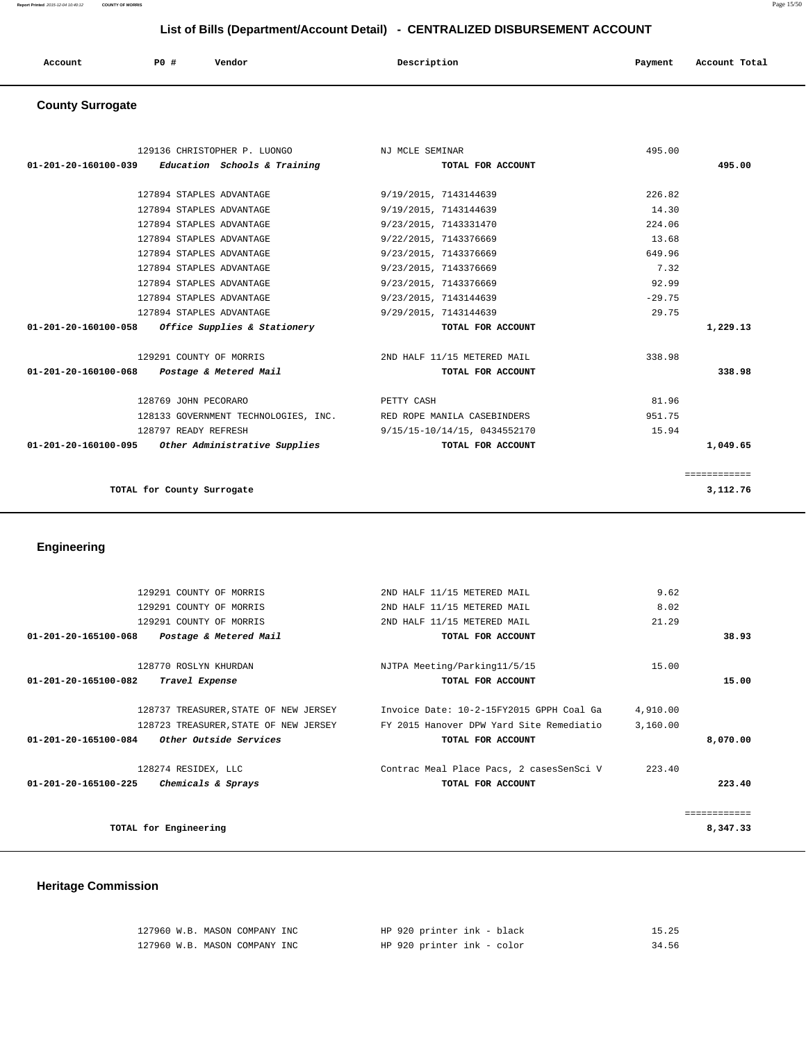## List of Bills (Department/Account Detail) - CENTRALIZED DISBURSEMENT ACCOUNT

| Account | PO # | Vendor | Description | Payment | Account Total |
|---|---|---|---|---|---|

### County Surrogate

| Account | PO # | Vendor | Description | Payment | Account Total |
|---|---|---|---|---|---|
| | 129136 | CHRISTOPHER P. LUONGO | NJ MCLE SEMINAR | 495.00 | |
| 01-201-20-160100-039 | | *Education Schools & Training* | TOTAL FOR ACCOUNT | | 495.00 |
| | 127894 | STAPLES ADVANTAGE | 9/19/2015, 7143144639 | 226.82 | |
| | 127894 | STAPLES ADVANTAGE | 9/19/2015, 7143144639 | 14.30 | |
| | 127894 | STAPLES ADVANTAGE | 9/23/2015, 7143331470 | 224.06 | |
| | 127894 | STAPLES ADVANTAGE | 9/22/2015, 7143376669 | 13.68 | |
| | 127894 | STAPLES ADVANTAGE | 9/23/2015, 7143376669 | 649.96 | |
| | 127894 | STAPLES ADVANTAGE | 9/23/2015, 7143376669 | 7.32 | |
| | 127894 | STAPLES ADVANTAGE | 9/23/2015, 7143376669 | 92.99 | |
| | 127894 | STAPLES ADVANTAGE | 9/23/2015, 7143144639 | -29.75 | |
| | 127894 | STAPLES ADVANTAGE | 9/29/2015, 7143144639 | 29.75 | |
| 01-201-20-160100-058 | | *Office Supplies & Stationery* | TOTAL FOR ACCOUNT | | 1,229.13 |
| | 129291 | COUNTY OF MORRIS | 2ND HALF 11/15 METERED MAIL | 338.98 | |
| 01-201-20-160100-068 | | *Postage & Metered Mail* | TOTAL FOR ACCOUNT | | 338.98 |
| | 128769 | JOHN PECORARO | PETTY CASH | 81.96 | |
| | 128133 | GOVERNMENT TECHNOLOGIES, INC. | RED ROPE MANILA CASEBINDERS | 951.75 | |
| | 128797 | READY REFRESH | 9/15/15-10/14/15, 0434552170 | 15.94 | |
| 01-201-20-160100-095 | | *Other Administrative Supplies* | TOTAL FOR ACCOUNT | | 1,049.65 |
| | | | | | ============ |
| | | TOTAL for County Surrogate | | | 3,112.76 |

### Engineering

| Account | PO # | Vendor | Description | Payment | Account Total |
|---|---|---|---|---|---|
| | 129291 | COUNTY OF MORRIS | 2ND HALF 11/15 METERED MAIL | 9.62 | |
| | 129291 | COUNTY OF MORRIS | 2ND HALF 11/15 METERED MAIL | 8.02 | |
| | 129291 | COUNTY OF MORRIS | 2ND HALF 11/15 METERED MAIL | 21.29 | |
| 01-201-20-165100-068 | | *Postage & Metered Mail* | TOTAL FOR ACCOUNT | | 38.93 |
| | 128770 | ROSLYN KHURDAN | NJTPA Meeting/Parking11/5/15 | 15.00 | |
| 01-201-20-165100-082 | | *Travel Expense* | TOTAL FOR ACCOUNT | | 15.00 |
| | 128737 | TREASURER,STATE OF NEW JERSEY | Invoice Date: 10-2-15FY2015 GPPH Coal Ga | 4,910.00 | |
| | 128723 | TREASURER,STATE OF NEW JERSEY | FY 2015 Hanover DPW Yard Site Remediatio | 3,160.00 | |
| 01-201-20-165100-084 | | *Other Outside Services* | TOTAL FOR ACCOUNT | | 8,070.00 |
| | 128274 | RESIDEX, LLC | Contrac Meal Place Pacs, 2 casesSenSci V | 223.40 | |
| 01-201-20-165100-225 | | *Chemicals & Sprays* | TOTAL FOR ACCOUNT | | 223.40 |
| | | | | | ============ |
| | | TOTAL for Engineering | | | 8,347.33 |

### Heritage Commission

| Account | PO # | Vendor | Description | Payment | Account Total |
|---|---|---|---|---|---|
| | 127960 | W.B. MASON COMPANY INC | HP 920 printer ink - black | 15.25 | |
| | 127960 | W.B. MASON COMPANY INC | HP 920 printer ink - color | 34.56 | |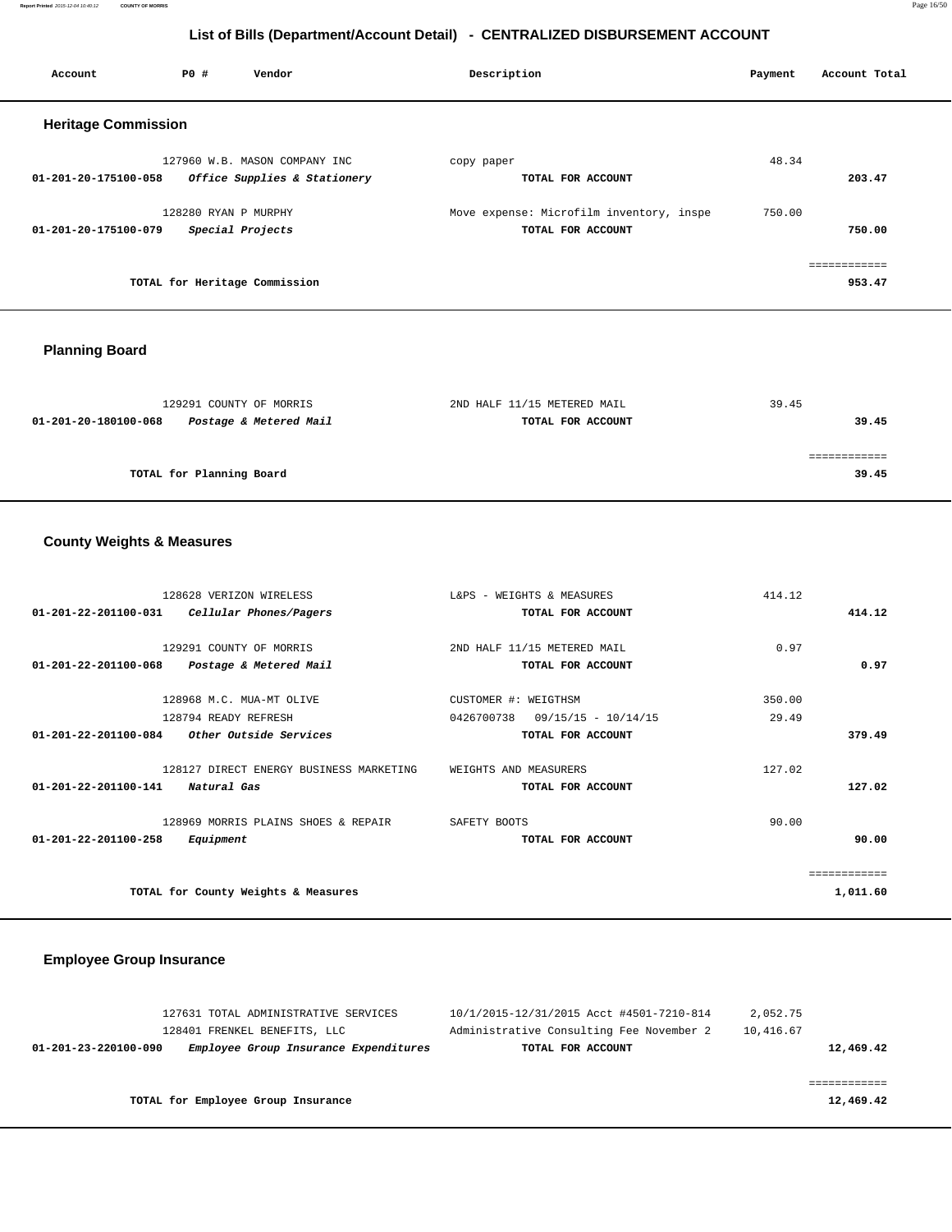## List of Bills (Department/Account Detail) - CENTRALIZED DISBURSEMENT ACCOUNT

| Account | PO # | Vendor | Description | Payment | Account Total |
|---|---|---|---|---|---|

### Heritage Commission

| Account | PO # | Vendor | Description | Payment | Account Total |
|---|---|---|---|---|---|
| | 127960 | W.B. MASON COMPANY INC | copy paper | 48.34 | |
| **01-201-20-175100-058** | | ***Office Supplies & Stationery*** | **TOTAL FOR ACCOUNT** | | **203.47** |
| | 128280 | RYAN P MURPHY | Move expense: Microfilm inventory, inspe | 750.00 | |
| **01-201-20-175100-079** | | ***Special Projects*** | **TOTAL FOR ACCOUNT** | | **750.00** |
| | | | | | ============ |
| | | **TOTAL for Heritage Commission** | | | **953.47** |

### Planning Board

| Account | PO # | Vendor | Description | Payment | Account Total |
|---|---|---|---|---|---|
| | 129291 | COUNTY OF MORRIS | 2ND HALF 11/15 METERED MAIL | 39.45 | |
| **01-201-20-180100-068** | | ***Postage & Metered Mail*** | **TOTAL FOR ACCOUNT** | | **39.45** |
| | | | | | ============ |
| | | **TOTAL for Planning Board** | | | **39.45** |

### County Weights & Measures

| Account | PO # | Vendor | Description | Payment | Account Total |
|---|---|---|---|---|---|
| | 128628 | VERIZON WIRELESS | L&PS - WEIGHTS & MEASURES | 414.12 | |
| **01-201-22-201100-031** | | ***Cellular Phones/Pagers*** | **TOTAL FOR ACCOUNT** | | **414.12** |
| | 129291 | COUNTY OF MORRIS | 2ND HALF 11/15 METERED MAIL | 0.97 | |
| **01-201-22-201100-068** | | ***Postage & Metered Mail*** | **TOTAL FOR ACCOUNT** | | **0.97** |
| | 128968 | M.C. MUA-MT OLIVE | CUSTOMER #: WEIGTHSM | 350.00 | |
| | 128794 | READY REFRESH | 0426700738 09/15/15 - 10/14/15 | 29.49 | |
| **01-201-22-201100-084** | | ***Other Outside Services*** | **TOTAL FOR ACCOUNT** | | **379.49** |
| | 128127 | DIRECT ENERGY BUSINESS MARKETING | WEIGHTS AND MEASURERS | 127.02 | |
| **01-201-22-201100-141** | | ***Natural Gas*** | **TOTAL FOR ACCOUNT** | | **127.02** |
| | 128969 | MORRIS PLAINS SHOES & REPAIR | SAFETY BOOTS | 90.00 | |
| **01-201-22-201100-258** | | ***Equipment*** | **TOTAL FOR ACCOUNT** | | **90.00** |
| | | | | | ============ |
| | | **TOTAL for County Weights & Measures** | | | **1,011.60** |

### Employee Group Insurance

| Account | PO # | Vendor | Description | Payment | Account Total |
|---|---|---|---|---|---|
| | 127631 | TOTAL ADMINISTRATIVE SERVICES | 10/1/2015-12/31/2015 Acct #4501-7210-814 | 2,052.75 | |
| | 128401 | FRENKEL BENEFITS, LLC | Administrative Consulting Fee November 2 | 10,416.67 | |
| **01-201-23-220100-090** | | ***Employee Group Insurance Expenditures*** | **TOTAL FOR ACCOUNT** | | **12,469.42** |
| | | | | | ============ |
| | | **TOTAL for Employee Group Insurance** | | | **12,469.42** |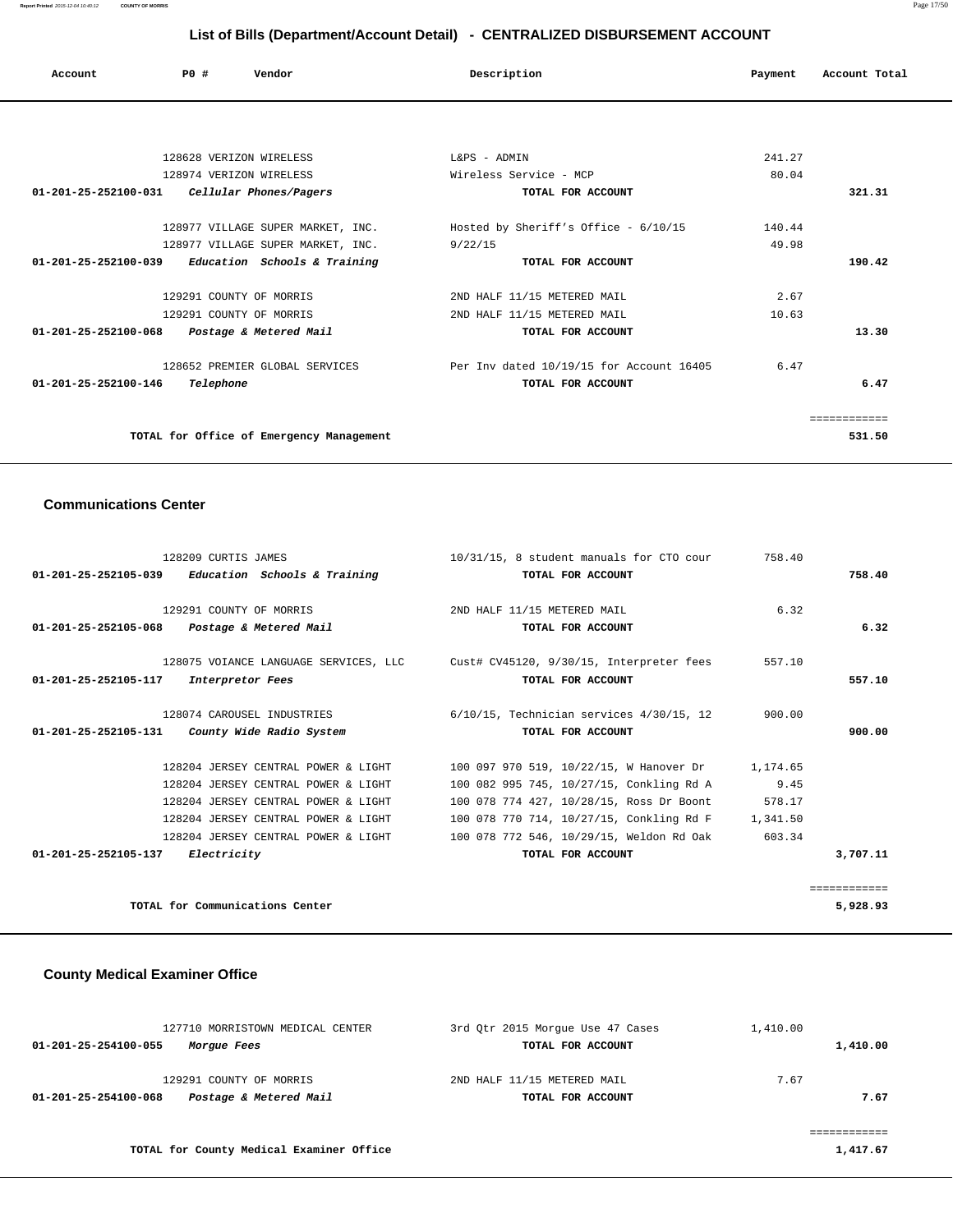## List of Bills (Department/Account Detail) - CENTRALIZED DISBURSEMENT ACCOUNT

| Account | PO # | Vendor | Description | Payment | Account Total |
|---|---|---|---|---|---|
| | 128628 | VERIZON WIRELESS | L&PS - ADMIN | 241.27 | |
| | 128974 | VERIZON WIRELESS | Wireless Service - MCP | 80.04 | |
| 01-201-25-252100-031 | | *Cellular Phones/Pagers* | TOTAL FOR ACCOUNT | | 321.31 |
| | 128977 | VILLAGE SUPER MARKET, INC. | Hosted by Sheriff's Office - 6/10/15 | 140.44 | |
| | 128977 | VILLAGE SUPER MARKET, INC. | 9/22/15 | 49.98 | |
| 01-201-25-252100-039 | | *Education Schools & Training* | TOTAL FOR ACCOUNT | | 190.42 |
| | 129291 | COUNTY OF MORRIS | 2ND HALF 11/15 METERED MAIL | 2.67 | |
| | 129291 | COUNTY OF MORRIS | 2ND HALF 11/15 METERED MAIL | 10.63 | |
| 01-201-25-252100-068 | | *Postage & Metered Mail* | TOTAL FOR ACCOUNT | | 13.30 |
| | 128652 | PREMIER GLOBAL SERVICES | Per Inv dated 10/19/15 for Account 16405 | 6.47 | |
| 01-201-25-252100-146 | | *Telephone* | TOTAL FOR ACCOUNT | | 6.47 |
| | | TOTAL for Office of Emergency Management | | | 531.50 |

### Communications Center

| Account | PO # | Vendor | Description | Payment | Account Total |
|---|---|---|---|---|---|
| | 128209 | CURTIS JAMES | 10/31/15, 8 student manuals for CTO cour | 758.40 | |
| 01-201-25-252105-039 | | *Education Schools & Training* | TOTAL FOR ACCOUNT | | 758.40 |
| | 129291 | COUNTY OF MORRIS | 2ND HALF 11/15 METERED MAIL | 6.32 | |
| 01-201-25-252105-068 | | *Postage & Metered Mail* | TOTAL FOR ACCOUNT | | 6.32 |
| | 128075 | VOIANCE LANGUAGE SERVICES, LLC | Cust# CV45120, 9/30/15, Interpreter fees | 557.10 | |
| 01-201-25-252105-117 | | *Interpretor Fees* | TOTAL FOR ACCOUNT | | 557.10 |
| | 128074 | CAROUSEL INDUSTRIES | 6/10/15, Technician services 4/30/15, 12 | 900.00 | |
| 01-201-25-252105-131 | | *County Wide Radio System* | TOTAL FOR ACCOUNT | | 900.00 |
| | 128204 | JERSEY CENTRAL POWER & LIGHT | 100 097 970 519, 10/22/15, W Hanover Dr | 1,174.65 | |
| | 128204 | JERSEY CENTRAL POWER & LIGHT | 100 082 995 745, 10/27/15, Conkling Rd A | 9.45 | |
| | 128204 | JERSEY CENTRAL POWER & LIGHT | 100 078 774 427, 10/28/15, Ross Dr Boont | 578.17 | |
| | 128204 | JERSEY CENTRAL POWER & LIGHT | 100 078 770 714, 10/27/15, Conkling Rd F | 1,341.50 | |
| | 128204 | JERSEY CENTRAL POWER & LIGHT | 100 078 772 546, 10/29/15, Weldon Rd Oak | 603.34 | |
| 01-201-25-252105-137 | | *Electricity* | TOTAL FOR ACCOUNT | | 3,707.11 |
| | | TOTAL for Communications Center | | | 5,928.93 |

### County Medical Examiner Office

| Account | PO # | Vendor | Description | Payment | Account Total |
|---|---|---|---|---|---|
| | 127710 | MORRISTOWN MEDICAL CENTER | 3rd Qtr 2015 Morgue Use 47 Cases | 1,410.00 | |
| 01-201-25-254100-055 | | *Morgue Fees* | TOTAL FOR ACCOUNT | | 1,410.00 |
| | 129291 | COUNTY OF MORRIS | 2ND HALF 11/15 METERED MAIL | 7.67 | |
| 01-201-25-254100-068 | | *Postage & Metered Mail* | TOTAL FOR ACCOUNT | | 7.67 |
| | | TOTAL for County Medical Examiner Office | | | 1,417.67 |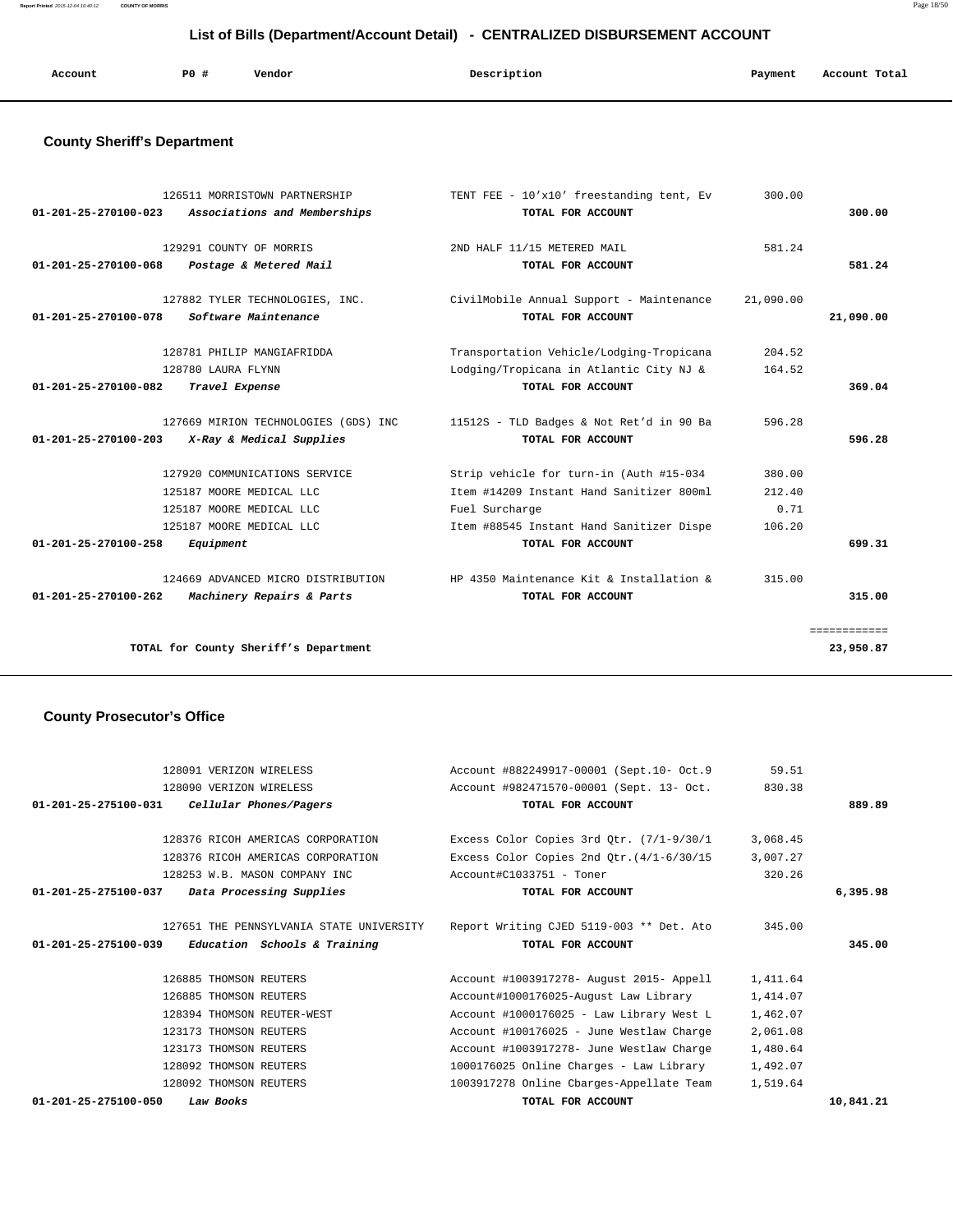## List of Bills (Department/Account Detail) - CENTRALIZED DISBURSEMENT ACCOUNT

| Account | PO # | Vendor | Description | Payment | Account Total |
|---|---|---|---|---|---|

### County Sheriff's Department

| Account | PO # | Vendor | Description | Payment | Account Total |
|---|---|---|---|---|---|
| | 126511 | MORRISTOWN PARTNERSHIP | TENT FEE - 10'x10' freestanding tent, Ev | 300.00 | |
| 01-201-25-270100-023 | | *Associations and Memberships* | TOTAL FOR ACCOUNT | | 300.00 |
| | 129291 | COUNTY OF MORRIS | 2ND HALF 11/15 METERED MAIL | 581.24 | |
| 01-201-25-270100-068 | | *Postage & Metered Mail* | TOTAL FOR ACCOUNT | | 581.24 |
| | 127882 | TYLER TECHNOLOGIES, INC. | CivilMobile Annual Support - Maintenance | 21,090.00 | |
| 01-201-25-270100-078 | | *Software Maintenance* | TOTAL FOR ACCOUNT | | 21,090.00 |
| | 128781 | PHILIP MANGIAFRIDDA | Transportation Vehicle/Lodging-Tropicana | 204.52 | |
| | 128780 | LAURA FLYNN | Lodging/Tropicana in Atlantic City NJ & | 164.52 | |
| 01-201-25-270100-082 | | *Travel Expense* | TOTAL FOR ACCOUNT | | 369.04 |
| | 127669 | MIRION TECHNOLOGIES (GDS) INC | 11512S - TLD Badges & Not Ret'd in 90 Ba | 596.28 | |
| 01-201-25-270100-203 | | *X-Ray & Medical Supplies* | TOTAL FOR ACCOUNT | | 596.28 |
| | 127920 | COMMUNICATIONS SERVICE | Strip vehicle for turn-in (Auth #15-034 | 380.00 | |
| | 125187 | MOORE MEDICAL LLC | Item #14209 Instant Hand Sanitizer 800ml | 212.40 | |
| | 125187 | MOORE MEDICAL LLC | Fuel Surcharge | 0.71 | |
| | 125187 | MOORE MEDICAL LLC | Item #88545 Instant Hand Sanitizer Dispe | 106.20 | |
| 01-201-25-270100-258 | | *Equipment* | TOTAL FOR ACCOUNT | | 699.31 |
| | 124669 | ADVANCED MICRO DISTRIBUTION | HP 4350 Maintenance Kit & Installation & | 315.00 | |
| 01-201-25-270100-262 | | *Machinery Repairs & Parts* | TOTAL FOR ACCOUNT | | 315.00 |
| | | | | | ============ |
| | | **TOTAL for County Sheriff's Department** | | | **23,950.87** |

### County Prosecutor's Office

| Account | PO # | Vendor | Description | Payment | Account Total |
|---|---|---|---|---|---|
| | 128091 | VERIZON WIRELESS | Account #882249917-00001 (Sept.10- Oct.9 | 59.51 | |
| | 128090 | VERIZON WIRELESS | Account #982471570-00001 (Sept. 13- Oct. | 830.38 | |
| 01-201-25-275100-031 | | *Cellular Phones/Pagers* | TOTAL FOR ACCOUNT | | 889.89 |
| | 128376 | RICOH AMERICAS CORPORATION | Excess Color Copies 3rd Qtr. (7/1-9/30/1 | 3,068.45 | |
| | 128376 | RICOH AMERICAS CORPORATION | Excess Color Copies 2nd Qtr.(4/1-6/30/15 | 3,007.27 | |
| | 128253 | W.B. MASON COMPANY INC | Account#C1033751 - Toner | 320.26 | |
| 01-201-25-275100-037 | | *Data Processing Supplies* | TOTAL FOR ACCOUNT | | 6,395.98 |
| | 127651 | THE PENNSYLVANIA STATE UNIVERSITY | Report Writing CJED 5119-003 ** Det. Ato | 345.00 | |
| 01-201-25-275100-039 | | *Education Schools & Training* | TOTAL FOR ACCOUNT | | 345.00 |
| | 126885 | THOMSON REUTERS | Account #1003917278- August 2015- Appell | 1,411.64 | |
| | 126885 | THOMSON REUTERS | Account#1000176025-August Law Library | 1,414.07 | |
| | 128394 | THOMSON REUTER-WEST | Account #1000176025 - Law Library West L | 1,462.07 | |
| | 123173 | THOMSON REUTERS | Account #100176025 - June Westlaw Charge | 2,061.08 | |
| | 123173 | THOMSON REUTERS | Account #1003917278- June Westlaw Charge | 1,480.64 | |
| | 128092 | THOMSON REUTERS | 1000176025 Online Charges - Law Library | 1,492.07 | |
| | 128092 | THOMSON REUTERS | 1003917278 Online Cbarges-Appellate Team | 1,519.64 | |
| 01-201-25-275100-050 | | *Law Books* | TOTAL FOR ACCOUNT | | 10,841.21 |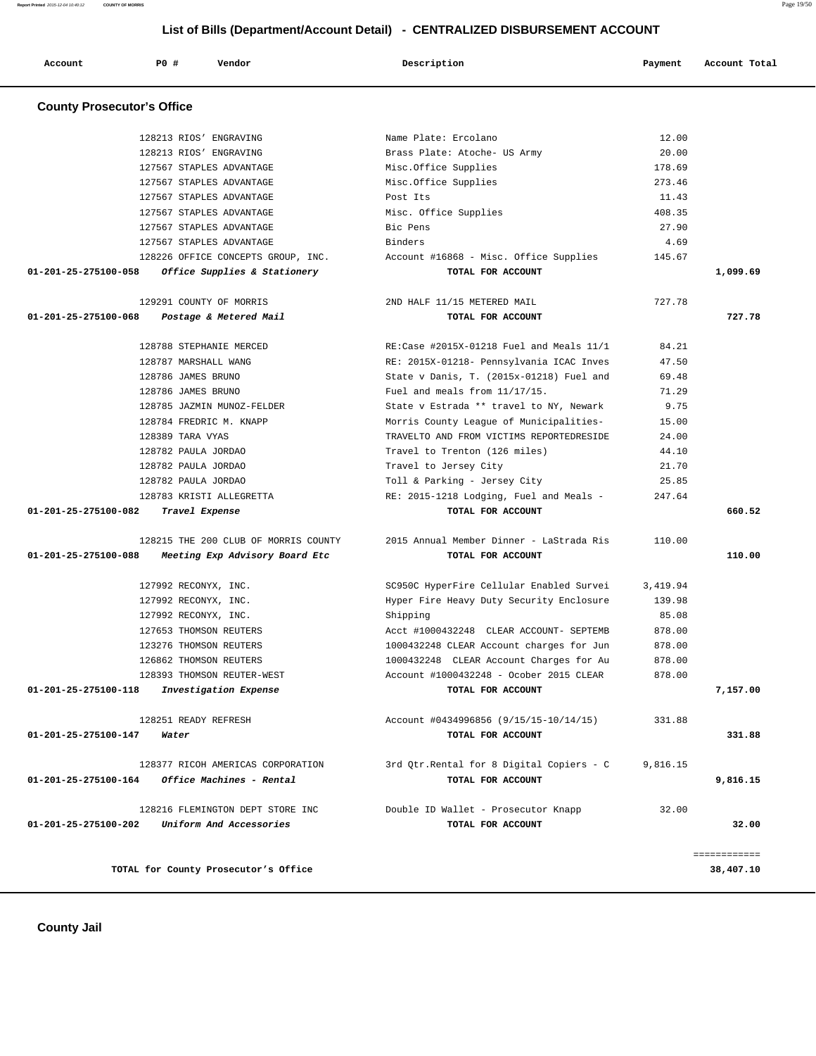## List of Bills (Department/Account Detail) - CENTRALIZED DISBURSEMENT ACCOUNT

| Account | PO # | Vendor | Description | Payment | Account Total |
|---|---|---|---|---|---|

### County Prosecutor's Office

| Account | PO # | Vendor | Description | Payment | Account Total |
|---|---|---|---|---|---|
| | 128213 | RIOS' ENGRAVING | Name Plate: Ercolano | 12.00 | |
| | 128213 | RIOS' ENGRAVING | Brass Plate: Atoche- US Army | 20.00 | |
| | 127567 | STAPLES ADVANTAGE | Misc.Office Supplies | 178.69 | |
| | 127567 | STAPLES ADVANTAGE | Misc.Office Supplies | 273.46 | |
| | 127567 | STAPLES ADVANTAGE | Post Its | 11.43 | |
| | 127567 | STAPLES ADVANTAGE | Misc. Office Supplies | 408.35 | |
| | 127567 | STAPLES ADVANTAGE | Bic Pens | 27.90 | |
| | 127567 | STAPLES ADVANTAGE | Binders | 4.69 | |
| | 128226 | OFFICE CONCEPTS GROUP, INC. | Account #16868 - Misc. Office Supplies | 145.67 | |
| **01-201-25-275100-058** | | ***Office Supplies & Stationery*** | **TOTAL FOR ACCOUNT** | | **1,099.69** |
| | 129291 | COUNTY OF MORRIS | 2ND HALF 11/15 METERED MAIL | 727.78 | |
| **01-201-25-275100-068** | | ***Postage & Metered Mail*** | **TOTAL FOR ACCOUNT** | | **727.78** |
| | 128788 | STEPHANIE MERCED | RE:Case #2015X-01218 Fuel and Meals 11/1 | 84.21 | |
| | 128787 | MARSHALL WANG | RE: 2015X-01218- Pennsylvania ICAC Inves | 47.50 | |
| | 128786 | JAMES BRUNO | State v Danis, T. (2015x-01218) Fuel and | 69.48 | |
| | 128786 | JAMES BRUNO | Fuel and meals from 11/17/15. | 71.29 | |
| | 128785 | JAZMIN MUNOZ-FELDER | State v Estrada ** travel to NY, Newark | 9.75 | |
| | 128784 | FREDRIC M. KNAPP | Morris County League of Municipalities- | 15.00 | |
| | 128389 | TARA VYAS | TRAVELTO AND FROM VICTIMS REPORTEDRESIDE | 24.00 | |
| | 128782 | PAULA JORDAO | Travel to Trenton (126 miles) | 44.10 | |
| | 128782 | PAULA JORDAO | Travel to Jersey City | 21.70 | |
| | 128782 | PAULA JORDAO | Toll & Parking - Jersey City | 25.85 | |
| | 128783 | KRISTI ALLEGRETTA | RE: 2015-1218 Lodging, Fuel and Meals - | 247.64 | |
| **01-201-25-275100-082** | | ***Travel Expense*** | **TOTAL FOR ACCOUNT** | | **660.52** |
| | 128215 | THE 200 CLUB OF MORRIS COUNTY | 2015 Annual Member Dinner - LaStrada Ris | 110.00 | |
| **01-201-25-275100-088** | | ***Meeting Exp Advisory Board Etc*** | **TOTAL FOR ACCOUNT** | | **110.00** |
| | 127992 | RECONYX, INC. | SC950C HyperFire Cellular Enabled Survei | 3,419.94 | |
| | 127992 | RECONYX, INC. | Hyper Fire Heavy Duty Security Enclosure | 139.98 | |
| | 127992 | RECONYX, INC. | Shipping | 85.08 | |
| | 127653 | THOMSON REUTERS | Acct #1000432248 CLEAR ACCOUNT- SEPTEMB | 878.00 | |
| | 123276 | THOMSON REUTERS | 1000432248 CLEAR Account charges for Jun | 878.00 | |
| | 126862 | THOMSON REUTERS | 1000432248 CLEAR Account Charges for Au | 878.00 | |
| | 128393 | THOMSON REUTER-WEST | Account #1000432248 - Ocober 2015 CLEAR | 878.00 | |
| **01-201-25-275100-118** | | ***Investigation Expense*** | **TOTAL FOR ACCOUNT** | | **7,157.00** |
| | 128251 | READY REFRESH | Account #0434996856 (9/15/15-10/14/15) | 331.88 | |
| **01-201-25-275100-147** | | ***Water*** | **TOTAL FOR ACCOUNT** | | **331.88** |
| | 128377 | RICOH AMERICAS CORPORATION | 3rd Qtr.Rental for 8 Digital Copiers - C | 9,816.15 | |
| **01-201-25-275100-164** | | ***Office Machines - Rental*** | **TOTAL FOR ACCOUNT** | | **9,816.15** |
| | 128216 | FLEMINGTON DEPT STORE INC | Double ID Wallet - Prosecutor Knapp | 32.00 | |
| **01-201-25-275100-202** | | ***Uniform And Accessories*** | **TOTAL FOR ACCOUNT** | | **32.00** |
| | | | | | ============ |
| | | **TOTAL for County Prosecutor's Office** | | | **38,407.10** |

### County Jail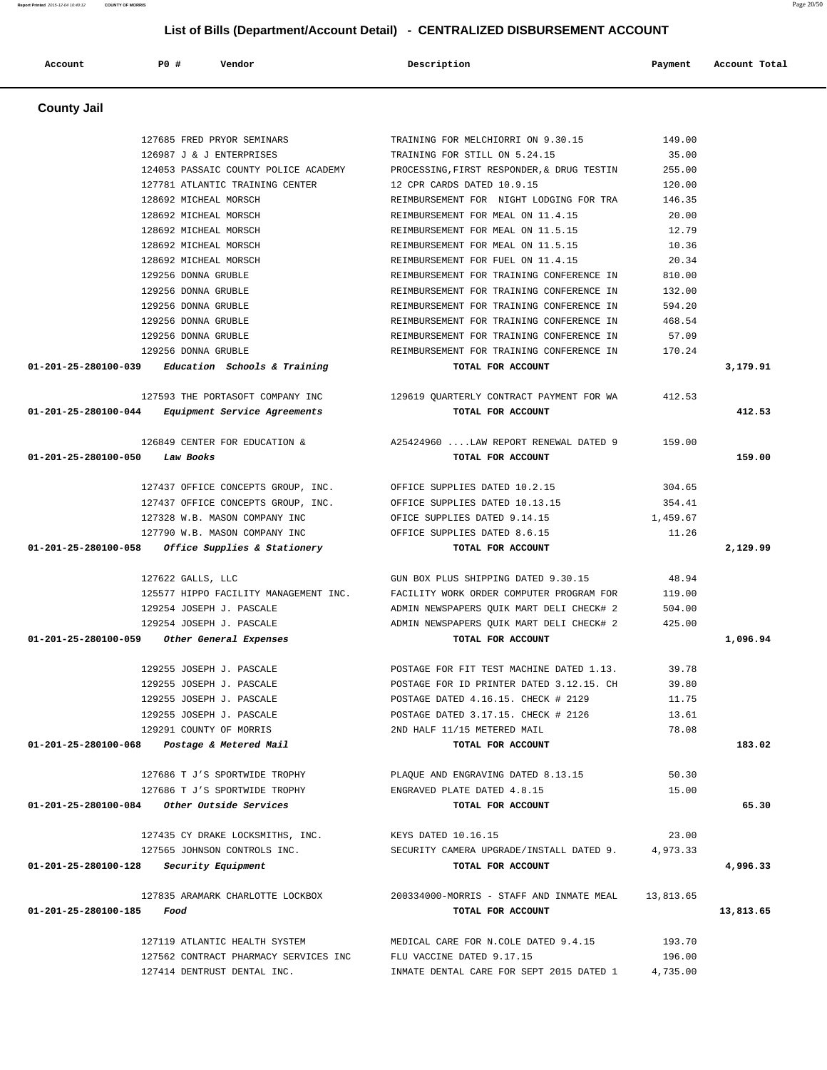## List of Bills (Department/Account Detail) - CENTRALIZED DISBURSEMENT ACCOUNT

| Account | PO # | Vendor | Description | Payment | Account Total |
|---|---|---|---|---|---|

### County Jail

| Account | PO # | Vendor | Description | Payment | Account Total |
|---|---|---|---|---|---|
| | 127685 | FRED PRYOR SEMINARS | TRAINING FOR MELCHIORRI ON 9.30.15 | 149.00 | |
| | 126987 | J & J ENTERPRISES | TRAINING FOR STILL ON 5.24.15 | 35.00 | |
| | 124053 | PASSAIC COUNTY POLICE ACADEMY | PROCESSING,FIRST RESPONDER,& DRUG TESTIN | 255.00 | |
| | 127781 | ATLANTIC TRAINING CENTER | 12 CPR CARDS DATED 10.9.15 | 120.00 | |
| | 128692 | MICHEAL MORSCH | REIMBURSEMENT FOR NIGHT LODGING FOR TRA | 146.35 | |
| | 128692 | MICHEAL MORSCH | REIMBURSEMENT FOR MEAL ON 11.4.15 | 20.00 | |
| | 128692 | MICHEAL MORSCH | REIMBURSEMENT FOR MEAL ON 11.5.15 | 12.79 | |
| | 128692 | MICHEAL MORSCH | REIMBURSEMENT FOR MEAL ON 11.5.15 | 10.36 | |
| | 128692 | MICHEAL MORSCH | REIMBURSEMENT FOR FUEL ON 11.4.15 | 20.34 | |
| | 129256 | DONNA GRUBLE | REIMBURSEMENT FOR TRAINING CONFERENCE IN | 810.00 | |
| | 129256 | DONNA GRUBLE | REIMBURSEMENT FOR TRAINING CONFERENCE IN | 132.00 | |
| | 129256 | DONNA GRUBLE | REIMBURSEMENT FOR TRAINING CONFERENCE IN | 594.20 | |
| | 129256 | DONNA GRUBLE | REIMBURSEMENT FOR TRAINING CONFERENCE IN | 468.54 | |
| | 129256 | DONNA GRUBLE | REIMBURSEMENT FOR TRAINING CONFERENCE IN | 57.09 | |
| | 129256 | DONNA GRUBLE | REIMBURSEMENT FOR TRAINING CONFERENCE IN | 170.24 | |
| **01-201-25-280100-039** | | *Education Schools & Training* | **TOTAL FOR ACCOUNT** | | **3,179.91** |
| | 127593 | THE PORTASOFT COMPANY INC | 129619 QUARTERLY CONTRACT PAYMENT FOR WA | 412.53 | |
| **01-201-25-280100-044** | | *Equipment Service Agreements* | **TOTAL FOR ACCOUNT** | | **412.53** |
| | 126849 | CENTER FOR EDUCATION & | A25424960 ....LAW REPORT RENEWAL DATED 9 | 159.00 | |
| **01-201-25-280100-050** | | *Law Books* | **TOTAL FOR ACCOUNT** | | **159.00** |
| | 127437 | OFFICE CONCEPTS GROUP, INC. | OFFICE SUPPLIES DATED 10.2.15 | 304.65 | |
| | 127437 | OFFICE CONCEPTS GROUP, INC. | OFFICE SUPPLIES DATED 10.13.15 | 354.41 | |
| | 127328 | W.B. MASON COMPANY INC | OFICE SUPPLIES DATED 9.14.15 | 1,459.67 | |
| | 127790 | W.B. MASON COMPANY INC | OFFICE SUPPLIES DATED 8.6.15 | 11.26 | |
| **01-201-25-280100-058** | | *Office Supplies & Stationery* | **TOTAL FOR ACCOUNT** | | **2,129.99** |
| | 127622 | GALLS, LLC | GUN BOX PLUS SHIPPING DATED 9.30.15 | 48.94 | |
| | 125577 | HIPPO FACILITY MANAGEMENT INC. | FACILITY WORK ORDER COMPUTER PROGRAM FOR | 119.00 | |
| | 129254 | JOSEPH J. PASCALE | ADMIN NEWSPAPERS QUIK MART DELI CHECK# 2 | 504.00 | |
| | 129254 | JOSEPH J. PASCALE | ADMIN NEWSPAPERS QUIK MART DELI CHECK# 2 | 425.00 | |
| **01-201-25-280100-059** | | *Other General Expenses* | **TOTAL FOR ACCOUNT** | | **1,096.94** |
| | 129255 | JOSEPH J. PASCALE | POSTAGE FOR FIT TEST MACHINE DATED 1.13. | 39.78 | |
| | 129255 | JOSEPH J. PASCALE | POSTAGE FOR ID PRINTER DATED 3.12.15. CH | 39.80 | |
| | 129255 | JOSEPH J. PASCALE | POSTAGE DATED 4.16.15. CHECK # 2129 | 11.75 | |
| | 129255 | JOSEPH J. PASCALE | POSTAGE DATED 3.17.15. CHECK # 2126 | 13.61 | |
| | 129291 | COUNTY OF MORRIS | 2ND HALF 11/15 METERED MAIL | 78.08 | |
| **01-201-25-280100-068** | | *Postage & Metered Mail* | **TOTAL FOR ACCOUNT** | | **183.02** |
| | 127686 | T J'S SPORTWIDE TROPHY | PLAQUE AND ENGRAVING DATED 8.13.15 | 50.30 | |
| | 127686 | T J'S SPORTWIDE TROPHY | ENGRAVED PLATE DATED 4.8.15 | 15.00 | |
| **01-201-25-280100-084** | | *Other Outside Services* | **TOTAL FOR ACCOUNT** | | **65.30** |
| | 127435 | CY DRAKE LOCKSMITHS, INC. | KEYS DATED 10.16.15 | 23.00 | |
| | 127565 | JOHNSON CONTROLS INC. | SECURITY CAMERA UPGRADE/INSTALL DATED 9. | 4,973.33 | |
| **01-201-25-280100-128** | | *Security Equipment* | **TOTAL FOR ACCOUNT** | | **4,996.33** |
| | 127835 | ARAMARK CHARLOTTE LOCKBOX | 200334000-MORRIS - STAFF AND INMATE MEAL | 13,813.65 | |
| **01-201-25-280100-185** | | *Food* | **TOTAL FOR ACCOUNT** | | **13,813.65** |
| | 127119 | ATLANTIC HEALTH SYSTEM | MEDICAL CARE FOR N.COLE DATED 9.4.15 | 193.70 | |
| | 127562 | CONTRACT PHARMACY SERVICES INC | FLU VACCINE DATED 9.17.15 | 196.00 | |
| | 127414 | DENTRUST DENTAL INC. | INMATE DENTAL CARE FOR SEPT 2015 DATED 1 | 4,735.00 | |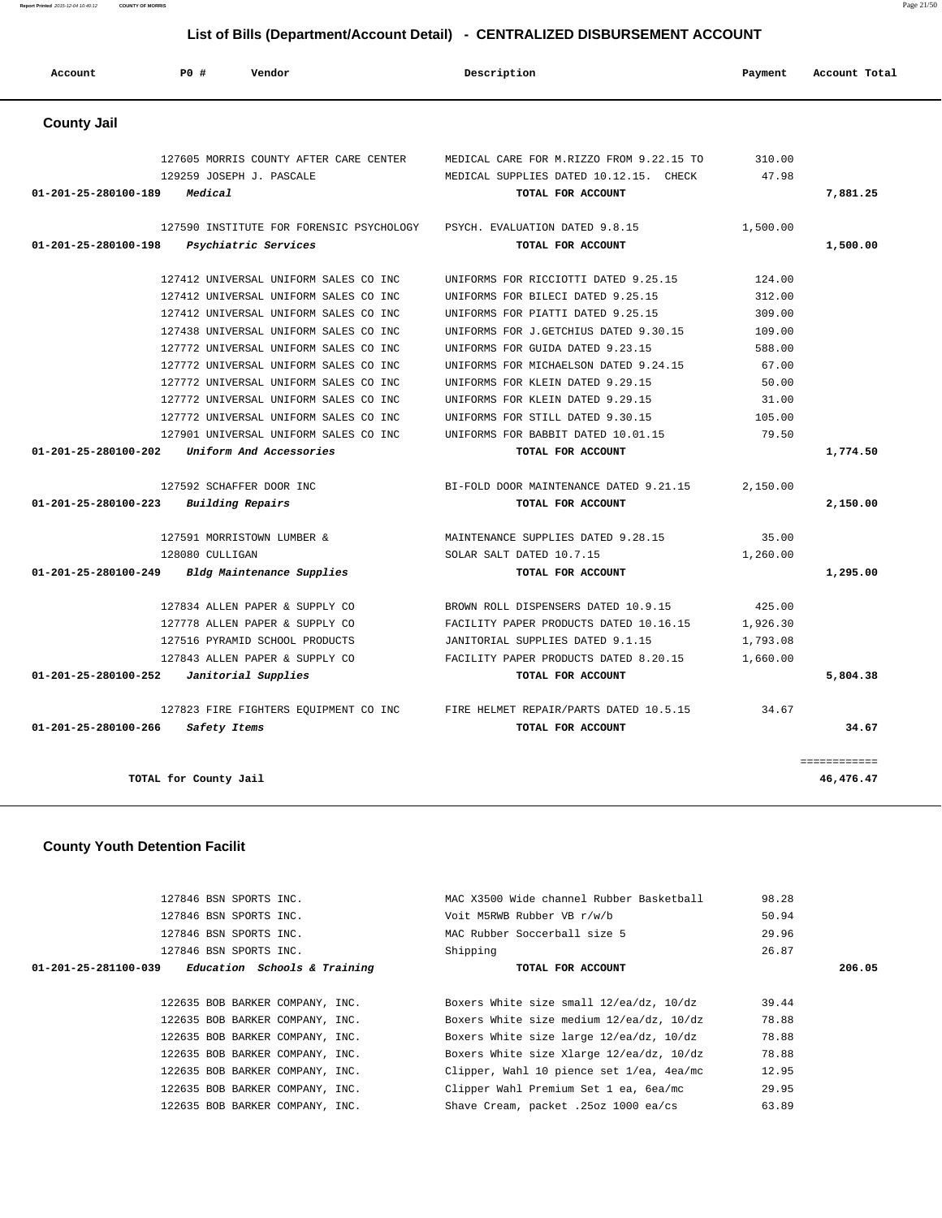## List of Bills (Department/Account Detail) - CENTRALIZED DISBURSEMENT ACCOUNT

| Account | PO # | Vendor | Description | Payment | Account Total |
|---|---|---|---|---|---|

### County Jail

| Account | PO # | Vendor | Description | Payment | Account Total |
|---|---|---|---|---|---|
| | 127605 | MORRIS COUNTY AFTER CARE CENTER | MEDICAL CARE FOR M.RIZZO FROM 9.22.15 TO | 310.00 | |
| | 129259 | JOSEPH J. PASCALE | MEDICAL SUPPLIES DATED 10.12.15. CHECK | 47.98 | |
| **01-201-25-280100-189** | | ***Medical*** | **TOTAL FOR ACCOUNT** | | **7,881.25** |
| | 127590 | INSTITUTE FOR FORENSIC PSYCHOLOGY | PSYCH. EVALUATION DATED 9.8.15 | 1,500.00 | |
| **01-201-25-280100-198** | | ***Psychiatric Services*** | **TOTAL FOR ACCOUNT** | | **1,500.00** |
| | 127412 | UNIVERSAL UNIFORM SALES CO INC | UNIFORMS FOR RICCIOTTI DATED 9.25.15 | 124.00 | |
| | 127412 | UNIVERSAL UNIFORM SALES CO INC | UNIFORMS FOR BILECI DATED 9.25.15 | 312.00 | |
| | 127412 | UNIVERSAL UNIFORM SALES CO INC | UNIFORMS FOR PIATTI DATED 9.25.15 | 309.00 | |
| | 127438 | UNIVERSAL UNIFORM SALES CO INC | UNIFORMS FOR J.GETCHIUS DATED 9.30.15 | 109.00 | |
| | 127772 | UNIVERSAL UNIFORM SALES CO INC | UNIFORMS FOR GUIDA DATED 9.23.15 | 588.00 | |
| | 127772 | UNIVERSAL UNIFORM SALES CO INC | UNIFORMS FOR MICHAELSON DATED 9.24.15 | 67.00 | |
| | 127772 | UNIVERSAL UNIFORM SALES CO INC | UNIFORMS FOR KLEIN DATED 9.29.15 | 50.00 | |
| | 127772 | UNIVERSAL UNIFORM SALES CO INC | UNIFORMS FOR KLEIN DATED 9.29.15 | 31.00 | |
| | 127772 | UNIVERSAL UNIFORM SALES CO INC | UNIFORMS FOR STILL DATED 9.30.15 | 105.00 | |
| | 127901 | UNIVERSAL UNIFORM SALES CO INC | UNIFORMS FOR BABBIT DATED 10.01.15 | 79.50 | |
| **01-201-25-280100-202** | | ***Uniform And Accessories*** | **TOTAL FOR ACCOUNT** | | **1,774.50** |
| | 127592 | SCHAFFER DOOR INC | BI-FOLD DOOR MAINTENANCE DATED 9.21.15 | 2,150.00 | |
| **01-201-25-280100-223** | | ***Building Repairs*** | **TOTAL FOR ACCOUNT** | | **2,150.00** |
| | 127591 | MORRISTOWN LUMBER & | MAINTENANCE SUPPLIES DATED 9.28.15 | 35.00 | |
| | 128080 | CULLIGAN | SOLAR SALT DATED 10.7.15 | 1,260.00 | |
| **01-201-25-280100-249** | | ***Bldg Maintenance Supplies*** | **TOTAL FOR ACCOUNT** | | **1,295.00** |
| | 127834 | ALLEN PAPER & SUPPLY CO | BROWN ROLL DISPENSERS DATED 10.9.15 | 425.00 | |
| | 127778 | ALLEN PAPER & SUPPLY CO | FACILITY PAPER PRODUCTS DATED 10.16.15 | 1,926.30 | |
| | 127516 | PYRAMID SCHOOL PRODUCTS | JANITORIAL SUPPLIES DATED 9.1.15 | 1,793.08 | |
| | 127843 | ALLEN PAPER & SUPPLY CO | FACILITY PAPER PRODUCTS DATED 8.20.15 | 1,660.00 | |
| **01-201-25-280100-252** | | ***Janitorial Supplies*** | **TOTAL FOR ACCOUNT** | | **5,804.38** |
| | 127823 | FIRE FIGHTERS EQUIPMENT CO INC | FIRE HELMET REPAIR/PARTS DATED 10.5.15 | 34.67 | |
| **01-201-25-280100-266** | | ***Safety Items*** | **TOTAL FOR ACCOUNT** | | **34.67** |
| | | | | | ============ |
| | **TOTAL for County Jail** | | | | **46,476.47** |

### County Youth Detention Facilit

| Account | PO # | Vendor | Description | Payment | Account Total |
|---|---|---|---|---|---|
| | 127846 | BSN SPORTS INC. | MAC X3500 Wide channel Rubber Basketball | 98.28 | |
| | 127846 | BSN SPORTS INC. | Voit M5RWB Rubber VB r/w/b | 50.94 | |
| | 127846 | BSN SPORTS INC. | MAC Rubber Soccerball size 5 | 29.96 | |
| | 127846 | BSN SPORTS INC. | Shipping | 26.87 | |
| **01-201-25-281100-039** | | ***Education Schools & Training*** | **TOTAL FOR ACCOUNT** | | **206.05** |
| | 122635 | BOB BARKER COMPANY, INC. | Boxers White size small 12/ea/dz, 10/dz | 39.44 | |
| | 122635 | BOB BARKER COMPANY, INC. | Boxers White size medium 12/ea/dz, 10/dz | 78.88 | |
| | 122635 | BOB BARKER COMPANY, INC. | Boxers White size large 12/ea/dz, 10/dz | 78.88 | |
| | 122635 | BOB BARKER COMPANY, INC. | Boxers White size Xlarge 12/ea/dz, 10/dz | 78.88 | |
| | 122635 | BOB BARKER COMPANY, INC. | Clipper, Wahl 10 pience set 1/ea, 4ea/mc | 12.95 | |
| | 122635 | BOB BARKER COMPANY, INC. | Clipper Wahl Premium Set 1 ea, 6ea/mc | 29.95 | |
| | 122635 | BOB BARKER COMPANY, INC. | Shave Cream, packet .25oz 1000 ea/cs | 63.89 | |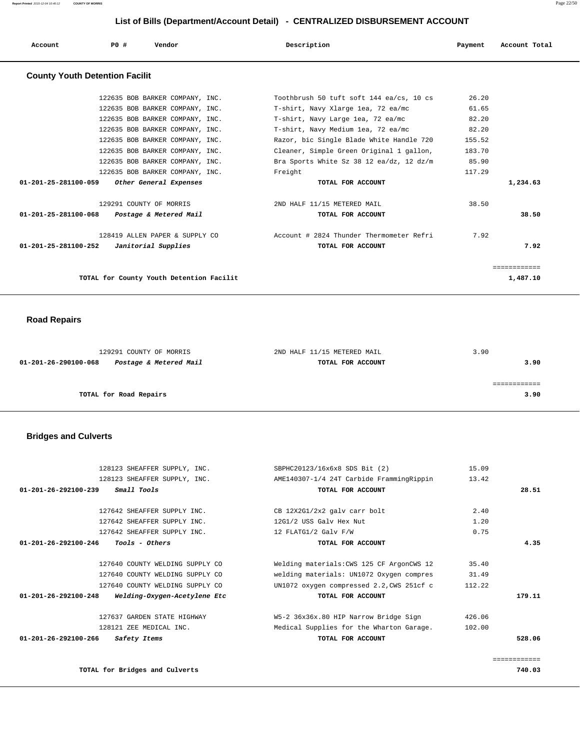# List of Bills (Department/Account Detail) - CENTRALIZED DISBURSEMENT ACCOUNT

| Account | PO # | Vendor | Description | Payment | Account Total |
|---|---|---|---|---|---|

## County Youth Detention Facilit

| Account | PO # | Vendor | Description | Payment | Account Total |
|---|---|---|---|---|---|
| | 122635 | BOB BARKER COMPANY, INC. | Toothbrush 50 tuft soft 144 ea/cs, 10 cs | 26.20 | |
| | 122635 | BOB BARKER COMPANY, INC. | T-shirt, Navy Xlarge 1ea, 72 ea/mc | 61.65 | |
| | 122635 | BOB BARKER COMPANY, INC. | T-shirt, Navy Large 1ea, 72 ea/mc | 82.20 | |
| | 122635 | BOB BARKER COMPANY, INC. | T-shirt, Navy Medium 1ea, 72 ea/mc | 82.20 | |
| | 122635 | BOB BARKER COMPANY, INC. | Razor, bic Single Blade White Handle 720 | 155.52 | |
| | 122635 | BOB BARKER COMPANY, INC. | Cleaner, Simple Green Original 1 gallon, | 183.70 | |
| | 122635 | BOB BARKER COMPANY, INC. | Bra Sports White Sz 38 12 ea/dz, 12 dz/m | 85.90 | |
| | 122635 | BOB BARKER COMPANY, INC. | Freight | 117.29 | |
| **01-201-25-281100-059** | | *Other General Expenses* | **TOTAL FOR ACCOUNT** | | **1,234.63** |
| | 129291 | COUNTY OF MORRIS | 2ND HALF 11/15 METERED MAIL | 38.50 | |
| **01-201-25-281100-068** | | *Postage & Metered Mail* | **TOTAL FOR ACCOUNT** | | **38.50** |
| | 128419 | ALLEN PAPER & SUPPLY CO | Account # 2824 Thunder Thermometer Refri | 7.92 | |
| **01-201-25-281100-252** | | *Janitorial Supplies* | **TOTAL FOR ACCOUNT** | | **7.92** |
| | | | | | ============ |
| | | **TOTAL for County Youth Detention Facilit** | | | **1,487.10** |

## Road Repairs

| Account | PO # | Vendor | Description | Payment | Account Total |
|---|---|---|---|---|---|
| | 129291 | COUNTY OF MORRIS | 2ND HALF 11/15 METERED MAIL | 3.90 | |
| **01-201-26-290100-068** | | *Postage & Metered Mail* | **TOTAL FOR ACCOUNT** | | **3.90** |
| | | | | | ============ |
| | | **TOTAL for Road Repairs** | | | **3.90** |

## Bridges and Culverts

| Account | PO # | Vendor | Description | Payment | Account Total |
|---|---|---|---|---|---|
| | 128123 | SHEAFFER SUPPLY, INC. | SBPHC20123/16x6x8 SDS Bit (2) | 15.09 | |
| | 128123 | SHEAFFER SUPPLY, INC. | AME140307-1/4 24T Carbide FrammingRippin | 13.42 | |
| **01-201-26-292100-239** | | *Small Tools* | **TOTAL FOR ACCOUNT** | | **28.51** |
| | 127642 | SHEAFFER SUPPLY INC. | CB 12X2G1/2x2 galv carr bolt | 2.40 | |
| | 127642 | SHEAFFER SUPPLY INC. | 12G1/2 USS Galv Hex Nut | 1.20 | |
| | 127642 | SHEAFFER SUPPLY INC. | 12 FLATG1/2 Galv F/W | 0.75 | |
| **01-201-26-292100-246** | | *Tools - Others* | **TOTAL FOR ACCOUNT** | | **4.35** |
| | 127640 | COUNTY WELDING SUPPLY CO | Welding materials:CWS 125 CF ArgonCWS 12 | 35.40 | |
| | 127640 | COUNTY WELDING SUPPLY CO | welding materials: UN1072 Oxygen compres | 31.49 | |
| | 127640 | COUNTY WELDING SUPPLY CO | UN1072 oxygen compressed 2.2,CWS 251cf c | 112.22 | |
| **01-201-26-292100-248** | | *Welding-Oxygen-Acetylene Etc* | **TOTAL FOR ACCOUNT** | | **179.11** |
| | 127637 | GARDEN STATE HIGHWAY | W5-2 36x36x.80 HIP Narrow Bridge Sign | 426.06 | |
| | 128121 | ZEE MEDICAL INC. | Medical Supplies for the Wharton Garage. | 102.00 | |
| **01-201-26-292100-266** | | *Safety Items* | **TOTAL FOR ACCOUNT** | | **528.06** |
| | | | | | ============ |
| | | **TOTAL for Bridges and Culverts** | | | **740.03** |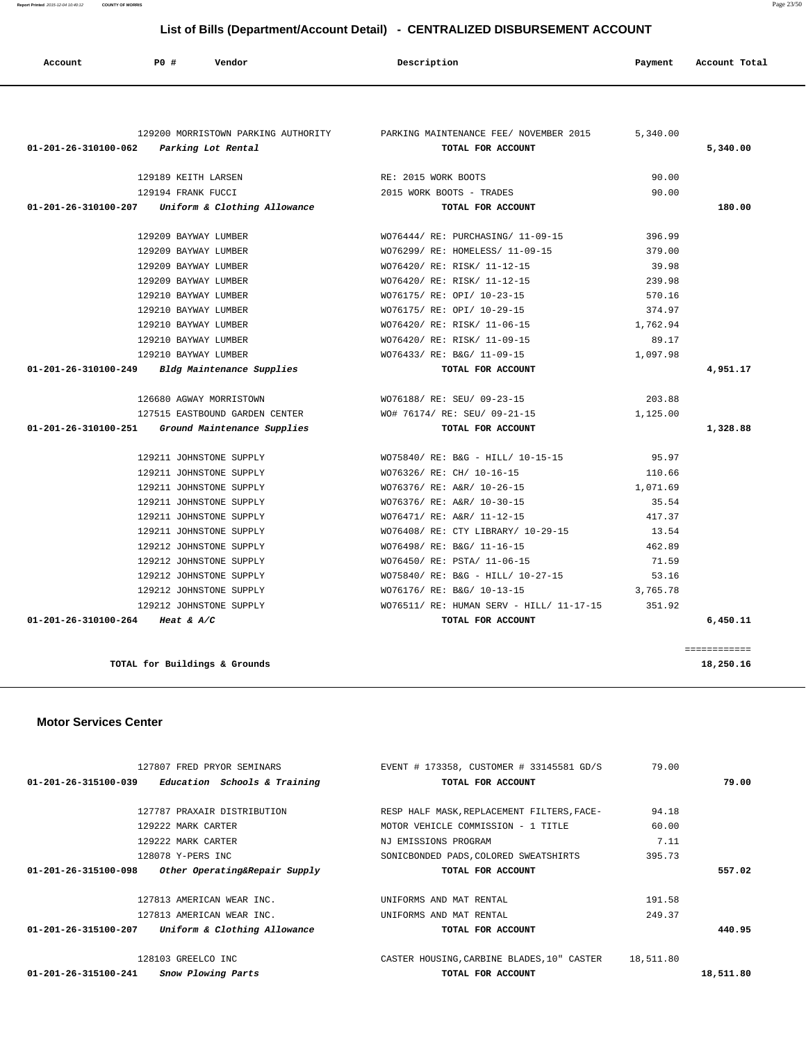# List of Bills (Department/Account Detail) - CENTRALIZED DISBURSEMENT ACCOUNT

| Account | PO # | Vendor | Description | Payment | Account Total |
|---|---|---|---|---|---|
| | 129200 | MORRISTOWN PARKING AUTHORITY | PARKING MAINTENANCE FEE/ NOVEMBER 2015 | 5,340.00 | |
| **01-201-26-310100-062** | | ***Parking Lot Rental*** | **TOTAL FOR ACCOUNT** | | **5,340.00** |
| | 129189 | KEITH LARSEN | RE: 2015 WORK BOOTS | 90.00 | |
| | 129194 | FRANK FUCCI | 2015 WORK BOOTS - TRADES | 90.00 | |
| **01-201-26-310100-207** | | ***Uniform & Clothing Allowance*** | **TOTAL FOR ACCOUNT** | | **180.00** |
| | 129209 | BAYWAY LUMBER | WO76444/ RE: PURCHASING/ 11-09-15 | 396.99 | |
| | 129209 | BAYWAY LUMBER | WO76299/ RE: HOMELESS/ 11-09-15 | 379.00 | |
| | 129209 | BAYWAY LUMBER | WO76420/ RE: RISK/ 11-12-15 | 39.98 | |
| | 129209 | BAYWAY LUMBER | WO76420/ RE: RISK/ 11-12-15 | 239.98 | |
| | 129210 | BAYWAY LUMBER | WO76175/ RE: OPI/ 10-23-15 | 570.16 | |
| | 129210 | BAYWAY LUMBER | WO76175/ RE: OPI/ 10-29-15 | 374.97 | |
| | 129210 | BAYWAY LUMBER | WO76420/ RE: RISK/ 11-06-15 | 1,762.94 | |
| | 129210 | BAYWAY LUMBER | WO76420/ RE: RISK/ 11-09-15 | 89.17 | |
| | 129210 | BAYWAY LUMBER | WO76433/ RE: B&G/ 11-09-15 | 1,097.98 | |
| **01-201-26-310100-249** | | ***Bldg Maintenance Supplies*** | **TOTAL FOR ACCOUNT** | | **4,951.17** |
| | 126680 | AGWAY MORRISTOWN | WO76188/ RE: SEU/ 09-23-15 | 203.88 | |
| | 127515 | EASTBOUND GARDEN CENTER | WO# 76174/ RE: SEU/ 09-21-15 | 1,125.00 | |
| **01-201-26-310100-251** | | ***Ground Maintenance Supplies*** | **TOTAL FOR ACCOUNT** | | **1,328.88** |
| | 129211 | JOHNSTONE SUPPLY | WO75840/ RE: B&G - HILL/ 10-15-15 | 95.97 | |
| | 129211 | JOHNSTONE SUPPLY | WO76326/ RE: CH/ 10-16-15 | 110.66 | |
| | 129211 | JOHNSTONE SUPPLY | WO76376/ RE: A&R/ 10-26-15 | 1,071.69 | |
| | 129211 | JOHNSTONE SUPPLY | WO76376/ RE: A&R/ 10-30-15 | 35.54 | |
| | 129211 | JOHNSTONE SUPPLY | WO76471/ RE: A&R/ 11-12-15 | 417.37 | |
| | 129211 | JOHNSTONE SUPPLY | WO76408/ RE: CTY LIBRARY/ 10-29-15 | 13.54 | |
| | 129212 | JOHNSTONE SUPPLY | WO76498/ RE: B&G/ 11-16-15 | 462.89 | |
| | 129212 | JOHNSTONE SUPPLY | WO76450/ RE: PSTA/ 11-06-15 | 71.59 | |
| | 129212 | JOHNSTONE SUPPLY | WO75840/ RE: B&G - HILL/ 10-27-15 | 53.16 | |
| | 129212 | JOHNSTONE SUPPLY | WO76176/ RE: B&G/ 10-13-15 | 3,765.78 | |
| | 129212 | JOHNSTONE SUPPLY | WO76511/ RE: HUMAN SERV - HILL/ 11-17-15 | 351.92 | |
| **01-201-26-310100-264** | | ***Heat & A/C*** | **TOTAL FOR ACCOUNT** | | **6,450.11** |
| | | | | | ============ |
| | | **TOTAL for Buildings & Grounds** | | | **18,250.16** |

## Motor Services Center

| Account | PO # | Vendor | Description | Payment | Account Total |
|---|---|---|---|---|---|
| | 127807 | FRED PRYOR SEMINARS | EVENT # 173358, CUSTOMER # 33145581 GD/S | 79.00 | |
| **01-201-26-315100-039** | | ***Education Schools & Training*** | **TOTAL FOR ACCOUNT** | | **79.00** |
| | 127787 | PRAXAIR DISTRIBUTION | RESP HALF MASK,REPLACEMENT FILTERS,FACE- | 94.18 | |
| | 129222 | MARK CARTER | MOTOR VEHICLE COMMISSION - 1 TITLE | 60.00 | |
| | 129222 | MARK CARTER | NJ EMISSIONS PROGRAM | 7.11 | |
| | 128078 | Y-PERS INC | SONICBONDED PADS,COLORED SWEATSHIRTS | 395.73 | |
| **01-201-26-315100-098** | | ***Other Operating&Repair Supply*** | **TOTAL FOR ACCOUNT** | | **557.02** |
| | 127813 | AMERICAN WEAR INC. | UNIFORMS AND MAT RENTAL | 191.58 | |
| | 127813 | AMERICAN WEAR INC. | UNIFORMS AND MAT RENTAL | 249.37 | |
| **01-201-26-315100-207** | | ***Uniform & Clothing Allowance*** | **TOTAL FOR ACCOUNT** | | **440.95** |
| | 128103 | GREELCO INC | CASTER HOUSING,CARBINE BLADES,10" CASTER | 18,511.80 | |
| **01-201-26-315100-241** | | ***Snow Plowing Parts*** | **TOTAL FOR ACCOUNT** | | **18,511.80** |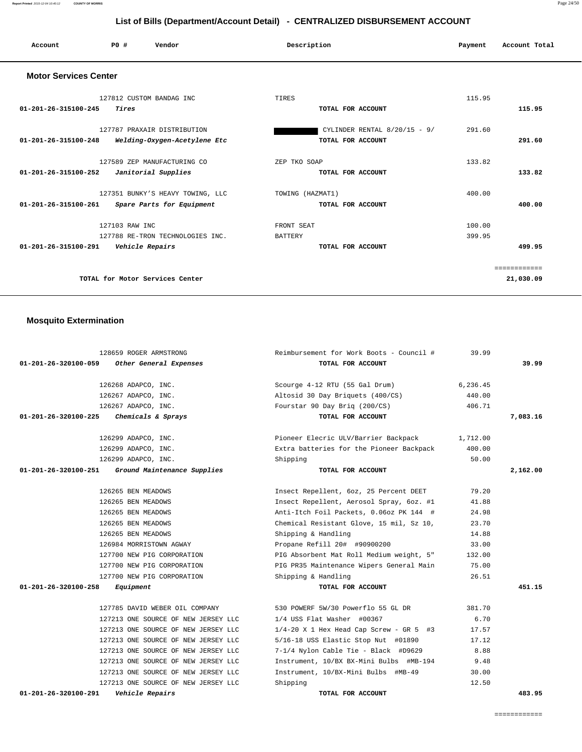# List of Bills (Department/Account Detail) - CENTRALIZED DISBURSEMENT ACCOUNT

| Account | PO # | Vendor | Description | Payment | Account Total |
|---|---|---|---|---|---|

## Motor Services Center

| Account | PO # | Vendor | Description | Payment | Account Total |
|---|---|---|---|---|---|
| | 127812 | CUSTOM BANDAG INC | TIRES | 115.95 | |
| 01-201-26-315100-245 | | *Tires* | TOTAL FOR ACCOUNT | | 115.95 |
| | 127787 | PRAXAIR DISTRIBUTION | CYLINDER RENTAL 8/20/15 - 9/ | 291.60 | |
| 01-201-26-315100-248 | | *Welding-Oxygen-Acetylene Etc* | TOTAL FOR ACCOUNT | | 291.60 |
| | 127589 | ZEP MANUFACTURING CO | ZEP TKO SOAP | 133.82 | |
| 01-201-26-315100-252 | | *Janitorial Supplies* | TOTAL FOR ACCOUNT | | 133.82 |
| | 127351 | BUNKY'S HEAVY TOWING, LLC | TOWING (HAZMAT1) | 400.00 | |
| 01-201-26-315100-261 | | *Spare Parts for Equipment* | TOTAL FOR ACCOUNT | | 400.00 |
| | 127103 | RAW INC | FRONT SEAT | 100.00 | |
| | 127788 | RE-TRON TECHNOLOGIES INC. | BATTERY | 399.95 | |
| 01-201-26-315100-291 | | *Vehicle Repairs* | TOTAL FOR ACCOUNT | | 499.95 |
| | | | | | ============ |
| | | TOTAL for Motor Services Center | | | 21,030.09 |

## Mosquito Extermination

| Account | PO # | Vendor | Description | Payment | Account Total |
|---|---|---|---|---|---|
| | 128659 | ROGER ARMSTRONG | Reimbursement for Work Boots - Council # | 39.99 | |
| 01-201-26-320100-059 | | *Other General Expenses* | TOTAL FOR ACCOUNT | | 39.99 |
| | 126268 | ADAPCO, INC. | Scourge 4-12 RTU (55 Gal Drum) | 6,236.45 | |
| | 126267 | ADAPCO, INC. | Altosid 30 Day Briquets (400/CS) | 440.00 | |
| | 126267 | ADAPCO, INC. | Fourstar 90 Day Briq (200/CS) | 406.71 | |
| 01-201-26-320100-225 | | *Chemicals & Sprays* | TOTAL FOR ACCOUNT | | 7,083.16 |
| | 126299 | ADAPCO, INC. | Pioneer Elecric ULV/Barrier Backpack | 1,712.00 | |
| | 126299 | ADAPCO, INC. | Extra batteries for the Pioneer Backpack | 400.00 | |
| | 126299 | ADAPCO, INC. | Shipping | 50.00 | |
| 01-201-26-320100-251 | | *Ground Maintenance Supplies* | TOTAL FOR ACCOUNT | | 2,162.00 |
| | 126265 | BEN MEADOWS | Insect Repellent, 6oz, 25 Percent DEET | 79.20 | |
| | 126265 | BEN MEADOWS | Insect Repellent, Aerosol Spray, 6oz. #1 | 41.88 | |
| | 126265 | BEN MEADOWS | Anti-Itch Foil Packets, 0.06oz PK 144 # | 24.98 | |
| | 126265 | BEN MEADOWS | Chemical Resistant Glove, 15 mil, Sz 10, | 23.70 | |
| | 126265 | BEN MEADOWS | Shipping & Handling | 14.88 | |
| | 126984 | MORRISTOWN AGWAY | Propane Refill 20# #90900200 | 33.00 | |
| | 127700 | NEW PIG CORPORATION | PIG Absorbent Mat Roll Medium weight, 5" | 132.00 | |
| | 127700 | NEW PIG CORPORATION | PIG PR35 Maintenance Wipers General Main | 75.00 | |
| | 127700 | NEW PIG CORPORATION | Shipping & Handling | 26.51 | |
| 01-201-26-320100-258 | | *Equipment* | TOTAL FOR ACCOUNT | | 451.15 |
| | 127785 | DAVID WEBER OIL COMPANY | 530 POWERF 5W/30 Powerflo 55 GL DR | 381.70 | |
| | 127213 | ONE SOURCE OF NEW JERSEY LLC | 1/4 USS Flat Washer #00367 | 6.70 | |
| | 127213 | ONE SOURCE OF NEW JERSEY LLC | 1/4-20 X 1 Hex Head Cap Screw - GR 5 #3 | 17.57 | |
| | 127213 | ONE SOURCE OF NEW JERSEY LLC | 5/16-18 USS Elastic Stop Nut #01890 | 17.12 | |
| | 127213 | ONE SOURCE OF NEW JERSEY LLC | 7-1/4 Nylon Cable Tie - Black #D9629 | 8.88 | |
| | 127213 | ONE SOURCE OF NEW JERSEY LLC | Instrument, 10/BX BX-Mini Bulbs #MB-194 | 9.48 | |
| | 127213 | ONE SOURCE OF NEW JERSEY LLC | Instrument, 10/BX-Mini Bulbs #MB-49 | 30.00 | |
| | 127213 | ONE SOURCE OF NEW JERSEY LLC | Shipping | 12.50 | |
| 01-201-26-320100-291 | | *Vehicle Repairs* | TOTAL FOR ACCOUNT | | 483.95 |
| | | | | | ============ |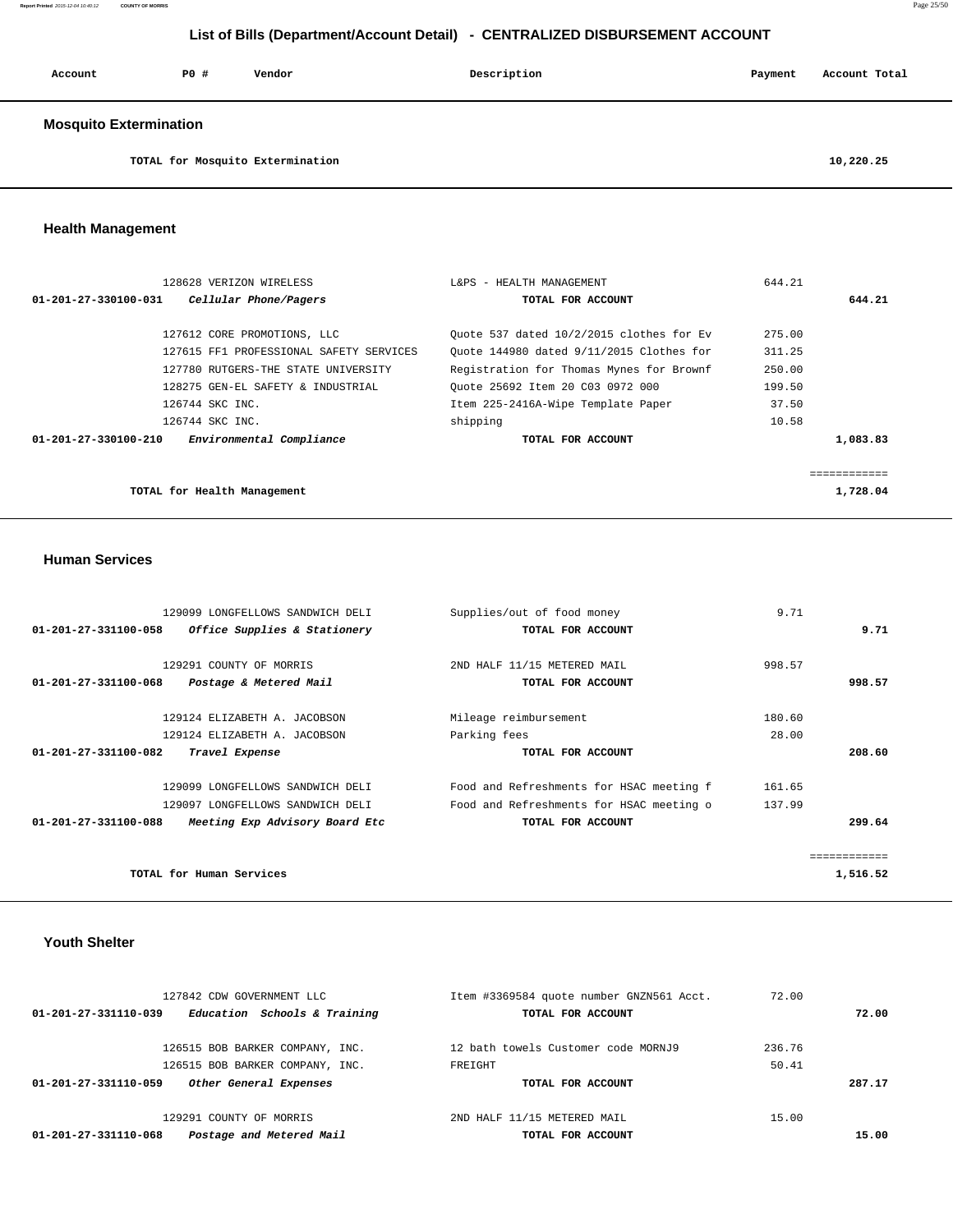## List of Bills (Department/Account Detail) - CENTRALIZED DISBURSEMENT ACCOUNT

| Account | PO # | Vendor | Description | Payment | Account Total |
|---|---|---|---|---|---|

### Mosquito Extermination

| | | | | | |
|---|---|---|---|---|---|
| | | TOTAL for Mosquito Extermination | | | 10,220.25 |

### Health Management

| Account | PO # | Vendor | Description | Payment | Account Total |
|---|---|---|---|---|---|
| | 128628 | VERIZON WIRELESS | L&PS - HEALTH MANAGEMENT | 644.21 | |
| 01-201-27-330100-031 | | *Cellular Phone/Pagers* | TOTAL FOR ACCOUNT | | 644.21 |
| | 127612 | CORE PROMOTIONS, LLC | Quote 537 dated 10/2/2015 clothes for Ev | 275.00 | |
| | 127615 | FF1 PROFESSIONAL SAFETY SERVICES | Quote 144980 dated 9/11/2015 Clothes for | 311.25 | |
| | 127780 | RUTGERS-THE STATE UNIVERSITY | Registration for Thomas Mynes for Brownf | 250.00 | |
| | 128275 | GEN-EL SAFETY & INDUSTRIAL | Quote 25692 Item 20 C03 0972 000 | 199.50 | |
| | 126744 | SKC INC. | Item 225-2416A-Wipe Template Paper | 37.50 | |
| | 126744 | SKC INC. | shipping | 10.58 | |
| 01-201-27-330100-210 | | *Environmental Compliance* | TOTAL FOR ACCOUNT | | 1,083.83 |
| | | TOTAL for Health Management | | | 1,728.04 |

### Human Services

| Account | PO # | Vendor | Description | Payment | Account Total |
|---|---|---|---|---|---|
| | 129099 | LONGFELLOWS SANDWICH DELI | Supplies/out of food money | 9.71 | |
| 01-201-27-331100-058 | | *Office Supplies & Stationery* | TOTAL FOR ACCOUNT | | 9.71 |
| | 129291 | COUNTY OF MORRIS | 2ND HALF 11/15 METERED MAIL | 998.57 | |
| 01-201-27-331100-068 | | *Postage & Metered Mail* | TOTAL FOR ACCOUNT | | 998.57 |
| | 129124 | ELIZABETH A. JACOBSON | Mileage reimbursement | 180.60 | |
| | 129124 | ELIZABETH A. JACOBSON | Parking fees | 28.00 | |
| 01-201-27-331100-082 | | *Travel Expense* | TOTAL FOR ACCOUNT | | 208.60 |
| | 129099 | LONGFELLOWS SANDWICH DELI | Food and Refreshments for HSAC meeting f | 161.65 | |
| | 129097 | LONGFELLOWS SANDWICH DELI | Food and Refreshments for HSAC meeting o | 137.99 | |
| 01-201-27-331100-088 | | *Meeting Exp Advisory Board Etc* | TOTAL FOR ACCOUNT | | 299.64 |
| | | TOTAL for Human Services | | | 1,516.52 |

### Youth Shelter

| Account | PO # | Vendor | Description | Payment | Account Total |
|---|---|---|---|---|---|
| | 127842 | CDW GOVERNMENT LLC | Item #3369584 quote number GNZN561 Acct. | 72.00 | |
| 01-201-27-331110-039 | | *Education Schools & Training* | TOTAL FOR ACCOUNT | | 72.00 |
| | 126515 | BOB BARKER COMPANY, INC. | 12 bath towels Customer code MORNJ9 | 236.76 | |
| | 126515 | BOB BARKER COMPANY, INC. | FREIGHT | 50.41 | |
| 01-201-27-331110-059 | | *Other General Expenses* | TOTAL FOR ACCOUNT | | 287.17 |
| | 129291 | COUNTY OF MORRIS | 2ND HALF 11/15 METERED MAIL | 15.00 | |
| 01-201-27-331110-068 | | *Postage and Metered Mail* | TOTAL FOR ACCOUNT | | 15.00 |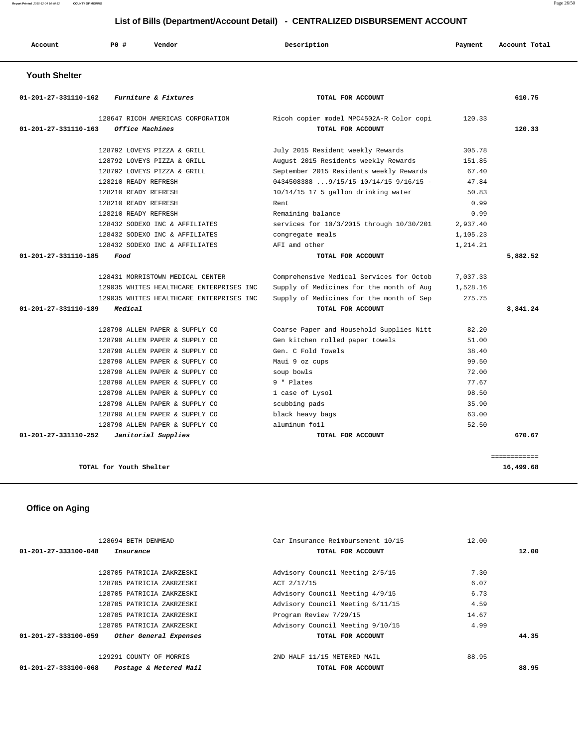## List of Bills (Department/Account Detail) - CENTRALIZED DISBURSEMENT ACCOUNT

| Account | PO # | Vendor | Description | Payment | Account Total |
|---|---|---|---|---|---|

### Youth Shelter

| Account | PO # | Vendor | Description | Payment | Account Total |
|---|---|---|---|---|---|
| 01-201-27-331110-162 | | *Furniture & Fixtures* | TOTAL FOR ACCOUNT | | 610.75 |
| | 128647 | RICOH AMERICAS CORPORATION | Ricoh copier model MPC4502A-R Color copi | 120.33 | |
| 01-201-27-331110-163 | | *Office Machines* | TOTAL FOR ACCOUNT | | 120.33 |
| | 128792 | LOVEYS PIZZA & GRILL | July 2015 Resident weekly Rewards | 305.78 | |
| | 128792 | LOVEYS PIZZA & GRILL | August 2015 Residents weekly Rewards | 151.85 | |
| | 128792 | LOVEYS PIZZA & GRILL | September 2015 Residents weekly Rewards | 67.40 | |
| | 128210 | READY REFRESH | 0434508388 ...9/15/15-10/14/15 9/16/15 - | 47.84 | |
| | 128210 | READY REFRESH | 10/14/15 17 5 gallon drinking water | 50.83 | |
| | 128210 | READY REFRESH | Rent | 0.99 | |
| | 128210 | READY REFRESH | Remaining balance | 0.99 | |
| | 128432 | SODEXO INC & AFFILIATES | services for 10/3/2015 through 10/30/201 | 2,937.40 | |
| | 128432 | SODEXO INC & AFFILIATES | congregate meals | 1,105.23 | |
| | 128432 | SODEXO INC & AFFILIATES | AFI amd other | 1,214.21 | |
| 01-201-27-331110-185 | | *Food* | TOTAL FOR ACCOUNT | | 5,882.52 |
| | 128431 | MORRISTOWN MEDICAL CENTER | Comprehensive Medical Services for Octob | 7,037.33 | |
| | 129035 | WHITES HEALTHCARE ENTERPRISES INC | Supply of Medicines for the month of Aug | 1,528.16 | |
| | 129035 | WHITES HEALTHCARE ENTERPRISES INC | Supply of Medicines for the month of Sep | 275.75 | |
| 01-201-27-331110-189 | | *Medical* | TOTAL FOR ACCOUNT | | 8,841.24 |
| | 128790 | ALLEN PAPER & SUPPLY CO | Coarse Paper and Household Supplies Nitt | 82.20 | |
| | 128790 | ALLEN PAPER & SUPPLY CO | Gen kitchen rolled paper towels | 51.00 | |
| | 128790 | ALLEN PAPER & SUPPLY CO | Gen. C Fold Towels | 38.40 | |
| | 128790 | ALLEN PAPER & SUPPLY CO | Maui 9 oz cups | 99.50 | |
| | 128790 | ALLEN PAPER & SUPPLY CO | soup bowls | 72.00 | |
| | 128790 | ALLEN PAPER & SUPPLY CO | 9 " Plates | 77.67 | |
| | 128790 | ALLEN PAPER & SUPPLY CO | 1 case of Lysol | 98.50 | |
| | 128790 | ALLEN PAPER & SUPPLY CO | scubbing pads | 35.90 | |
| | 128790 | ALLEN PAPER & SUPPLY CO | black heavy bags | 63.00 | |
| | 128790 | ALLEN PAPER & SUPPLY CO | aluminum foil | 52.50 | |
| 01-201-27-331110-252 | | *Janitorial Supplies* | TOTAL FOR ACCOUNT | | 670.67 |
| | | TOTAL for Youth Shelter | | | 16,499.68 |

### Office on Aging

| Account | PO # | Vendor | Description | Payment | Account Total |
|---|---|---|---|---|---|
| | 128694 | BETH DENMEAD | Car Insurance Reimbursement 10/15 | 12.00 | |
| 01-201-27-333100-048 | | *Insurance* | TOTAL FOR ACCOUNT | | 12.00 |
| | 128705 | PATRICIA ZAKRZESKI | Advisory Council Meeting 2/5/15 | 7.30 | |
| | 128705 | PATRICIA ZAKRZESKI | ACT 2/17/15 | 6.07 | |
| | 128705 | PATRICIA ZAKRZESKI | Advisory Council Meeting 4/9/15 | 6.73 | |
| | 128705 | PATRICIA ZAKRZESKI | Advisory Council Meeting 6/11/15 | 4.59 | |
| | 128705 | PATRICIA ZAKRZESKI | Program Review 7/29/15 | 14.67 | |
| | 128705 | PATRICIA ZAKRZESKI | Advisory Council Meeting 9/10/15 | 4.99 | |
| 01-201-27-333100-059 | | *Other General Expenses* | TOTAL FOR ACCOUNT | | 44.35 |
| | 129291 | COUNTY OF MORRIS | 2ND HALF 11/15 METERED MAIL | 88.95 | |
| 01-201-27-333100-068 | | *Postage & Metered Mail* | TOTAL FOR ACCOUNT | | 88.95 |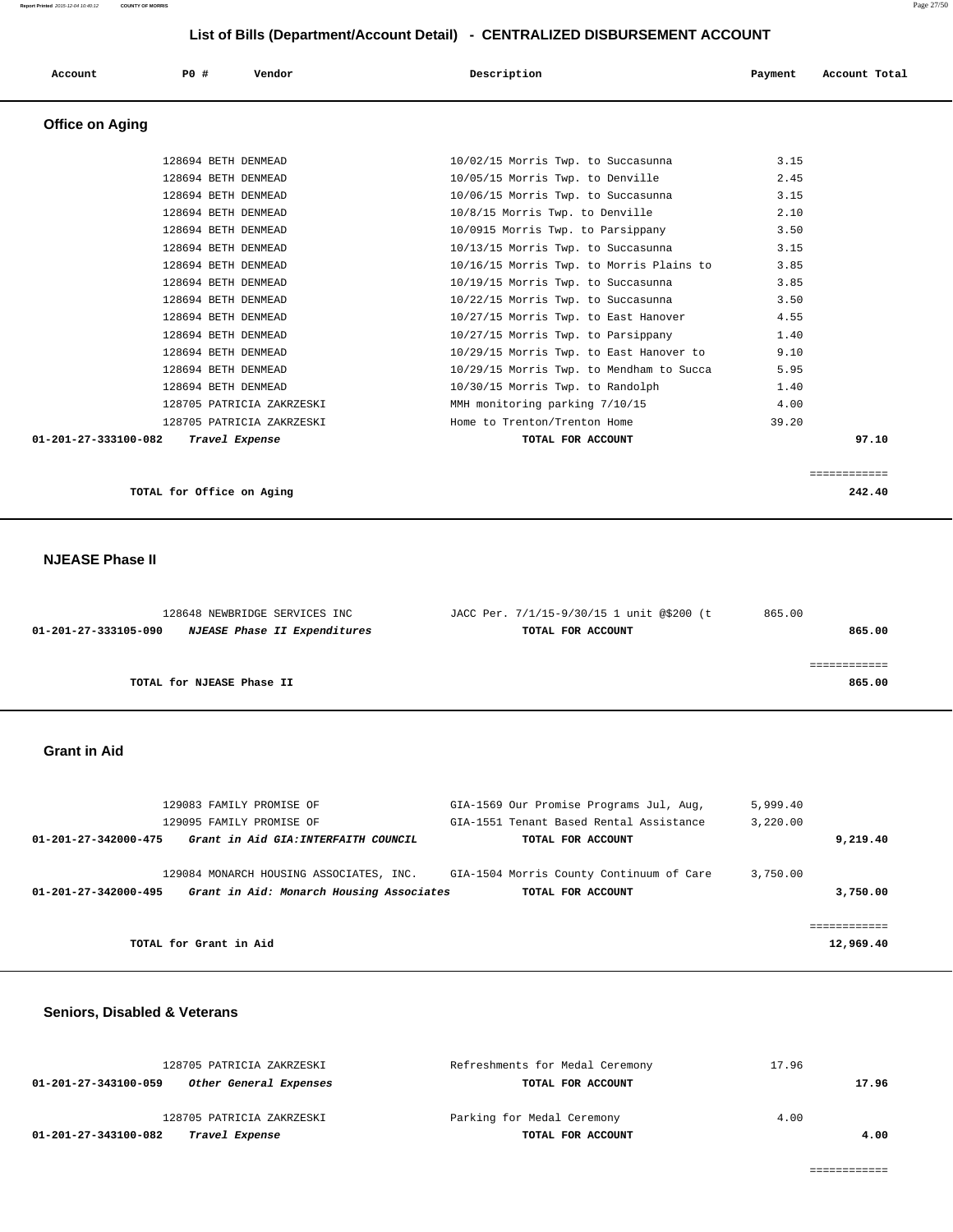## List of Bills (Department/Account Detail) - CENTRALIZED DISBURSEMENT ACCOUNT

| Account | PO # | Vendor | Description | Payment | Account Total |
|---|---|---|---|---|---|

### Office on Aging

| Account | PO # | Vendor | Description | Payment | Account Total |
|---|---|---|---|---|---|
| | 128694 | BETH DENMEAD | 10/02/15 Morris Twp. to Succasunna | 3.15 | |
| | 128694 | BETH DENMEAD | 10/05/15 Morris Twp. to Denville | 2.45 | |
| | 128694 | BETH DENMEAD | 10/06/15 Morris Twp. to Succasunna | 3.15 | |
| | 128694 | BETH DENMEAD | 10/8/15 Morris Twp. to Denville | 2.10 | |
| | 128694 | BETH DENMEAD | 10/0915 Morris Twp. to Parsippany | 3.50 | |
| | 128694 | BETH DENMEAD | 10/13/15 Morris Twp. to Succasunna | 3.15 | |
| | 128694 | BETH DENMEAD | 10/16/15 Morris Twp. to Morris Plains to | 3.85 | |
| | 128694 | BETH DENMEAD | 10/19/15 Morris Twp. to Succasunna | 3.85 | |
| | 128694 | BETH DENMEAD | 10/22/15 Morris Twp. to Succasunna | 3.50 | |
| | 128694 | BETH DENMEAD | 10/27/15 Morris Twp. to East Hanover | 4.55 | |
| | 128694 | BETH DENMEAD | 10/27/15 Morris Twp. to Parsippany | 1.40 | |
| | 128694 | BETH DENMEAD | 10/29/15 Morris Twp. to East Hanover to | 9.10 | |
| | 128694 | BETH DENMEAD | 10/29/15 Morris Twp. to Mendham to Succa | 5.95 | |
| | 128694 | BETH DENMEAD | 10/30/15 Morris Twp. to Randolph | 1.40 | |
| | 128705 | PATRICIA ZAKRZESKI | MMH monitoring parking 7/10/15 | 4.00 | |
| | 128705 | PATRICIA ZAKRZESKI | Home to Trenton/Trenton Home | 39.20 | |
| **01-201-27-333100-082** | | ***Travel Expense*** | **TOTAL FOR ACCOUNT** | | **97.10** |

**TOTAL for Office on Aging** — **242.40**

### NJEASE Phase II

| Account | PO # | Vendor | Description | Payment | Account Total |
|---|---|---|---|---|---|
| | 128648 | NEWBRIDGE SERVICES INC | JACC Per. 7/1/15-9/30/15 1 unit @$200 (t | 865.00 | |
| **01-201-27-333105-090** | | ***NJEASE Phase II Expenditures*** | **TOTAL FOR ACCOUNT** | | **865.00** |

**TOTAL for NJEASE Phase II** — **865.00**

### Grant in Aid

| Account | PO # | Vendor | Description | Payment | Account Total |
|---|---|---|---|---|---|
| | 129083 | FAMILY PROMISE OF | GIA-1569 Our Promise Programs Jul, Aug, | 5,999.40 | |
| | 129095 | FAMILY PROMISE OF | GIA-1551 Tenant Based Rental Assistance | 3,220.00 | |
| **01-201-27-342000-475** | | ***Grant in Aid GIA:INTERFAITH COUNCIL*** | **TOTAL FOR ACCOUNT** | | **9,219.40** |
| | 129084 | MONARCH HOUSING ASSOCIATES, INC. | GIA-1504 Morris County Continuum of Care | 3,750.00 | |
| **01-201-27-342000-495** | | ***Grant in Aid: Monarch Housing Associates*** | **TOTAL FOR ACCOUNT** | | **3,750.00** |

**TOTAL for Grant in Aid** — **12,969.40**

### Seniors, Disabled & Veterans

| Account | PO # | Vendor | Description | Payment | Account Total |
|---|---|---|---|---|---|
| | 128705 | PATRICIA ZAKRZESKI | Refreshments for Medal Ceremony | 17.96 | |
| **01-201-27-343100-059** | | ***Other General Expenses*** | **TOTAL FOR ACCOUNT** | | **17.96** |
| | 128705 | PATRICIA ZAKRZESKI | Parking for Medal Ceremony | 4.00 | |
| **01-201-27-343100-082** | | ***Travel Expense*** | **TOTAL FOR ACCOUNT** | | **4.00** |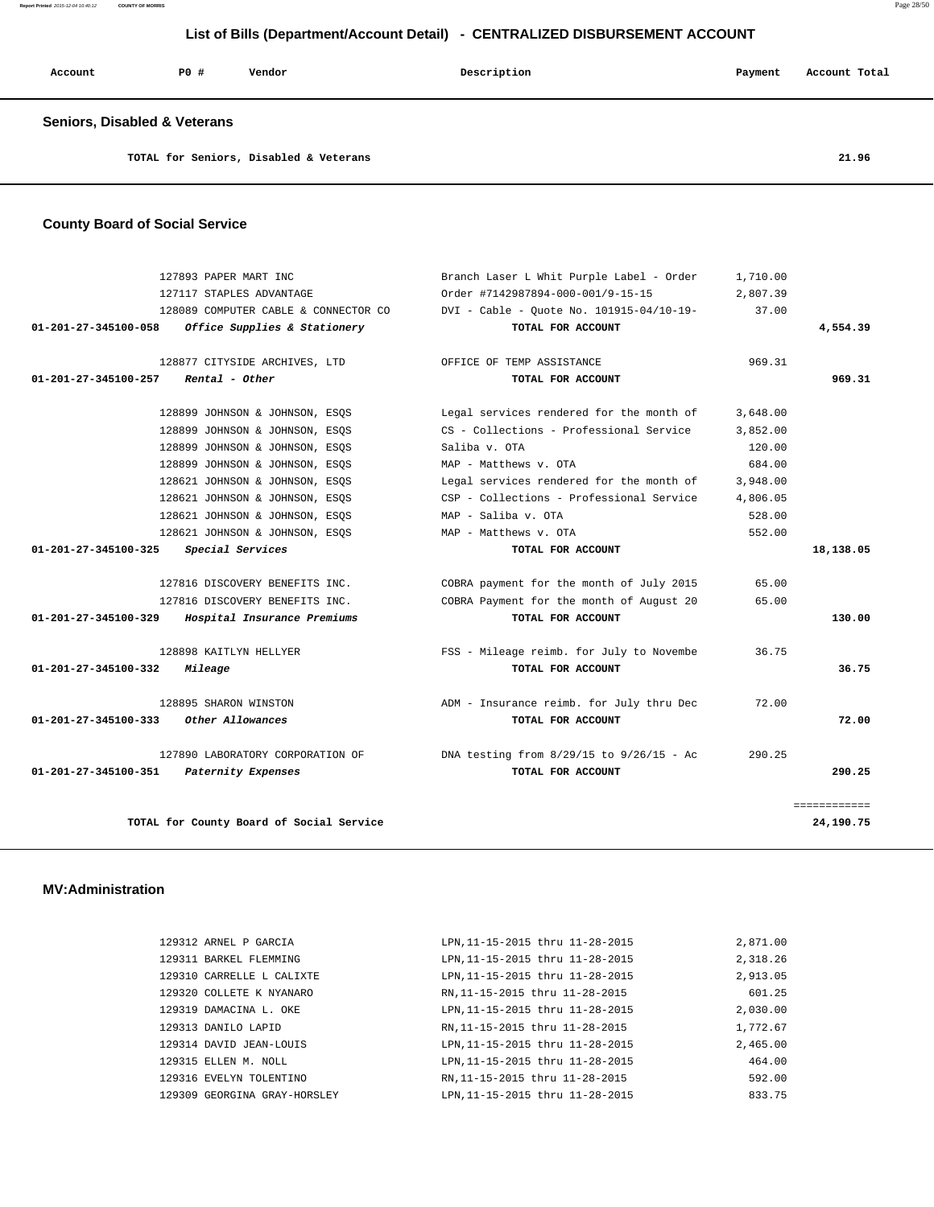## List of Bills (Department/Account Detail) - CENTRALIZED DISBURSEMENT ACCOUNT

| Account | PO # | Vendor | Description | Payment | Account Total |
|---|---|---|---|---|---|

### Seniors, Disabled & Veterans

| | | | | | |
|---|---|---|---|---|---|
| | | TOTAL for Seniors, Disabled & Veterans | | | 21.96 |

### County Board of Social Service

| Account | PO # | Vendor | Description | Payment | Account Total |
|---|---|---|---|---|---|
| | 127893 | PAPER MART INC | Branch Laser L Whit Purple Label - Order | 1,710.00 | |
| | 127117 | STAPLES ADVANTAGE | Order #7142987894-000-001/9-15-15 | 2,807.39 | |
| | 128089 | COMPUTER CABLE & CONNECTOR CO | DVI - Cable - Quote No. 101915-04/10-19- | 37.00 | |
| 01-201-27-345100-058 | | *Office Supplies & Stationery* | TOTAL FOR ACCOUNT | | 4,554.39 |
| | 128877 | CITYSIDE ARCHIVES, LTD | OFFICE OF TEMP ASSISTANCE | 969.31 | |
| 01-201-27-345100-257 | | *Rental - Other* | TOTAL FOR ACCOUNT | | 969.31 |
| | 128899 | JOHNSON & JOHNSON, ESQS | Legal services rendered for the month of | 3,648.00 | |
| | 128899 | JOHNSON & JOHNSON, ESQS | CS - Collections - Professional Service | 3,852.00 | |
| | 128899 | JOHNSON & JOHNSON, ESQS | Saliba v. OTA | 120.00 | |
| | 128899 | JOHNSON & JOHNSON, ESQS | MAP - Matthews v. OTA | 684.00 | |
| | 128621 | JOHNSON & JOHNSON, ESQS | Legal services rendered for the month of | 3,948.00 | |
| | 128621 | JOHNSON & JOHNSON, ESQS | CSP - Collections - Professional Service | 4,806.05 | |
| | 128621 | JOHNSON & JOHNSON, ESQS | MAP - Saliba v. OTA | 528.00 | |
| | 128621 | JOHNSON & JOHNSON, ESQS | MAP - Matthews v. OTA | 552.00 | |
| 01-201-27-345100-325 | | *Special Services* | TOTAL FOR ACCOUNT | | 18,138.05 |
| | 127816 | DISCOVERY BENEFITS INC. | COBRA payment for the month of July 2015 | 65.00 | |
| | 127816 | DISCOVERY BENEFITS INC. | COBRA Payment for the month of August 20 | 65.00 | |
| 01-201-27-345100-329 | | *Hospital Insurance Premiums* | TOTAL FOR ACCOUNT | | 130.00 |
| | 128898 | KAITLYN HELLYER | FSS - Mileage reimb. for July to Novembe | 36.75 | |
| 01-201-27-345100-332 | | *Mileage* | TOTAL FOR ACCOUNT | | 36.75 |
| | 128895 | SHARON WINSTON | ADM - Insurance reimb. for July thru Dec | 72.00 | |
| 01-201-27-345100-333 | | *Other Allowances* | TOTAL FOR ACCOUNT | | 72.00 |
| | 127890 | LABORATORY CORPORATION OF | DNA testing from 8/29/15 to 9/26/15 - Ac | 290.25 | |
| 01-201-27-345100-351 | | *Paternity Expenses* | TOTAL FOR ACCOUNT | | 290.25 |
| | | TOTAL for County Board of Social Service | | | 24,190.75 |

### MV:Administration

| Account | PO # | Vendor | Description | Payment | Account Total |
|---|---|---|---|---|---|
| | 129312 | ARNEL P GARCIA | LPN,11-15-2015 thru 11-28-2015 | 2,871.00 | |
| | 129311 | BARKEL FLEMMING | LPN,11-15-2015 thru 11-28-2015 | 2,318.26 | |
| | 129310 | CARRELLE L CALIXTE | LPN,11-15-2015 thru 11-28-2015 | 2,913.05 | |
| | 129320 | COLLETE K NYANARO | RN,11-15-2015 thru 11-28-2015 | 601.25 | |
| | 129319 | DAMACINA L. OKE | LPN,11-15-2015 thru 11-28-2015 | 2,030.00 | |
| | 129313 | DANILO LAPID | RN,11-15-2015 thru 11-28-2015 | 1,772.67 | |
| | 129314 | DAVID JEAN-LOUIS | LPN,11-15-2015 thru 11-28-2015 | 2,465.00 | |
| | 129315 | ELLEN M. NOLL | LPN,11-15-2015 thru 11-28-2015 | 464.00 | |
| | 129316 | EVELYN TOLENTINO | RN,11-15-2015 thru 11-28-2015 | 592.00 | |
| | 129309 | GEORGINA GRAY-HORSLEY | LPN,11-15-2015 thru 11-28-2015 | 833.75 | |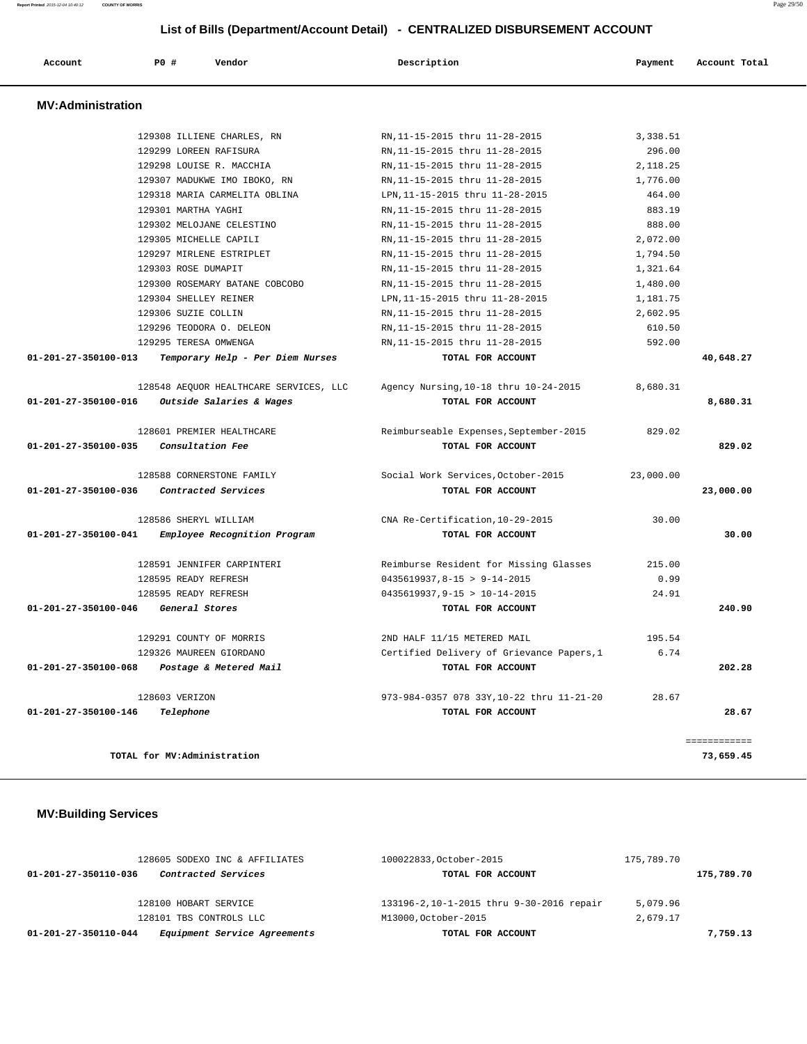## List of Bills (Department/Account Detail) - CENTRALIZED DISBURSEMENT ACCOUNT

| Account | PO # | Vendor | Description | Payment | Account Total |
|---|---|---|---|---|---|

### MV:Administration

| Account | PO # | Vendor | Description | Payment | Account Total |
|---|---|---|---|---|---|
| | 129308 | ILLIENE CHARLES, RN | RN,11-15-2015 thru 11-28-2015 | 3,338.51 | |
| | 129299 | LOREEN RAFISURA | RN,11-15-2015 thru 11-28-2015 | 296.00 | |
| | 129298 | LOUISE R. MACCHIA | RN,11-15-2015 thru 11-28-2015 | 2,118.25 | |
| | 129307 | MADUKWE IMO IBOKO, RN | RN,11-15-2015 thru 11-28-2015 | 1,776.00 | |
| | 129318 | MARIA CARMELITA OBLINA | LPN,11-15-2015 thru 11-28-2015 | 464.00 | |
| | 129301 | MARTHA YAGHI | RN,11-15-2015 thru 11-28-2015 | 883.19 | |
| | 129302 | MELOJANE CELESTINO | RN,11-15-2015 thru 11-28-2015 | 888.00 | |
| | 129305 | MICHELLE CAPILI | RN,11-15-2015 thru 11-28-2015 | 2,072.00 | |
| | 129297 | MIRLENE ESTRIPLET | RN,11-15-2015 thru 11-28-2015 | 1,794.50 | |
| | 129303 | ROSE DUMAPIT | RN,11-15-2015 thru 11-28-2015 | 1,321.64 | |
| | 129300 | ROSEMARY BATANE COBCOBO | RN,11-15-2015 thru 11-28-2015 | 1,480.00 | |
| | 129304 | SHELLEY REINER | LPN,11-15-2015 thru 11-28-2015 | 1,181.75 | |
| | 129306 | SUZIE COLLIN | RN,11-15-2015 thru 11-28-2015 | 2,602.95 | |
| | 129296 | TEODORA O. DELEON | RN,11-15-2015 thru 11-28-2015 | 610.50 | |
| | 129295 | TERESA OMWENGA | RN,11-15-2015 thru 11-28-2015 | 592.00 | |
| **01-201-27-350100-013** | | *Temporary Help - Per Diem Nurses* | **TOTAL FOR ACCOUNT** | | **40,648.27** |
| | 128548 | AEQUOR HEALTHCARE SERVICES, LLC | Agency Nursing,10-18 thru 10-24-2015 | 8,680.31 | |
| **01-201-27-350100-016** | | *Outside Salaries & Wages* | **TOTAL FOR ACCOUNT** | | **8,680.31** |
| | 128601 | PREMIER HEALTHCARE | Reimburseable Expenses,September-2015 | 829.02 | |
| **01-201-27-350100-035** | | *Consultation Fee* | **TOTAL FOR ACCOUNT** | | **829.02** |
| | 128588 | CORNERSTONE FAMILY | Social Work Services,October-2015 | 23,000.00 | |
| **01-201-27-350100-036** | | *Contracted Services* | **TOTAL FOR ACCOUNT** | | **23,000.00** |
| | 128586 | SHERYL WILLIAM | CNA Re-Certification,10-29-2015 | 30.00 | |
| **01-201-27-350100-041** | | *Employee Recognition Program* | **TOTAL FOR ACCOUNT** | | **30.00** |
| | 128591 | JENNIFER CARPINTERI | Reimburse Resident for Missing Glasses | 215.00 | |
| | 128595 | READY REFRESH | 0435619937,8-15 > 9-14-2015 | 0.99 | |
| | 128595 | READY REFRESH | 0435619937,9-15 > 10-14-2015 | 24.91 | |
| **01-201-27-350100-046** | | *General Stores* | **TOTAL FOR ACCOUNT** | | **240.90** |
| | 129291 | COUNTY OF MORRIS | 2ND HALF 11/15 METERED MAIL | 195.54 | |
| | 129326 | MAUREEN GIORDANO | Certified Delivery of Grievance Papers,1 | 6.74 | |
| **01-201-27-350100-068** | | *Postage & Metered Mail* | **TOTAL FOR ACCOUNT** | | **202.28** |
| | 128603 | VERIZON | 973-984-0357 078 33Y,10-22 thru 11-21-20 | 28.67 | |
| **01-201-27-350100-146** | | *Telephone* | **TOTAL FOR ACCOUNT** | | **28.67** |
| | | | | | ============ |
| | | **TOTAL for MV:Administration** | | | **73,659.45** |

### MV:Building Services

| Account | PO # | Vendor | Description | Payment | Account Total |
|---|---|---|---|---|---|
| | 128605 | SODEXO INC & AFFILIATES | 100022833,October-2015 | 175,789.70 | |
| **01-201-27-350110-036** | | *Contracted Services* | **TOTAL FOR ACCOUNT** | | **175,789.70** |
| | 128100 | HOBART SERVICE | 133196-2,10-1-2015 thru 9-30-2016 repair | 5,079.96 | |
| | 128101 | TBS CONTROLS LLC | M13000,October-2015 | 2,679.17 | |
| **01-201-27-350110-044** | | *Equipment Service Agreements* | **TOTAL FOR ACCOUNT** | | **7,759.13** |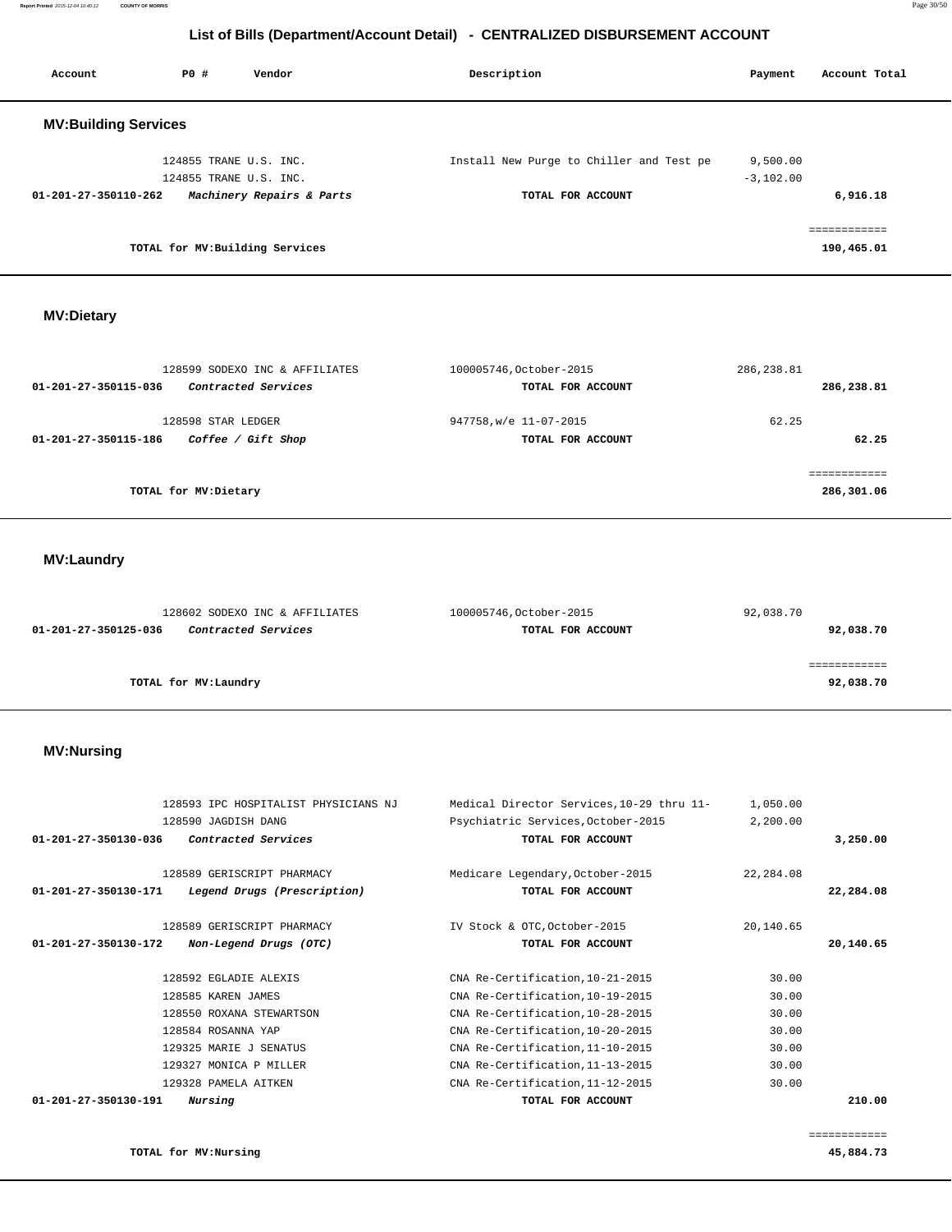# List of Bills (Department/Account Detail) - CENTRALIZED DISBURSEMENT ACCOUNT

| Account | PO # | Vendor | Description | Payment | Account Total |
|---|---|---|---|---|---|

## MV:Building Services

| Account | PO # | Vendor | Description | Payment | Account Total |
|---|---|---|---|---|---|
| | 124855 | TRANE U.S. INC. | Install New Purge to Chiller and Test pe | 9,500.00 | |
| | 124855 | TRANE U.S. INC. | | -3,102.00 | |
| 01-201-27-350110-262 | | *Machinery Repairs & Parts* | TOTAL FOR ACCOUNT | | 6,916.18 |
| | | | | | ============ |
| | | TOTAL for MV:Building Services | | | 190,465.01 |

## MV:Dietary

| Account | PO # | Vendor | Description | Payment | Account Total |
|---|---|---|---|---|---|
| | 128599 | SODEXO INC & AFFILIATES | 100005746,October-2015 | 286,238.81 | |
| 01-201-27-350115-036 | | *Contracted Services* | TOTAL FOR ACCOUNT | | 286,238.81 |
| | 128598 | STAR LEDGER | 947758,w/e 11-07-2015 | 62.25 | |
| 01-201-27-350115-186 | | *Coffee / Gift Shop* | TOTAL FOR ACCOUNT | | 62.25 |
| | | | | | ============ |
| | | TOTAL for MV:Dietary | | | 286,301.06 |

## MV:Laundry

| Account | PO # | Vendor | Description | Payment | Account Total |
|---|---|---|---|---|---|
| | 128602 | SODEXO INC & AFFILIATES | 100005746,October-2015 | 92,038.70 | |
| 01-201-27-350125-036 | | *Contracted Services* | TOTAL FOR ACCOUNT | | 92,038.70 |
| | | | | | ============ |
| | | TOTAL for MV:Laundry | | | 92,038.70 |

## MV:Nursing

| Account | PO # | Vendor | Description | Payment | Account Total |
|---|---|---|---|---|---|
| | 128593 | IPC HOSPITALIST PHYSICIANS NJ | Medical Director Services,10-29 thru 11- | 1,050.00 | |
| | 128590 | JAGDISH DANG | Psychiatric Services,October-2015 | 2,200.00 | |
| 01-201-27-350130-036 | | *Contracted Services* | TOTAL FOR ACCOUNT | | 3,250.00 |
| | 128589 | GERISCRIPT PHARMACY | Medicare Legendary,October-2015 | 22,284.08 | |
| 01-201-27-350130-171 | | *Legend Drugs (Prescription)* | TOTAL FOR ACCOUNT | | 22,284.08 |
| | 128589 | GERISCRIPT PHARMACY | IV Stock & OTC,October-2015 | 20,140.65 | |
| 01-201-27-350130-172 | | *Non-Legend Drugs (OTC)* | TOTAL FOR ACCOUNT | | 20,140.65 |
| | 128592 | EGLADIE ALEXIS | CNA Re-Certification,10-21-2015 | 30.00 | |
| | 128585 | KAREN JAMES | CNA Re-Certification,10-19-2015 | 30.00 | |
| | 128550 | ROXANA STEWARTSON | CNA Re-Certification,10-28-2015 | 30.00 | |
| | 128584 | ROSANNA YAP | CNA Re-Certification,10-20-2015 | 30.00 | |
| | 129325 | MARIE J SENATUS | CNA Re-Certification,11-10-2015 | 30.00 | |
| | 129327 | MONICA P MILLER | CNA Re-Certification,11-13-2015 | 30.00 | |
| | 129328 | PAMELA AITKEN | CNA Re-Certification,11-12-2015 | 30.00 | |
| 01-201-27-350130-191 | | *Nursing* | TOTAL FOR ACCOUNT | | 210.00 |
| | | | | | ============ |
| | | TOTAL for MV:Nursing | | | 45,884.73 |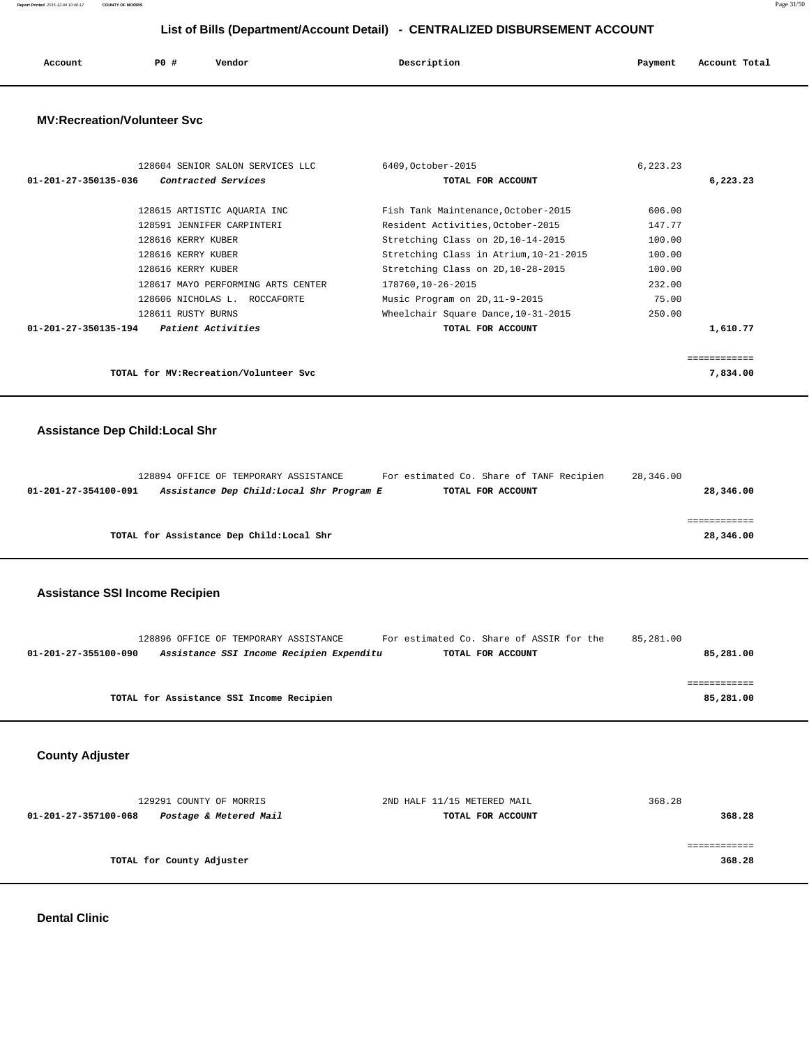## List of Bills (Department/Account Detail) - CENTRALIZED DISBURSEMENT ACCOUNT

| Account | PO # | Vendor | Description | Payment | Account Total |
|---|---|---|---|---|---|

### MV:Recreation/Volunteer Svc

| Account | PO # | Vendor | Description | Payment | Account Total |
|---|---|---|---|---|---|
| | 128604 | SENIOR SALON SERVICES LLC | 6409,October-2015 | 6,223.23 | |
| 01-201-27-350135-036 | | *Contracted Services* | **TOTAL FOR ACCOUNT** | | **6,223.23** |
| | 128615 | ARTISTIC AQUARIA INC | Fish Tank Maintenance,October-2015 | 606.00 | |
| | 128591 | JENNIFER CARPINTERI | Resident Activities,October-2015 | 147.77 | |
| | 128616 | KERRY KUBER | Stretching Class on 2D,10-14-2015 | 100.00 | |
| | 128616 | KERRY KUBER | Stretching Class in Atrium,10-21-2015 | 100.00 | |
| | 128616 | KERRY KUBER | Stretching Class on 2D,10-28-2015 | 100.00 | |
| | 128617 | MAYO PERFORMING ARTS CENTER | 178760,10-26-2015 | 232.00 | |
| | 128606 | NICHOLAS L. ROCCAFORTE | Music Program on 2D,11-9-2015 | 75.00 | |
| | 128611 | RUSTY BURNS | Wheelchair Square Dance,10-31-2015 | 250.00 | |
| 01-201-27-350135-194 | | *Patient Activities* | **TOTAL FOR ACCOUNT** | | **1,610.77** |
| | | | | | ============ |
| | | **TOTAL for MV:Recreation/Volunteer Svc** | | | **7,834.00** |

### Assistance Dep Child:Local Shr

| Account | PO # | Vendor | Description | Payment | Account Total |
|---|---|---|---|---|---|
| | 128894 | OFFICE OF TEMPORARY ASSISTANCE | For estimated Co. Share of TANF Recipien | 28,346.00 | |
| 01-201-27-354100-091 | | *Assistance Dep Child:Local Shr Program E* | **TOTAL FOR ACCOUNT** | | **28,346.00** |
| | | | | | ============ |
| | | **TOTAL for Assistance Dep Child:Local Shr** | | | **28,346.00** |

### Assistance SSI Income Recipien

| Account | PO # | Vendor | Description | Payment | Account Total |
|---|---|---|---|---|---|
| | 128896 | OFFICE OF TEMPORARY ASSISTANCE | For estimated Co. Share of ASSIR for the | 85,281.00 | |
| 01-201-27-355100-090 | | *Assistance SSI Income Recipien Expenditu* | **TOTAL FOR ACCOUNT** | | **85,281.00** |
| | | | | | ============ |
| | | **TOTAL for Assistance SSI Income Recipien** | | | **85,281.00** |

### County Adjuster

| Account | PO # | Vendor | Description | Payment | Account Total |
|---|---|---|---|---|---|
| | 129291 | COUNTY OF MORRIS | 2ND HALF 11/15 METERED MAIL | 368.28 | |
| 01-201-27-357100-068 | | *Postage & Metered Mail* | **TOTAL FOR ACCOUNT** | | **368.28** |
| | | | | | ============ |
| | | **TOTAL for County Adjuster** | | | **368.28** |

### Dental Clinic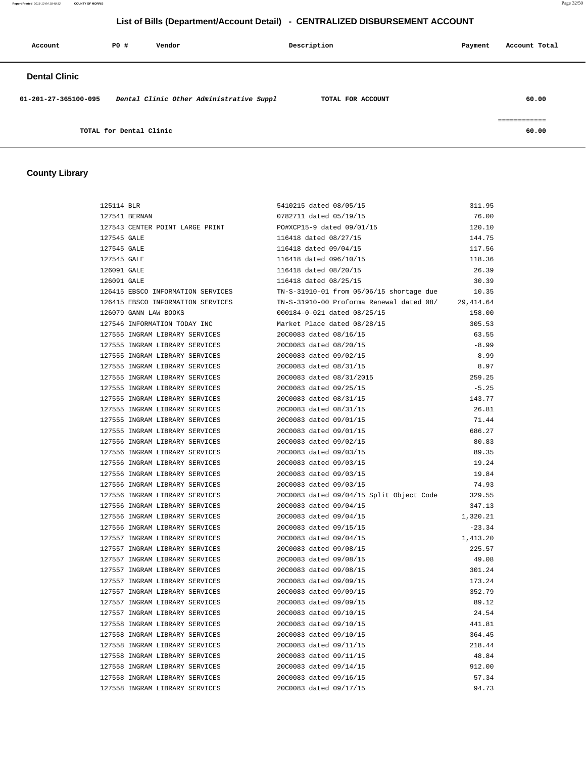# List of Bills (Department/Account Detail) - CENTRALIZED DISBURSEMENT ACCOUNT

| Account | PO # | Vendor | Description | Payment | Account Total |
|---|---|---|---|---|---|

## Dental Clinic

| Account | PO # | Vendor | Description | Payment | Account Total |
|---|---|---|---|---|---|
| 01-201-27-365100-095 | | *Dental Clinic Other Administrative Suppl* | **TOTAL FOR ACCOUNT** | | **60.00** |
| | | | | | ============ |
| **TOTAL for Dental Clinic** | | | | | **60.00** |

## County Library

| Account | PO # | Vendor | Description | Payment | Account Total |
|---|---|---|---|---|---|
| | 125114 | BLR | 5410215 dated 08/05/15 | 311.95 | |
| | 127541 | BERNAN | 0782711 dated 05/19/15 | 76.00 | |
| | 127543 | CENTER POINT LARGE PRINT | PO#XCP15-9 dated 09/01/15 | 120.10 | |
| | 127545 | GALE | 116418 dated 08/27/15 | 144.75 | |
| | 127545 | GALE | 116418 dated 09/04/15 | 117.56 | |
| | 127545 | GALE | 116418 dated 096/10/15 | 118.36 | |
| | 126091 | GALE | 116418 dated 08/20/15 | 26.39 | |
| | 126091 | GALE | 116418 dated 08/25/15 | 30.39 | |
| | 126415 | EBSCO INFORMATION SERVICES | TN-S-31910-01 from 05/06/15 shortage due | 10.35 | |
| | 126415 | EBSCO INFORMATION SERVICES | TN-S-31910-00 Proforma Renewal dated 08/ | 29,414.64 | |
| | 126079 | GANN LAW BOOKS | 000184-0-021 dated 08/25/15 | 158.00 | |
| | 127546 | INFORMATION TODAY INC | Market Place dated 08/28/15 | 305.53 | |
| | 127555 | INGRAM LIBRARY SERVICES | 20C0083 dated 08/16/15 | 63.55 | |
| | 127555 | INGRAM LIBRARY SERVICES | 20C0083 dated 08/20/15 | -8.99 | |
| | 127555 | INGRAM LIBRARY SERVICES | 20C0083 dated 09/02/15 | 8.99 | |
| | 127555 | INGRAM LIBRARY SERVICES | 20C0083 dated 08/31/15 | 8.97 | |
| | 127555 | INGRAM LIBRARY SERVICES | 20C0083 dated 08/31/2015 | 259.25 | |
| | 127555 | INGRAM LIBRARY SERVICES | 20C0083 dated 09/25/15 | -5.25 | |
| | 127555 | INGRAM LIBRARY SERVICES | 20C0083 dated 08/31/15 | 143.77 | |
| | 127555 | INGRAM LIBRARY SERVICES | 20C0083 dated 08/31/15 | 26.81 | |
| | 127555 | INGRAM LIBRARY SERVICES | 20C0083 dated 09/01/15 | 71.44 | |
| | 127555 | INGRAM LIBRARY SERVICES | 20C0083 dated 09/01/15 | 686.27 | |
| | 127556 | INGRAM LIBRARY SERVICES | 20C0083 dated 09/02/15 | 80.83 | |
| | 127556 | INGRAM LIBRARY SERVICES | 20C0083 dated 09/03/15 | 89.35 | |
| | 127556 | INGRAM LIBRARY SERVICES | 20C0083 dated 09/03/15 | 19.24 | |
| | 127556 | INGRAM LIBRARY SERVICES | 20C0083 dated 09/03/15 | 19.84 | |
| | 127556 | INGRAM LIBRARY SERVICES | 20C0083 dated 09/03/15 | 74.93 | |
| | 127556 | INGRAM LIBRARY SERVICES | 20C0083 dated 09/04/15 Split Object Code | 329.55 | |
| | 127556 | INGRAM LIBRARY SERVICES | 20C0083 dated 09/04/15 | 347.13 | |
| | 127556 | INGRAM LIBRARY SERVICES | 20C0083 dated 09/04/15 | 1,320.21 | |
| | 127556 | INGRAM LIBRARY SERVICES | 20C0083 dated 09/15/15 | -23.34 | |
| | 127557 | INGRAM LIBRARY SERVICES | 20C0083 dated 09/04/15 | 1,413.20 | |
| | 127557 | INGRAM LIBRARY SERVICES | 20C0083 dated 09/08/15 | 225.57 | |
| | 127557 | INGRAM LIBRARY SERVICES | 20C0083 dated 09/08/15 | 49.08 | |
| | 127557 | INGRAM LIBRARY SERVICES | 20C0083 dated 09/08/15 | 301.24 | |
| | 127557 | INGRAM LIBRARY SERVICES | 20C0083 dated 09/09/15 | 173.24 | |
| | 127557 | INGRAM LIBRARY SERVICES | 20C0083 dated 09/09/15 | 352.79 | |
| | 127557 | INGRAM LIBRARY SERVICES | 20C0083 dated 09/09/15 | 89.12 | |
| | 127557 | INGRAM LIBRARY SERVICES | 20C0083 dated 09/10/15 | 24.54 | |
| | 127558 | INGRAM LIBRARY SERVICES | 20C0083 dated 09/10/15 | 441.81 | |
| | 127558 | INGRAM LIBRARY SERVICES | 20C0083 dated 09/10/15 | 364.45 | |
| | 127558 | INGRAM LIBRARY SERVICES | 20C0083 dated 09/11/15 | 218.44 | |
| | 127558 | INGRAM LIBRARY SERVICES | 20C0083 dated 09/11/15 | 48.84 | |
| | 127558 | INGRAM LIBRARY SERVICES | 20C0083 dated 09/14/15 | 912.00 | |
| | 127558 | INGRAM LIBRARY SERVICES | 20C0083 dated 09/16/15 | 57.34 | |
| | 127558 | INGRAM LIBRARY SERVICES | 20C0083 dated 09/17/15 | 94.73 | |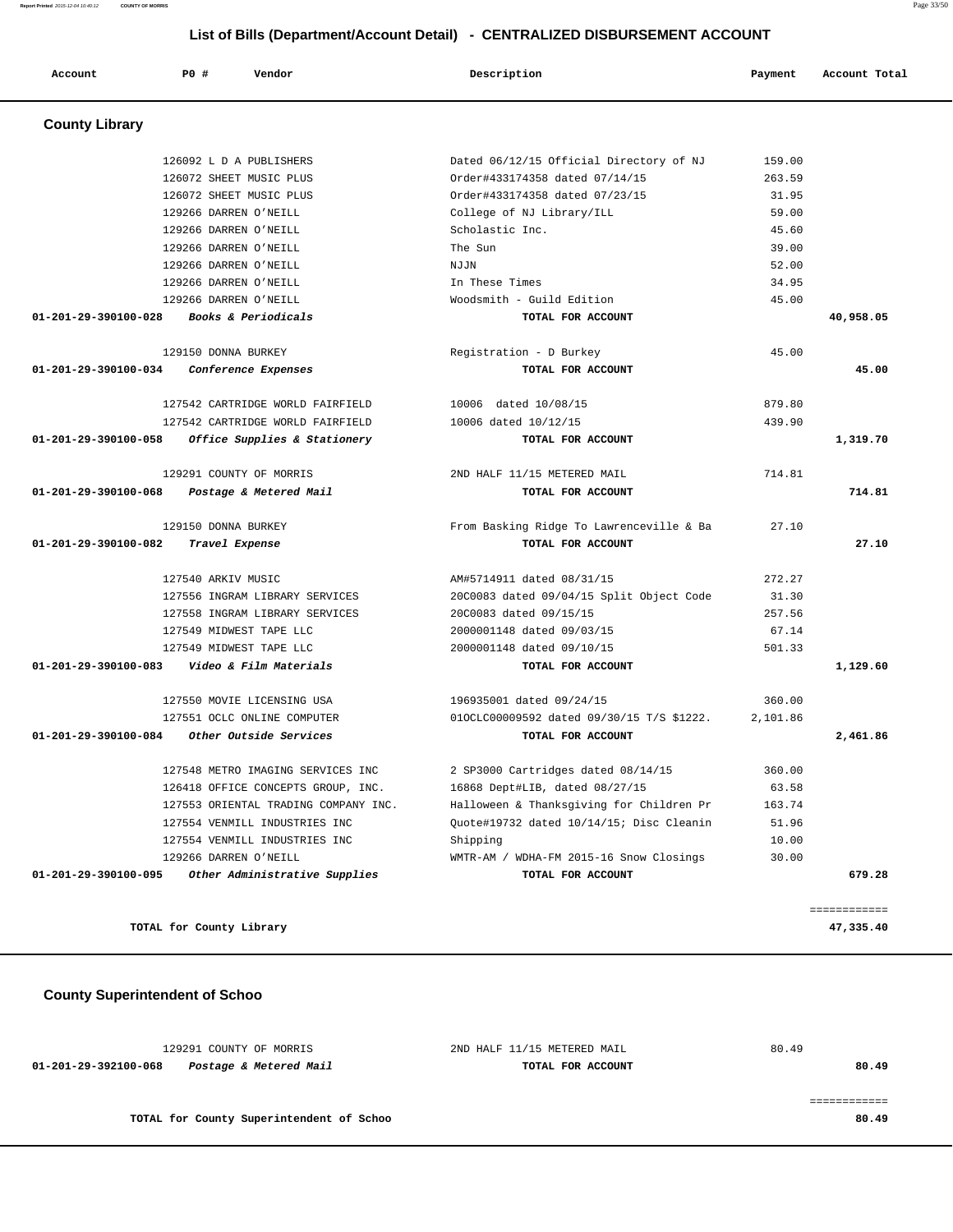## List of Bills (Department/Account Detail) - CENTRALIZED DISBURSEMENT ACCOUNT

| Account | PO # | Vendor | Description | Payment | Account Total |
|---|---|---|---|---|---|

### County Library

| Account | PO # | Vendor | Description | Payment | Account Total |
|---|---|---|---|---|---|
| | 126092 | L D A PUBLISHERS | Dated 06/12/15 Official Directory of NJ | 159.00 | |
| | 126072 | SHEET MUSIC PLUS | Order#433174358 dated 07/14/15 | 263.59 | |
| | 126072 | SHEET MUSIC PLUS | Order#433174358 dated 07/23/15 | 31.95 | |
| | 129266 | DARREN O'NEILL | College of NJ Library/ILL | 59.00 | |
| | 129266 | DARREN O'NEILL | Scholastic Inc. | 45.60 | |
| | 129266 | DARREN O'NEILL | The Sun | 39.00 | |
| | 129266 | DARREN O'NEILL | NJJN | 52.00 | |
| | 129266 | DARREN O'NEILL | In These Times | 34.95 | |
| | 129266 | DARREN O'NEILL | Woodsmith - Guild Edition | 45.00 | |
| **01-201-29-390100-028** | | ***Books & Periodicals*** | **TOTAL FOR ACCOUNT** | | **40,958.05** |
| | 129150 | DONNA BURKEY | Registration - D Burkey | 45.00 | |
| **01-201-29-390100-034** | | ***Conference Expenses*** | **TOTAL FOR ACCOUNT** | | **45.00** |
| | 127542 | CARTRIDGE WORLD FAIRFIELD | 10006 dated 10/08/15 | 879.80 | |
| | 127542 | CARTRIDGE WORLD FAIRFIELD | 10006 dated 10/12/15 | 439.90 | |
| **01-201-29-390100-058** | | ***Office Supplies & Stationery*** | **TOTAL FOR ACCOUNT** | | **1,319.70** |
| | 129291 | COUNTY OF MORRIS | 2ND HALF 11/15 METERED MAIL | 714.81 | |
| **01-201-29-390100-068** | | ***Postage & Metered Mail*** | **TOTAL FOR ACCOUNT** | | **714.81** |
| | 129150 | DONNA BURKEY | From Basking Ridge To Lawrenceville & Ba | 27.10 | |
| **01-201-29-390100-082** | | ***Travel Expense*** | **TOTAL FOR ACCOUNT** | | **27.10** |
| | 127540 | ARKIV MUSIC | AM#5714911 dated 08/31/15 | 272.27 | |
| | 127556 | INGRAM LIBRARY SERVICES | 20C0083 dated 09/04/15 Split Object Code | 31.30 | |
| | 127558 | INGRAM LIBRARY SERVICES | 20C0083 dated 09/15/15 | 257.56 | |
| | 127549 | MIDWEST TAPE LLC | 2000001148 dated 09/03/15 | 67.14 | |
| | 127549 | MIDWEST TAPE LLC | 2000001148 dated 09/10/15 | 501.33 | |
| **01-201-29-390100-083** | | ***Video & Film Materials*** | **TOTAL FOR ACCOUNT** | | **1,129.60** |
| | 127550 | MOVIE LICENSING USA | 196935001 dated 09/24/15 | 360.00 | |
| | 127551 | OCLC ONLINE COMPUTER | 01OCLC00009592 dated 09/30/15 T/S $1222. | 2,101.86 | |
| **01-201-29-390100-084** | | ***Other Outside Services*** | **TOTAL FOR ACCOUNT** | | **2,461.86** |
| | 127548 | METRO IMAGING SERVICES INC | 2 SP3000 Cartridges dated 08/14/15 | 360.00 | |
| | 126418 | OFFICE CONCEPTS GROUP, INC. | 16868 Dept#LIB, dated 08/27/15 | 63.58 | |
| | 127553 | ORIENTAL TRADING COMPANY INC. | Halloween & Thanksgiving for Children Pr | 163.74 | |
| | 127554 | VENMILL INDUSTRIES INC | Quote#19732 dated 10/14/15; Disc Cleanin | 51.96 | |
| | 127554 | VENMILL INDUSTRIES INC | Shipping | 10.00 | |
| | 129266 | DARREN O'NEILL | WMTR-AM / WDHA-FM 2015-16 Snow Closings | 30.00 | |
| **01-201-29-390100-095** | | ***Other Administrative Supplies*** | **TOTAL FOR ACCOUNT** | | **679.28** |
| | | **TOTAL for County Library** | | | **47,335.40** |

### County Superintendent of Schoo

| Account | PO # | Vendor | Description | Payment | Account Total |
|---|---|---|---|---|---|
| | 129291 | COUNTY OF MORRIS | 2ND HALF 11/15 METERED MAIL | 80.49 | |
| **01-201-29-392100-068** | | ***Postage & Metered Mail*** | **TOTAL FOR ACCOUNT** | | **80.49** |
| | | **TOTAL for County Superintendent of Schoo** | | | **80.49** |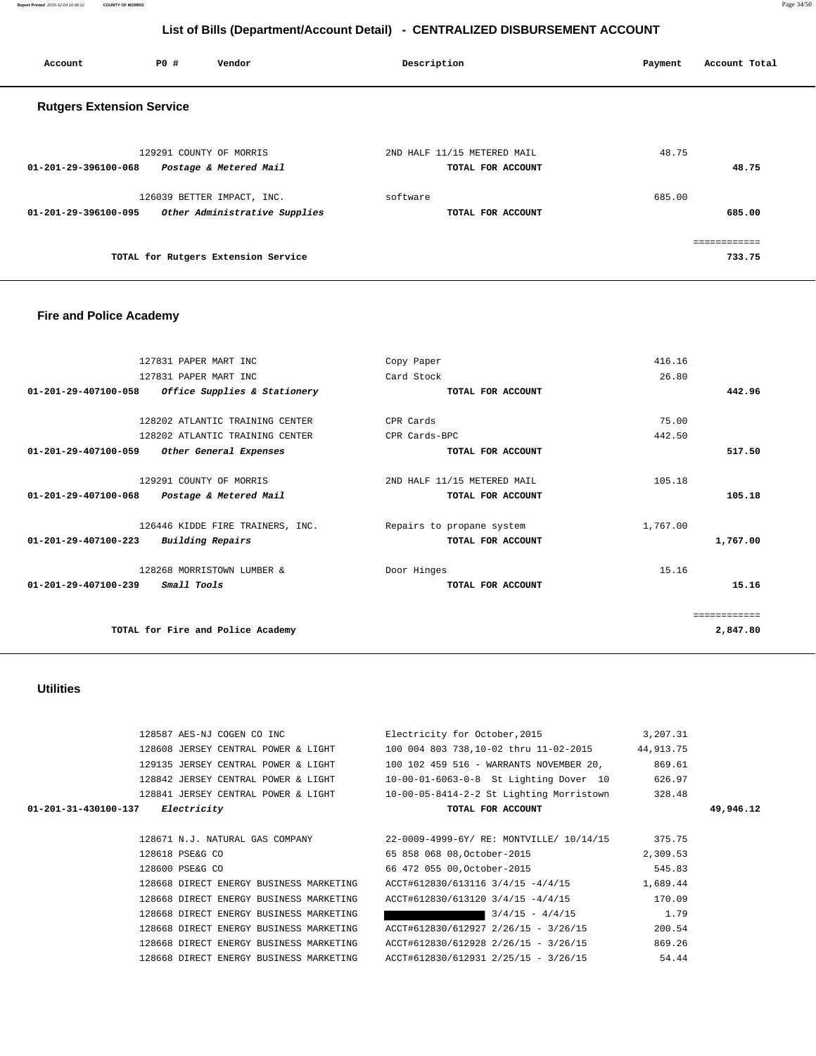## List of Bills (Department/Account Detail) - CENTRALIZED DISBURSEMENT ACCOUNT

| Account | PO # | Vendor | Description | Payment | Account Total |
|---|---|---|---|---|---|

### Rutgers Extension Service

| Account | PO # | Vendor | Description | Payment | Account Total |
|---|---|---|---|---|---|
| | 129291 | COUNTY OF MORRIS | 2ND HALF 11/15 METERED MAIL | 48.75 | |
| 01-201-29-396100-068 | | *Postage & Metered Mail* | TOTAL FOR ACCOUNT | | 48.75 |
| | 126039 | BETTER IMPACT, INC. | software | 685.00 | |
| 01-201-29-396100-095 | | *Other Administrative Supplies* | TOTAL FOR ACCOUNT | | 685.00 |
| | | | | | ============ |
| | | TOTAL for Rutgers Extension Service | | | 733.75 |

### Fire and Police Academy

| Account | PO # | Vendor | Description | Payment | Account Total |
|---|---|---|---|---|---|
| | 127831 | PAPER MART INC | Copy Paper | 416.16 | |
| | 127831 | PAPER MART INC | Card Stock | 26.80 | |
| 01-201-29-407100-058 | | *Office Supplies & Stationery* | TOTAL FOR ACCOUNT | | 442.96 |
| | 128202 | ATLANTIC TRAINING CENTER | CPR Cards | 75.00 | |
| | 128202 | ATLANTIC TRAINING CENTER | CPR Cards-BPC | 442.50 | |
| 01-201-29-407100-059 | | *Other General Expenses* | TOTAL FOR ACCOUNT | | 517.50 |
| | 129291 | COUNTY OF MORRIS | 2ND HALF 11/15 METERED MAIL | 105.18 | |
| 01-201-29-407100-068 | | *Postage & Metered Mail* | TOTAL FOR ACCOUNT | | 105.18 |
| | 126446 | KIDDE FIRE TRAINERS, INC. | Repairs to propane system | 1,767.00 | |
| 01-201-29-407100-223 | | *Building Repairs* | TOTAL FOR ACCOUNT | | 1,767.00 |
| | 128268 | MORRISTOWN LUMBER & | Door Hinges | 15.16 | |
| 01-201-29-407100-239 | | *Small Tools* | TOTAL FOR ACCOUNT | | 15.16 |
| | | | | | ============ |
| | | TOTAL for Fire and Police Academy | | | 2,847.80 |

### Utilities

| Account | PO # | Vendor | Description | Payment | Account Total |
|---|---|---|---|---|---|
| | 128587 | AES-NJ COGEN CO INC | Electricity for October,2015 | 3,207.31 | |
| | 128608 | JERSEY CENTRAL POWER & LIGHT | 100 004 803 738,10-02 thru 11-02-2015 | 44,913.75 | |
| | 129135 | JERSEY CENTRAL POWER & LIGHT | 100 102 459 516 - WARRANTS NOVEMBER 20, | 869.61 | |
| | 128842 | JERSEY CENTRAL POWER & LIGHT | 10-00-01-6063-0-8 St Lighting Dover 10 | 626.97 | |
| | 128841 | JERSEY CENTRAL POWER & LIGHT | 10-00-05-8414-2-2 St Lighting Morristown | 328.48 | |
| 01-201-31-430100-137 | | *Electricity* | TOTAL FOR ACCOUNT | | 49,946.12 |
| | 128671 | N.J. NATURAL GAS COMPANY | 22-0009-4999-6Y/ RE: MONTVILLE/ 10/14/15 | 375.75 | |
| | 128618 | PSE&G CO | 65 858 068 08,October-2015 | 2,309.53 | |
| | 128600 | PSE&G CO | 66 472 055 00,October-2015 | 545.83 | |
| | 128668 | DIRECT ENERGY BUSINESS MARKETING | ACCT#612830/613116 3/4/15 -4/4/15 | 1,689.44 | |
| | 128668 | DIRECT ENERGY BUSINESS MARKETING | ACCT#612830/613120 3/4/15 -4/4/15 | 170.09 | |
| | 128668 | DIRECT ENERGY BUSINESS MARKETING | 3/4/15 - 4/4/15 | 1.79 | |
| | 128668 | DIRECT ENERGY BUSINESS MARKETING | ACCT#612830/612927 2/26/15 - 3/26/15 | 200.54 | |
| | 128668 | DIRECT ENERGY BUSINESS MARKETING | ACCT#612830/612928 2/26/15 - 3/26/15 | 869.26 | |
| | 128668 | DIRECT ENERGY BUSINESS MARKETING | ACCT#612830/612931 2/25/15 - 3/26/15 | 54.44 | |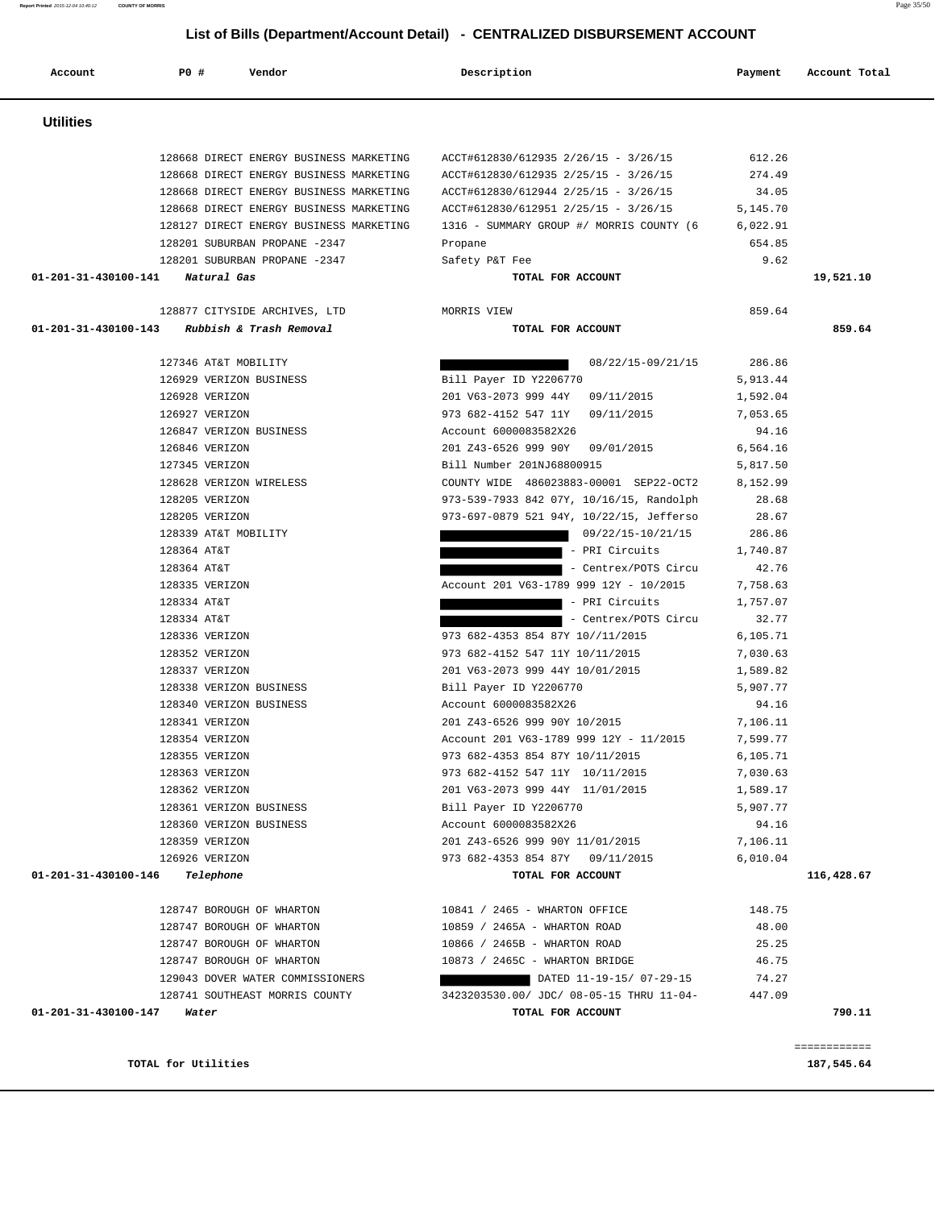## List of Bills (Department/Account Detail) - CENTRALIZED DISBURSEMENT ACCOUNT

| Account | PO # | Vendor | Description | Payment | Account Total |
|---|---|---|---|---|---|
| **Utilities** | | | | | |
| | 128668 | DIRECT ENERGY BUSINESS MARKETING | ACCT#612830/612935 2/26/15 - 3/26/15 | 612.26 | |
| | 128668 | DIRECT ENERGY BUSINESS MARKETING | ACCT#612830/612935 2/25/15 - 3/26/15 | 274.49 | |
| | 128668 | DIRECT ENERGY BUSINESS MARKETING | ACCT#612830/612944 2/25/15 - 3/26/15 | 34.05 | |
| | 128668 | DIRECT ENERGY BUSINESS MARKETING | ACCT#612830/612951 2/25/15 - 3/26/15 | 5,145.70 | |
| | 128127 | DIRECT ENERGY BUSINESS MARKETING | 1316 - SUMMARY GROUP #/ MORRIS COUNTY (6 | 6,022.91 | |
| | 128201 | SUBURBAN PROPANE -2347 | Propane | 654.85 | |
| | 128201 | SUBURBAN PROPANE -2347 | Safety P&T Fee | 9.62 | |
| **01-201-31-430100-141** | | ***Natural Gas*** | **TOTAL FOR ACCOUNT** | | **19,521.10** |
| | 128877 | CITYSIDE ARCHIVES, LTD | MORRIS VIEW | 859.64 | |
| **01-201-31-430100-143** | | ***Rubbish & Trash Removal*** | **TOTAL FOR ACCOUNT** | | **859.64** |
| | 127346 | AT&T MOBILITY | 08/22/15-09/21/15 | 286.86 | |
| | 126929 | VERIZON BUSINESS | Bill Payer ID Y2206770 | 5,913.44 | |
| | 126928 | VERIZON | 201 V63-2073 999 44Y 09/11/2015 | 1,592.04 | |
| | 126927 | VERIZON | 973 682-4152 547 11Y 09/11/2015 | 7,053.65 | |
| | 126847 | VERIZON BUSINESS | Account 6000083582X26 | 94.16 | |
| | 126846 | VERIZON | 201 Z43-6526 999 90Y 09/01/2015 | 6,564.16 | |
| | 127345 | VERIZON | Bill Number 201NJ68800915 | 5,817.50 | |
| | 128628 | VERIZON WIRELESS | COUNTY WIDE 486023883-00001 SEP22-OCT2 | 8,152.99 | |
| | 128205 | VERIZON | 973-539-7933 842 07Y, 10/16/15, Randolph | 28.68 | |
| | 128205 | VERIZON | 973-697-0879 521 94Y, 10/22/15, Jefferso | 28.67 | |
| | 128339 | AT&T MOBILITY | 09/22/15-10/21/15 | 286.86 | |
| | 128364 | AT&T | - PRI Circuits | 1,740.87 | |
| | 128364 | AT&T | - Centrex/POTS Circu | 42.76 | |
| | 128335 | VERIZON | Account 201 V63-1789 999 12Y - 10/2015 | 7,758.63 | |
| | 128334 | AT&T | - PRI Circuits | 1,757.07 | |
| | 128334 | AT&T | - Centrex/POTS Circu | 32.77 | |
| | 128336 | VERIZON | 973 682-4353 854 87Y 10//11/2015 | 6,105.71 | |
| | 128352 | VERIZON | 973 682-4152 547 11Y 10/11/2015 | 7,030.63 | |
| | 128337 | VERIZON | 201 V63-2073 999 44Y 10/01/2015 | 1,589.82 | |
| | 128338 | VERIZON BUSINESS | Bill Payer ID Y2206770 | 5,907.77 | |
| | 128340 | VERIZON BUSINESS | Account 6000083582X26 | 94.16 | |
| | 128341 | VERIZON | 201 Z43-6526 999 90Y 10/2015 | 7,106.11 | |
| | 128354 | VERIZON | Account 201 V63-1789 999 12Y - 11/2015 | 7,599.77 | |
| | 128355 | VERIZON | 973 682-4353 854 87Y 10/11/2015 | 6,105.71 | |
| | 128363 | VERIZON | 973 682-4152 547 11Y 10/11/2015 | 7,030.63 | |
| | 128362 | VERIZON | 201 V63-2073 999 44Y 11/01/2015 | 1,589.17 | |
| | 128361 | VERIZON BUSINESS | Bill Payer ID Y2206770 | 5,907.77 | |
| | 128360 | VERIZON BUSINESS | Account 6000083582X26 | 94.16 | |
| | 128359 | VERIZON | 201 Z43-6526 999 90Y 11/01/2015 | 7,106.11 | |
| | 126926 | VERIZON | 973 682-4353 854 87Y 09/11/2015 | 6,010.04 | |
| **01-201-31-430100-146** | | ***Telephone*** | **TOTAL FOR ACCOUNT** | | **116,428.67** |
| | 128747 | BOROUGH OF WHARTON | 10841 / 2465 - WHARTON OFFICE | 148.75 | |
| | 128747 | BOROUGH OF WHARTON | 10859 / 2465A - WHARTON ROAD | 48.00 | |
| | 128747 | BOROUGH OF WHARTON | 10866 / 2465B - WHARTON ROAD | 25.25 | |
| | 128747 | BOROUGH OF WHARTON | 10873 / 2465C - WHARTON BRIDGE | 46.75 | |
| | 129043 | DOVER WATER COMMISSIONERS | DATED 11-19-15/ 07-29-15 | 74.27 | |
| | 128741 | SOUTHEAST MORRIS COUNTY | 3423203530.00/ JDC/ 08-05-15 THRU 11-04- | 447.09 | |
| **01-201-31-430100-147** | | ***Water*** | **TOTAL FOR ACCOUNT** | | **790.11** |
| | | | | | ============ |
| **TOTAL for Utilities** | | | | | **187,545.64** |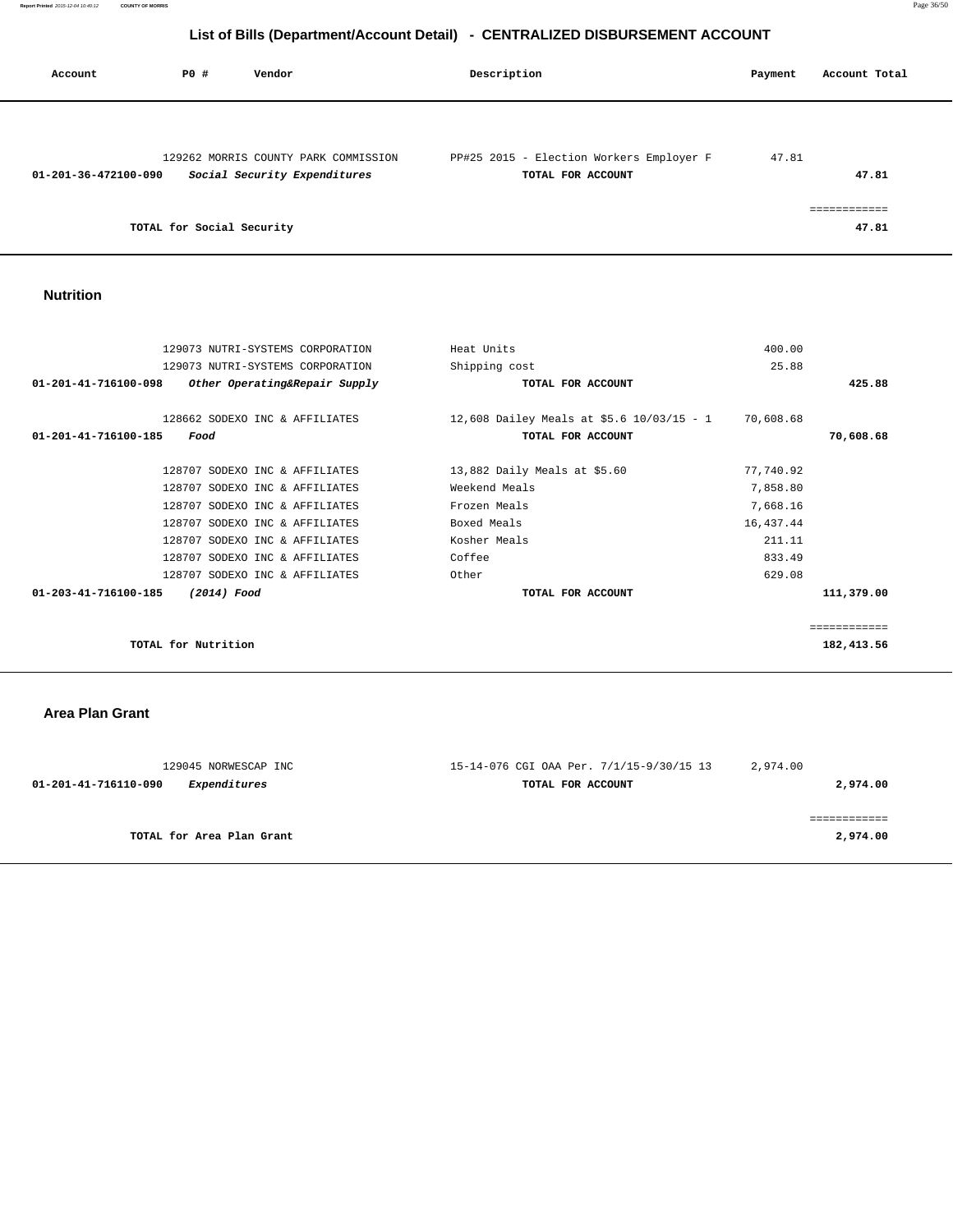# List of Bills (Department/Account Detail) - CENTRALIZED DISBURSEMENT ACCOUNT

| Account | PO # | Vendor | Description | Payment | Account Total |
|---|---|---|---|---|---|
| | 129262 | MORRIS COUNTY PARK COMMISSION | PP#25 2015 - Election Workers Employer F | 47.81 | |
| 01-201-36-472100-090 | | *Social Security Expenditures* | **TOTAL FOR ACCOUNT** | | **47.81** |
| | | | | | ============ |
| | | **TOTAL for Social Security** | | | **47.81** |

## Nutrition

| Account | PO # | Vendor | Description | Payment | Account Total |
|---|---|---|---|---|---|
| | 129073 | NUTRI-SYSTEMS CORPORATION | Heat Units | 400.00 | |
| | 129073 | NUTRI-SYSTEMS CORPORATION | Shipping cost | 25.88 | |
| 01-201-41-716100-098 | | *Other Operating&Repair Supply* | **TOTAL FOR ACCOUNT** | | **425.88** |
| | 128662 | SODEXO INC & AFFILIATES | 12,608 Dailey Meals at $5.6 10/03/15 - 1 | 70,608.68 | |
| 01-201-41-716100-185 | | *Food* | **TOTAL FOR ACCOUNT** | | **70,608.68** |
| | 128707 | SODEXO INC & AFFILIATES | 13,882 Daily Meals at $5.60 | 77,740.92 | |
| | 128707 | SODEXO INC & AFFILIATES | Weekend Meals | 7,858.80 | |
| | 128707 | SODEXO INC & AFFILIATES | Frozen Meals | 7,668.16 | |
| | 128707 | SODEXO INC & AFFILIATES | Boxed Meals | 16,437.44 | |
| | 128707 | SODEXO INC & AFFILIATES | Kosher Meals | 211.11 | |
| | 128707 | SODEXO INC & AFFILIATES | Coffee | 833.49 | |
| | 128707 | SODEXO INC & AFFILIATES | Other | 629.08 | |
| 01-203-41-716100-185 | | *(2014) Food* | **TOTAL FOR ACCOUNT** | | **111,379.00** |
| | | | | | ============ |
| | | **TOTAL for Nutrition** | | | **182,413.56** |

## Area Plan Grant

| Account | PO # | Vendor | Description | Payment | Account Total |
|---|---|---|---|---|---|
| | 129045 | NORWESCAP INC | 15-14-076 CGI OAA Per. 7/1/15-9/30/15 13 | 2,974.00 | |
| 01-201-41-716110-090 | | *Expenditures* | **TOTAL FOR ACCOUNT** | | **2,974.00** |
| | | | | | ============ |
| | | **TOTAL for Area Plan Grant** | | | **2,974.00** |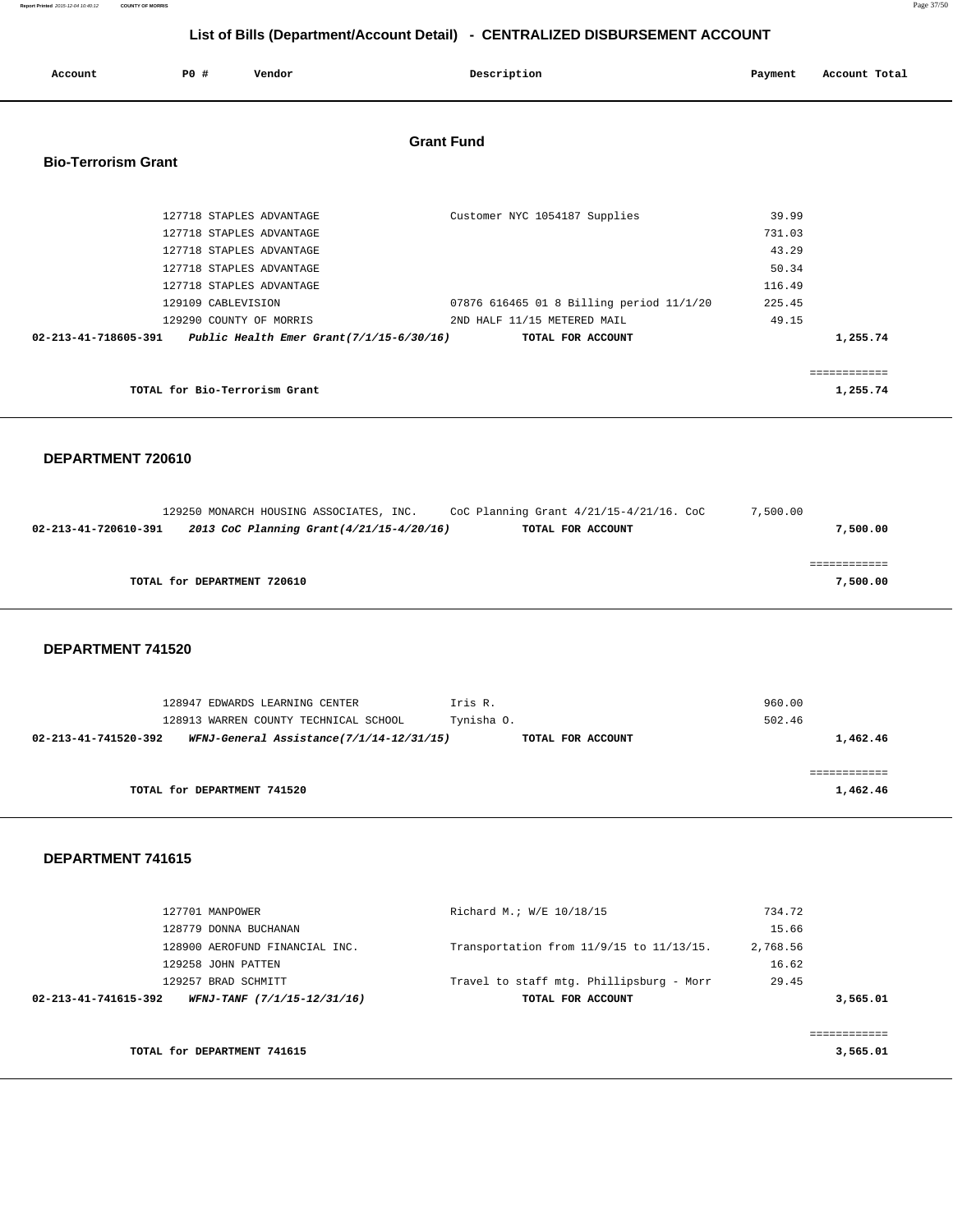# List of Bills (Department/Account Detail) - CENTRALIZED DISBURSEMENT ACCOUNT

| Account | PO # | Vendor | Description | Payment | Account Total |
|---|---|---|---|---|---|

## Grant Fund

### Bio-Terrorism Grant

| Account | PO # | Vendor | Description | Payment | Account Total |
|---|---|---|---|---|---|
| | 127718 | STAPLES ADVANTAGE | Customer NYC 1054187 Supplies | 39.99 | |
| | 127718 | STAPLES ADVANTAGE | | 731.03 | |
| | 127718 | STAPLES ADVANTAGE | | 43.29 | |
| | 127718 | STAPLES ADVANTAGE | | 50.34 | |
| | 127718 | STAPLES ADVANTAGE | | 116.49 | |
| | 129109 | CABLEVISION | 07876 616465 01 8 Billing period 11/1/20 | 225.45 | |
| | 129290 | COUNTY OF MORRIS | 2ND HALF 11/15 METERED MAIL | 49.15 | |
| **02-213-41-718605-391** | | ***Public Health Emer Grant(7/1/15-6/30/16)*** | **TOTAL FOR ACCOUNT** | | **1,255.74** |
| | | **TOTAL for Bio-Terrorism Grant** | | | **1,255.74** |

### DEPARTMENT 720610

| Account | PO # | Vendor | Description | Payment | Account Total |
|---|---|---|---|---|---|
| | 129250 | MONARCH HOUSING ASSOCIATES, INC. | CoC Planning Grant 4/21/15-4/21/16. CoC | 7,500.00 | |
| **02-213-41-720610-391** | | ***2013 CoC Planning Grant(4/21/15-4/20/16)*** | **TOTAL FOR ACCOUNT** | | **7,500.00** |
| | | **TOTAL for DEPARTMENT 720610** | | | **7,500.00** |

### DEPARTMENT 741520

| Account | PO # | Vendor | Description | Payment | Account Total |
|---|---|---|---|---|---|
| | 128947 | EDWARDS LEARNING CENTER | Iris R. | 960.00 | |
| | 128913 | WARREN COUNTY TECHNICAL SCHOOL | Tynisha O. | 502.46 | |
| **02-213-41-741520-392** | | ***WFNJ-General Assistance(7/1/14-12/31/15)*** | **TOTAL FOR ACCOUNT** | | **1,462.46** |
| | | **TOTAL for DEPARTMENT 741520** | | | **1,462.46** |

### DEPARTMENT 741615

| Account | PO # | Vendor | Description | Payment | Account Total |
|---|---|---|---|---|---|
| | 127701 | MANPOWER | Richard M.; W/E 10/18/15 | 734.72 | |
| | 128779 | DONNA BUCHANAN | | 15.66 | |
| | 128900 | AEROFUND FINANCIAL INC. | Transportation from 11/9/15 to 11/13/15. | 2,768.56 | |
| | 129258 | JOHN PATTEN | | 16.62 | |
| | 129257 | BRAD SCHMITT | Travel to staff mtg. Phillipsburg - Morr | 29.45 | |
| **02-213-41-741615-392** | | ***WFNJ-TANF (7/1/15-12/31/16)*** | **TOTAL FOR ACCOUNT** | | **3,565.01** |
| | | **TOTAL for DEPARTMENT 741615** | | | **3,565.01** |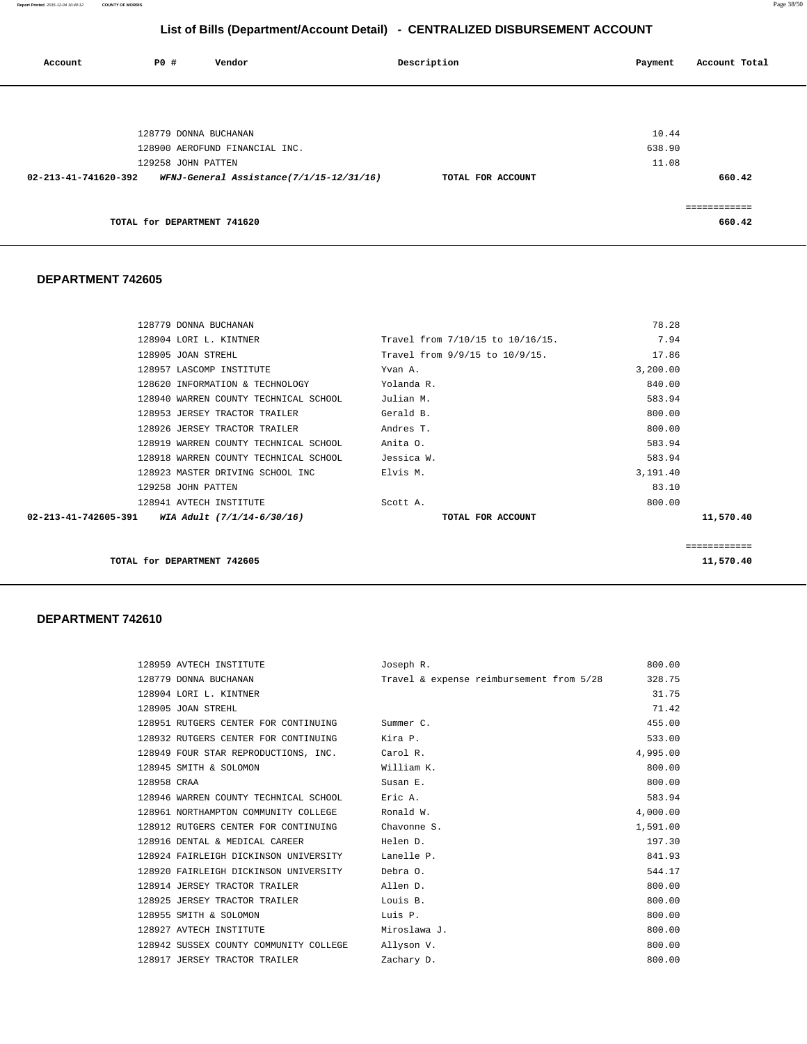# List of Bills (Department/Account Detail) - CENTRALIZED DISBURSEMENT ACCOUNT

| Account | PO # | Vendor | Description | Payment | Account Total |
|---|---|---|---|---|---|
| | 128779 | DONNA BUCHANAN | | 10.44 | |
| | 128900 | AEROFUND FINANCIAL INC. | | 638.90 | |
| | 129258 | JOHN PATTEN | | 11.08 | |
| 02-213-41-741620-392 | | *WFNJ-General Assistance(7/1/15-12/31/16)* | TOTAL FOR ACCOUNT | | 660.42 |
| | | | | | ============ |
| | | TOTAL for DEPARTMENT 741620 | | | 660.42 |

## DEPARTMENT 742605

| Account | PO # | Vendor | Description | Payment | Account Total |
|---|---|---|---|---|---|
| | 128779 | DONNA BUCHANAN | | 78.28 | |
| | 128904 | LORI L. KINTNER | Travel from 7/10/15 to 10/16/15. | 7.94 | |
| | 128905 | JOAN STREHL | Travel from 9/9/15 to 10/9/15. | 17.86 | |
| | 128957 | LASCOMP INSTITUTE | Yvan A. | 3,200.00 | |
| | 128620 | INFORMATION & TECHNOLOGY | Yolanda R. | 840.00 | |
| | 128940 | WARREN COUNTY TECHNICAL SCHOOL | Julian M. | 583.94 | |
| | 128953 | JERSEY TRACTOR TRAILER | Gerald B. | 800.00 | |
| | 128926 | JERSEY TRACTOR TRAILER | Andres T. | 800.00 | |
| | 128919 | WARREN COUNTY TECHNICAL SCHOOL | Anita O. | 583.94 | |
| | 128918 | WARREN COUNTY TECHNICAL SCHOOL | Jessica W. | 583.94 | |
| | 128923 | MASTER DRIVING SCHOOL INC | Elvis M. | 3,191.40 | |
| | 129258 | JOHN PATTEN | | 83.10 | |
| | 128941 | AVTECH INSTITUTE | Scott A. | 800.00 | |
| 02-213-41-742605-391 | | *WIA Adult (7/1/14-6/30/16)* | TOTAL FOR ACCOUNT | | 11,570.40 |
| | | | | | ============ |
| | | TOTAL for DEPARTMENT 742605 | | | 11,570.40 |

## DEPARTMENT 742610

| Account | PO # | Vendor | Description | Payment | Account Total |
|---|---|---|---|---|---|
| | 128959 | AVTECH INSTITUTE | Joseph R. | 800.00 | |
| | 128779 | DONNA BUCHANAN | Travel & expense reimbursement from 5/28 | 328.75 | |
| | 128904 | LORI L. KINTNER | | 31.75 | |
| | 128905 | JOAN STREHL | | 71.42 | |
| | 128951 | RUTGERS CENTER FOR CONTINUING | Summer C. | 455.00 | |
| | 128932 | RUTGERS CENTER FOR CONTINUING | Kira P. | 533.00 | |
| | 128949 | FOUR STAR REPRODUCTIONS, INC. | Carol R. | 4,995.00 | |
| | 128945 | SMITH & SOLOMON | William K. | 800.00 | |
| | 128958 | CRAA | Susan E. | 800.00 | |
| | 128946 | WARREN COUNTY TECHNICAL SCHOOL | Eric A. | 583.94 | |
| | 128961 | NORTHAMPTON COMMUNITY COLLEGE | Ronald W. | 4,000.00 | |
| | 128912 | RUTGERS CENTER FOR CONTINUING | Chavonne S. | 1,591.00 | |
| | 128916 | DENTAL & MEDICAL CAREER | Helen D. | 197.30 | |
| | 128924 | FAIRLEIGH DICKINSON UNIVERSITY | Lanelle P. | 841.93 | |
| | 128920 | FAIRLEIGH DICKINSON UNIVERSITY | Debra O. | 544.17 | |
| | 128914 | JERSEY TRACTOR TRAILER | Allen D. | 800.00 | |
| | 128925 | JERSEY TRACTOR TRAILER | Louis B. | 800.00 | |
| | 128955 | SMITH & SOLOMON | Luis P. | 800.00 | |
| | 128927 | AVTECH INSTITUTE | Miroslawa J. | 800.00 | |
| | 128942 | SUSSEX COUNTY COMMUNITY COLLEGE | Allyson V. | 800.00 | |
| | 128917 | JERSEY TRACTOR TRAILER | Zachary D. | 800.00 | |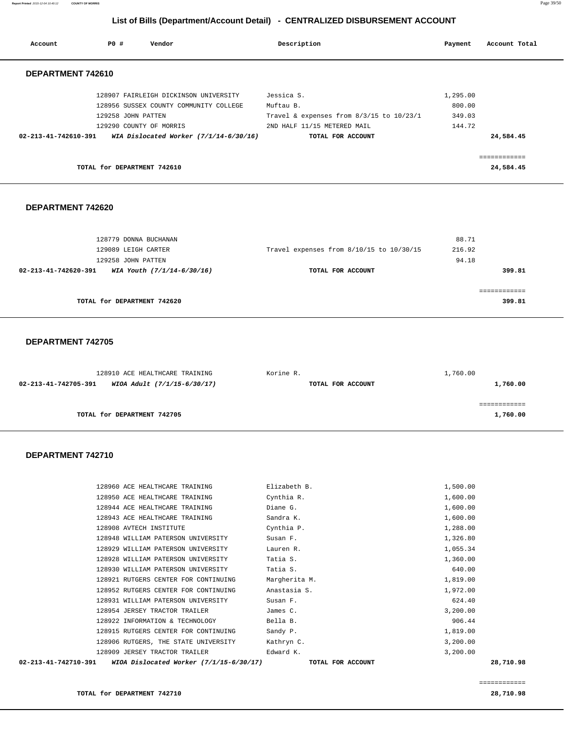## List of Bills (Department/Account Detail) - CENTRALIZED DISBURSEMENT ACCOUNT

| Account | PO # | Vendor | Description | Payment | Account Total |
|---|---|---|---|---|---|

### DEPARTMENT 742610

| Account | PO # | Vendor | Description | Payment | Account Total |
|---|---|---|---|---|---|
| | 128907 | FAIRLEIGH DICKINSON UNIVERSITY | Jessica S. | 1,295.00 | |
| | 128956 | SUSSEX COUNTY COMMUNITY COLLEGE | Muftau B. | 800.00 | |
| | 129258 | JOHN PATTEN | Travel & expenses from 8/3/15 to 10/23/1 | 349.03 | |
| | 129290 | COUNTY OF MORRIS | 2ND HALF 11/15 METERED MAIL | 144.72 | |
| **02-213-41-742610-391** | | ***WIA Dislocated Worker (7/1/14-6/30/16)*** | **TOTAL FOR ACCOUNT** | | **24,584.45** |
| | | **TOTAL for DEPARTMENT 742610** | | | **24,584.45** |

### DEPARTMENT 742620

| Account | PO # | Vendor | Description | Payment | Account Total |
|---|---|---|---|---|---|
| | 128779 | DONNA BUCHANAN | | 88.71 | |
| | 129089 | LEIGH CARTER | Travel expenses from 8/10/15 to 10/30/15 | 216.92 | |
| | 129258 | JOHN PATTEN | | 94.18 | |
| **02-213-41-742620-391** | | ***WIA Youth (7/1/14-6/30/16)*** | **TOTAL FOR ACCOUNT** | | **399.81** |
| | | **TOTAL for DEPARTMENT 742620** | | | **399.81** |

### DEPARTMENT 742705

| Account | PO # | Vendor | Description | Payment | Account Total |
|---|---|---|---|---|---|
| | 128910 | ACE HEALTHCARE TRAINING | Korine R. | 1,760.00 | |
| **02-213-41-742705-391** | | ***WIOA Adult (7/1/15-6/30/17)*** | **TOTAL FOR ACCOUNT** | | **1,760.00** |
| | | **TOTAL for DEPARTMENT 742705** | | | **1,760.00** |

### DEPARTMENT 742710

| Account | PO # | Vendor | Description | Payment | Account Total |
|---|---|---|---|---|---|
| | 128960 | ACE HEALTHCARE TRAINING | Elizabeth B. | 1,500.00 | |
| | 128950 | ACE HEALTHCARE TRAINING | Cynthia R. | 1,600.00 | |
| | 128944 | ACE HEALTHCARE TRAINING | Diane G. | 1,600.00 | |
| | 128943 | ACE HEALTHCARE TRAINING | Sandra K. | 1,600.00 | |
| | 128908 | AVTECH INSTITUTE | Cynthia P. | 1,288.00 | |
| | 128948 | WILLIAM PATERSON UNIVERSITY | Susan F. | 1,326.80 | |
| | 128929 | WILLIAM PATERSON UNIVERSITY | Lauren R. | 1,055.34 | |
| | 128928 | WILLIAM PATERSON UNIVERSITY | Tatia S. | 1,360.00 | |
| | 128930 | WILLIAM PATERSON UNIVERSITY | Tatia S. | 640.00 | |
| | 128921 | RUTGERS CENTER FOR CONTINUING | Margherita M. | 1,819.00 | |
| | 128952 | RUTGERS CENTER FOR CONTINUING | Anastasia S. | 1,972.00 | |
| | 128931 | WILLIAM PATERSON UNIVERSITY | Susan F. | 624.40 | |
| | 128954 | JERSEY TRACTOR TRAILER | James C. | 3,200.00 | |
| | 128922 | INFORMATION & TECHNOLOGY | Bella B. | 906.44 | |
| | 128915 | RUTGERS CENTER FOR CONTINUING | Sandy P. | 1,819.00 | |
| | 128906 | RUTGERS, THE STATE UNIVERSITY | Kathryn C. | 3,200.00 | |
| | 128909 | JERSEY TRACTOR TRAILER | Edward K. | 3,200.00 | |
| **02-213-41-742710-391** | | ***WIOA Dislocated Worker (7/1/15-6/30/17)*** | **TOTAL FOR ACCOUNT** | | **28,710.98** |
| | | **TOTAL for DEPARTMENT 742710** | | | **28,710.98** |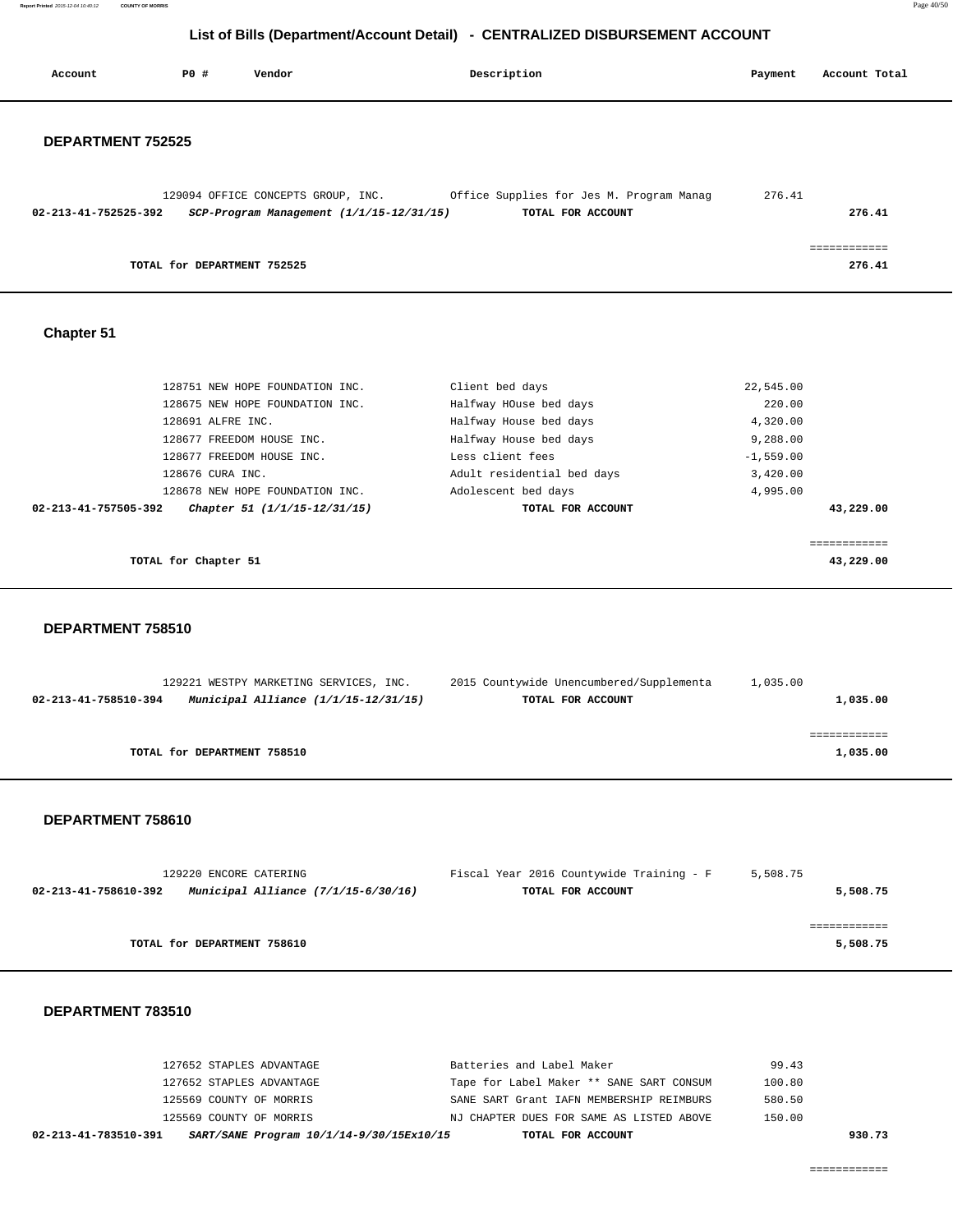## List of Bills (Department/Account Detail) - CENTRALIZED DISBURSEMENT ACCOUNT

| Account | PO # | Vendor | Description | Payment | Account Total |
|---|---|---|---|---|---|

### DEPARTMENT 752525

| Account | PO # | Vendor | Description | Payment | Account Total |
|---|---|---|---|---|---|
| | 129094 | OFFICE CONCEPTS GROUP, INC. | Office Supplies for Jes M. Program Manag | 276.41 | |
| **02-213-41-752525-392** | | ***SCP-Program Management (1/1/15-12/31/15)*** | **TOTAL FOR ACCOUNT** | | **276.41** |

============

**TOTAL for DEPARTMENT 752525** **276.41**

### Chapter 51

| Account | PO # | Vendor | Description | Payment | Account Total |
|---|---|---|---|---|---|
| | 128751 | NEW HOPE FOUNDATION INC. | Client bed days | 22,545.00 | |
| | 128675 | NEW HOPE FOUNDATION INC. | Halfway HOuse bed days | 220.00 | |
| | 128691 | ALFRE INC. | Halfway House bed days | 4,320.00 | |
| | 128677 | FREEDOM HOUSE INC. | Halfway House bed days | 9,288.00 | |
| | 128677 | FREEDOM HOUSE INC. | Less client fees | -1,559.00 | |
| | 128676 | CURA INC. | Adult residential bed days | 3,420.00 | |
| | 128678 | NEW HOPE FOUNDATION INC. | Adolescent bed days | 4,995.00 | |
| **02-213-41-757505-392** | | ***Chapter 51 (1/1/15-12/31/15)*** | **TOTAL FOR ACCOUNT** | | **43,229.00** |

============

**TOTAL for Chapter 51** **43,229.00**

### DEPARTMENT 758510

| Account | PO # | Vendor | Description | Payment | Account Total |
|---|---|---|---|---|---|
| | 129221 | WESTPY MARKETING SERVICES, INC. | 2015 Countywide Unencumbered/Supplementa | 1,035.00 | |
| **02-213-41-758510-394** | | ***Municipal Alliance (1/1/15-12/31/15)*** | **TOTAL FOR ACCOUNT** | | **1,035.00** |

============

**TOTAL for DEPARTMENT 758510** **1,035.00**

### DEPARTMENT 758610

| Account | PO # | Vendor | Description | Payment | Account Total |
|---|---|---|---|---|---|
| | 129220 | ENCORE CATERING | Fiscal Year 2016 Countywide Training - F | 5,508.75 | |
| **02-213-41-758610-392** | | ***Municipal Alliance (7/1/15-6/30/16)*** | **TOTAL FOR ACCOUNT** | | **5,508.75** |

============

**TOTAL for DEPARTMENT 758610** **5,508.75**

### DEPARTMENT 783510

| Account | PO # | Vendor | Description | Payment | Account Total |
|---|---|---|---|---|---|
| | 127652 | STAPLES ADVANTAGE | Batteries and Label Maker | 99.43 | |
| | 127652 | STAPLES ADVANTAGE | Tape for Label Maker ** SANE SART CONSUM | 100.80 | |
| | 125569 | COUNTY OF MORRIS | SANE SART Grant IAFN MEMBERSHIP REIMBURS | 580.50 | |
| | 125569 | COUNTY OF MORRIS | NJ CHAPTER DUES FOR SAME AS LISTED ABOVE | 150.00 | |
| **02-213-41-783510-391** | | ***SART/SANE Program 10/1/14-9/30/15Ex10/15*** | **TOTAL FOR ACCOUNT** | | **930.73** |

============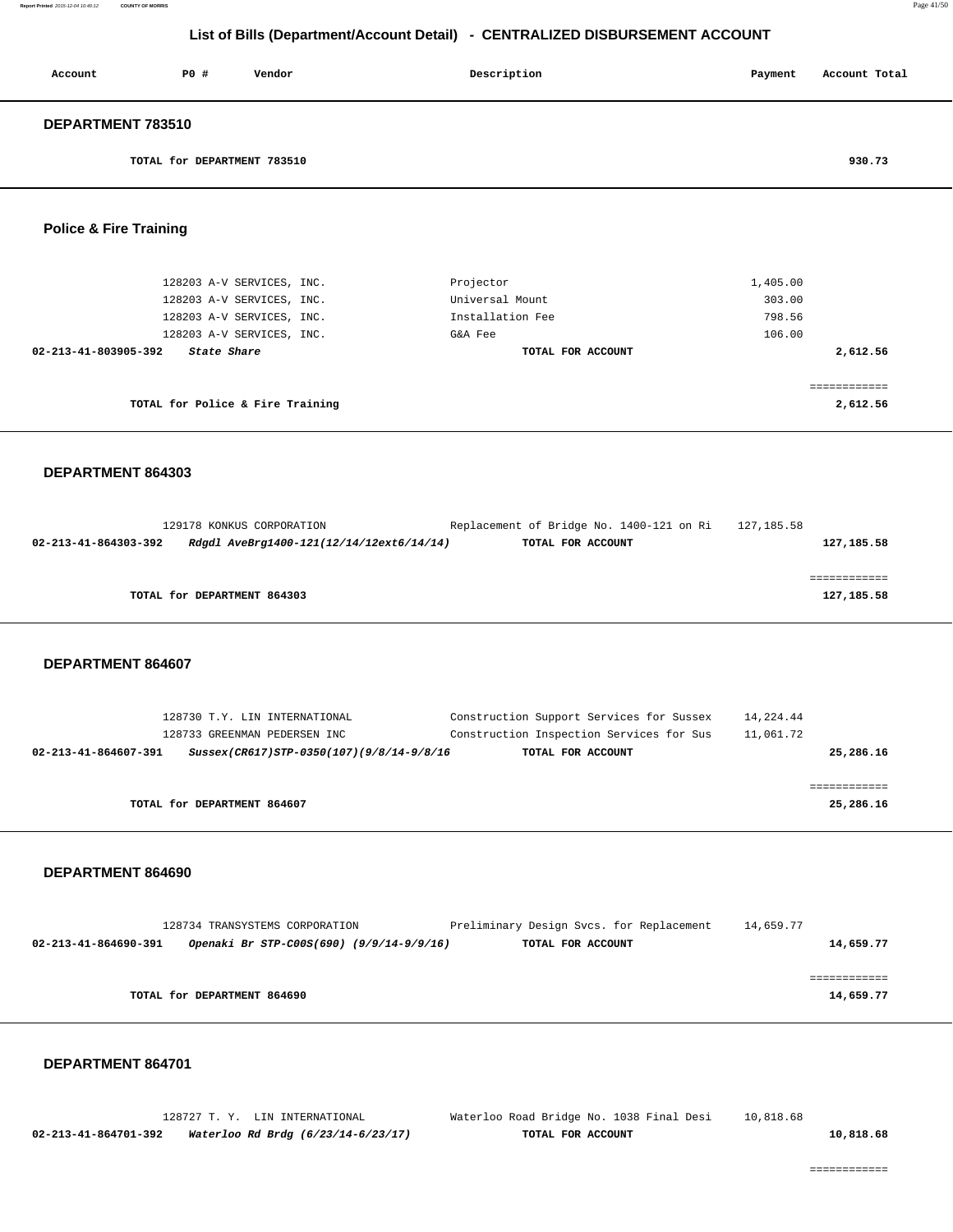## List of Bills (Department/Account Detail) - CENTRALIZED DISBURSEMENT ACCOUNT

| Account | PO # | Vendor | Description | Payment | Account Total |
|---|---|---|---|---|---|

### DEPARTMENT 783510

| | | |
|---|---|---|
| TOTAL for DEPARTMENT 783510 | | 930.73 |

### Police & Fire Training

| Account | PO # | Vendor | Description | Payment | Account Total |
|---|---|---|---|---|---|
| | 128203 | A-V SERVICES, INC. | Projector | 1,405.00 | |
| | 128203 | A-V SERVICES, INC. | Universal Mount | 303.00 | |
| | 128203 | A-V SERVICES, INC. | Installation Fee | 798.56 | |
| | 128203 | A-V SERVICES, INC. | G&A Fee | 106.00 | |
| **02-213-41-803905-392** | | ***State Share*** | **TOTAL FOR ACCOUNT** | | **2,612.56** |
| | | **TOTAL for Police & Fire Training** | | | **2,612.56** |

### DEPARTMENT 864303

| Account | PO # | Vendor | Description | Payment | Account Total |
|---|---|---|---|---|---|
| | 129178 | KONKUS CORPORATION | Replacement of Bridge No. 1400-121 on Ri | 127,185.58 | |
| **02-213-41-864303-392** | | ***Rdgdl AveBrg1400-121(12/14/12ext6/14/14)*** | **TOTAL FOR ACCOUNT** | | **127,185.58** |
| | | **TOTAL for DEPARTMENT 864303** | | | **127,185.58** |

### DEPARTMENT 864607

| Account | PO # | Vendor | Description | Payment | Account Total |
|---|---|---|---|---|---|
| | 128730 | T.Y. LIN INTERNATIONAL | Construction Support Services for Sussex | 14,224.44 | |
| | 128733 | GREENMAN PEDERSEN INC | Construction Inspection Services for Sus | 11,061.72 | |
| **02-213-41-864607-391** | | ***Sussex(CR617)STP-0350(107)(9/8/14-9/8/16*** | **TOTAL FOR ACCOUNT** | | **25,286.16** |
| | | **TOTAL for DEPARTMENT 864607** | | | **25,286.16** |

### DEPARTMENT 864690

| Account | PO # | Vendor | Description | Payment | Account Total |
|---|---|---|---|---|---|
| | 128734 | TRANSYSTEMS CORPORATION | Preliminary Design Svcs. for Replacement | 14,659.77 | |
| **02-213-41-864690-391** | | ***Openaki Br STP-C00S(690) (9/9/14-9/9/16)*** | **TOTAL FOR ACCOUNT** | | **14,659.77** |
| | | **TOTAL for DEPARTMENT 864690** | | | **14,659.77** |

### DEPARTMENT 864701

| Account | PO # | Vendor | Description | Payment | Account Total |
|---|---|---|---|---|---|
| | 128727 | T. Y. LIN INTERNATIONAL | Waterloo Road Bridge No. 1038 Final Desi | 10,818.68 | |
| **02-213-41-864701-392** | | ***Waterloo Rd Brdg (6/23/14-6/23/17)*** | **TOTAL FOR ACCOUNT** | | **10,818.68** |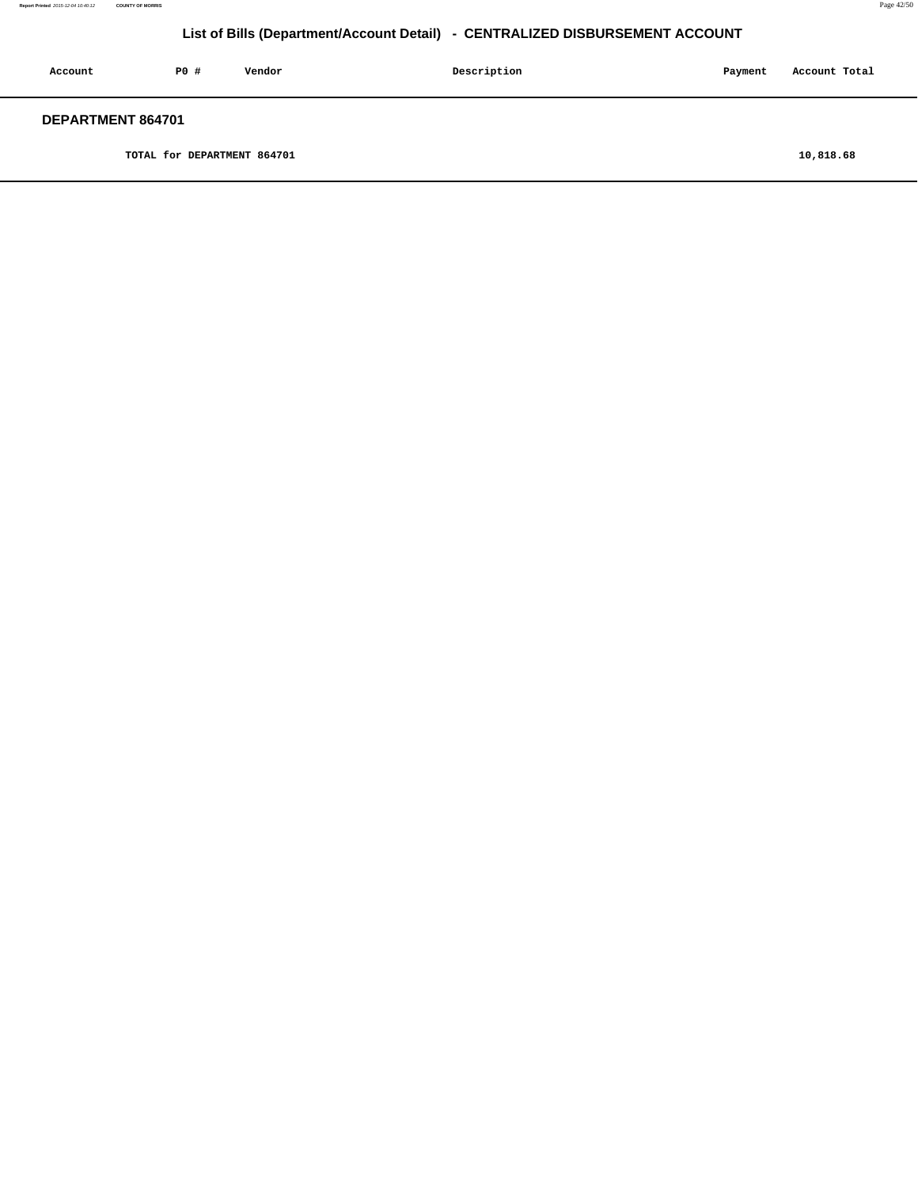# List of Bills (Department/Account Detail) - CENTRALIZED DISBURSEMENT ACCOUNT

| Account | PO # | Vendor | Description | Payment | Account Total |
|---|---|---|---|---|---|

## DEPARTMENT 864701

| | | | | | |
|---|---|---|---|---|---|
| | TOTAL for DEPARTMENT 864701 | | | | 10,818.68 |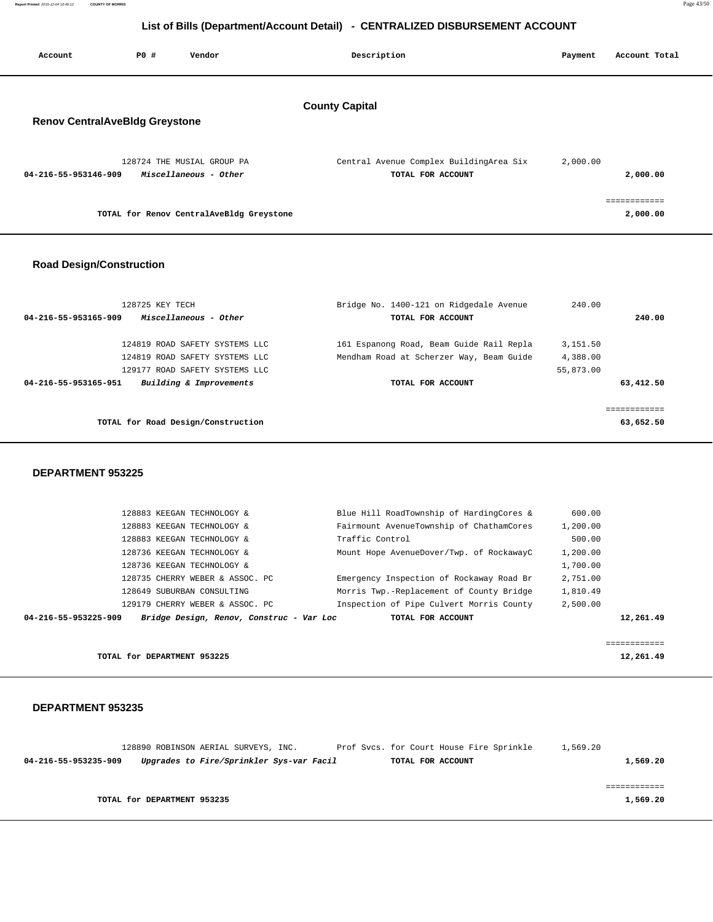# List of Bills (Department/Account Detail) - CENTRALIZED DISBURSEMENT ACCOUNT

## County Capital

### Renov CentralAveBldg Greystone

| Account | PO # | Vendor | Description | Payment | Account Total |
|---|---|---|---|---|---|
| | 128724 | THE MUSIAL GROUP PA | Central Avenue Complex BuildingArea Six | 2,000.00 | |
| **04-216-55-953146-909** | | ***Miscellaneous - Other*** | **TOTAL FOR ACCOUNT** | | **2,000.00** |
| | | | | | ============ |
| | | **TOTAL for Renov CentralAveBldg Greystone** | | | **2,000.00** |

### Road Design/Construction

| Account | PO # | Vendor | Description | Payment | Account Total |
|---|---|---|---|---|---|
| | 128725 | KEY TECH | Bridge No. 1400-121 on Ridgedale Avenue | 240.00 | |
| **04-216-55-953165-909** | | ***Miscellaneous - Other*** | **TOTAL FOR ACCOUNT** | | **240.00** |
| | 124819 | ROAD SAFETY SYSTEMS LLC | 161 Espanong Road, Beam Guide Rail Repla | 3,151.50 | |
| | 124819 | ROAD SAFETY SYSTEMS LLC | Mendham Road at Scherzer Way, Beam Guide | 4,388.00 | |
| | 129177 | ROAD SAFETY SYSTEMS LLC | | 55,873.00 | |
| **04-216-55-953165-951** | | ***Building & Improvements*** | **TOTAL FOR ACCOUNT** | | **63,412.50** |
| | | | | | ============ |
| | | **TOTAL for Road Design/Construction** | | | **63,652.50** |

### DEPARTMENT 953225

| Account | PO # | Vendor | Description | Payment | Account Total |
|---|---|---|---|---|---|
| | 128883 | KEEGAN TECHNOLOGY & | Blue Hill RoadTownship of HardingCores & | 600.00 | |
| | 128883 | KEEGAN TECHNOLOGY & | Fairmount AvenueTownship of ChathamCores | 1,200.00 | |
| | 128883 | KEEGAN TECHNOLOGY & | Traffic Control | 500.00 | |
| | 128736 | KEEGAN TECHNOLOGY & | Mount Hope AvenueDover/Twp. of RockawayC | 1,200.00 | |
| | 128736 | KEEGAN TECHNOLOGY & | | 1,700.00 | |
| | 128735 | CHERRY WEBER & ASSOC. PC | Emergency Inspection of Rockaway Road Br | 2,751.00 | |
| | 128649 | SUBURBAN CONSULTING | Morris Twp.-Replacement of County Bridge | 1,810.49 | |
| | 129179 | CHERRY WEBER & ASSOC. PC | Inspection of Pipe Culvert Morris County | 2,500.00 | |
| **04-216-55-953225-909** | | ***Bridge Design, Renov, Construc - Var Loc*** | **TOTAL FOR ACCOUNT** | | **12,261.49** |
| | | | | | ============ |
| | | **TOTAL for DEPARTMENT 953225** | | | **12,261.49** |

### DEPARTMENT 953235

| Account | PO # | Vendor | Description | Payment | Account Total |
|---|---|---|---|---|---|
| | 128890 | ROBINSON AERIAL SURVEYS, INC. | Prof Svcs. for Court House Fire Sprinkle | 1,569.20 | |
| **04-216-55-953235-909** | | ***Upgrades to Fire/Sprinkler Sys-var Facil*** | **TOTAL FOR ACCOUNT** | | **1,569.20** |
| | | | | | ============ |
| | | **TOTAL for DEPARTMENT 953235** | | | **1,569.20** |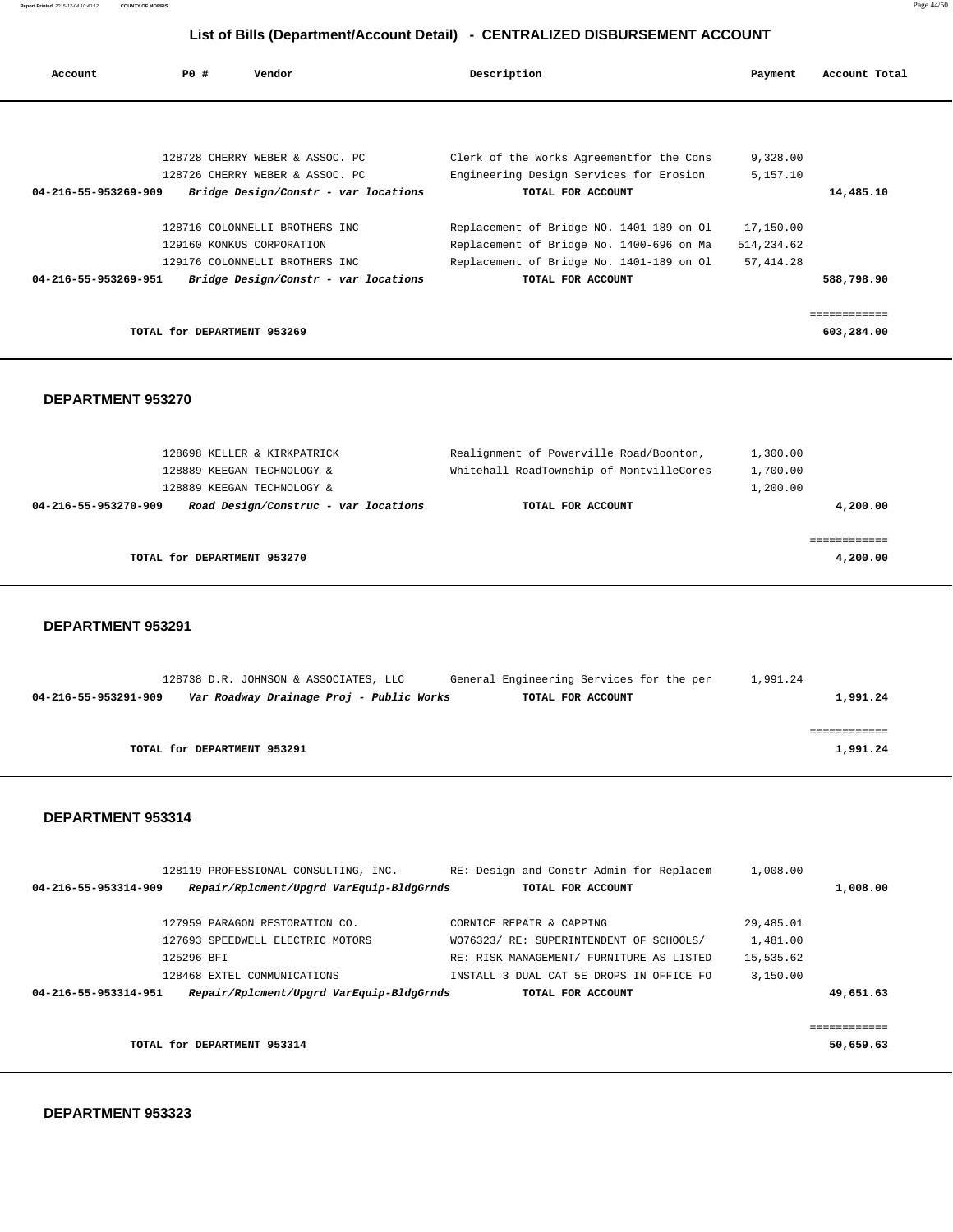## List of Bills (Department/Account Detail) - CENTRALIZED DISBURSEMENT ACCOUNT

| Account | PO # | Vendor | Description | Payment | Account Total |
|---|---|---|---|---|---|
| | 128728 | CHERRY WEBER & ASSOC. PC | Clerk of the Works Agreementfor the Cons | 9,328.00 | |
| | 128726 | CHERRY WEBER & ASSOC. PC | Engineering Design Services for Erosion | 5,157.10 | |
| **04-216-55-953269-909** | | ***Bridge Design/Constr - var locations*** | **TOTAL FOR ACCOUNT** | | **14,485.10** |
| | 128716 | COLONNELLI BROTHERS INC | Replacement of Bridge NO. 1401-189 on Ol | 17,150.00 | |
| | 129160 | KONKUS CORPORATION | Replacement of Bridge No. 1400-696 on Ma | 514,234.62 | |
| | 129176 | COLONNELLI BROTHERS INC | Replacement of Bridge No. 1401-189 on Ol | 57,414.28 | |
| **04-216-55-953269-951** | | ***Bridge Design/Constr - var locations*** | **TOTAL FOR ACCOUNT** | | **588,798.90** |
| | | **TOTAL for DEPARTMENT 953269** | | | **603,284.00** |

### DEPARTMENT 953270

| Account | PO # | Vendor | Description | Payment | Account Total |
|---|---|---|---|---|---|
| | 128698 | KELLER & KIRKPATRICK | Realignment of Powerville Road/Boonton, | 1,300.00 | |
| | 128889 | KEEGAN TECHNOLOGY & | Whitehall RoadTownship of MontvilleCores | 1,700.00 | |
| | 128889 | KEEGAN TECHNOLOGY & | | 1,200.00 | |
| **04-216-55-953270-909** | | ***Road Design/Construc - var locations*** | **TOTAL FOR ACCOUNT** | | **4,200.00** |
| | | **TOTAL for DEPARTMENT 953270** | | | **4,200.00** |

### DEPARTMENT 953291

| Account | PO # | Vendor | Description | Payment | Account Total |
|---|---|---|---|---|---|
| | 128738 | D.R. JOHNSON & ASSOCIATES, LLC | General Engineering Services for the per | 1,991.24 | |
| **04-216-55-953291-909** | | ***Var Roadway Drainage Proj - Public Works*** | **TOTAL FOR ACCOUNT** | | **1,991.24** |
| | | **TOTAL for DEPARTMENT 953291** | | | **1,991.24** |

### DEPARTMENT 953314

| Account | PO # | Vendor | Description | Payment | Account Total |
|---|---|---|---|---|---|
| | 128119 | PROFESSIONAL CONSULTING, INC. | RE: Design and Constr Admin for Replacem | 1,008.00 | |
| **04-216-55-953314-909** | | ***Repair/Rplcment/Upgrd VarEquip-BldgGrnds*** | **TOTAL FOR ACCOUNT** | | **1,008.00** |
| | 127959 | PARAGON RESTORATION CO. | CORNICE REPAIR & CAPPING | 29,485.01 | |
| | 127693 | SPEEDWELL ELECTRIC MOTORS | WO76323/ RE: SUPERINTENDENT OF SCHOOLS/ | 1,481.00 | |
| | 125296 | BFI | RE: RISK MANAGEMENT/ FURNITURE AS LISTED | 15,535.62 | |
| | 128468 | EXTEL COMMUNICATIONS | INSTALL 3 DUAL CAT 5E DROPS IN OFFICE FO | 3,150.00 | |
| **04-216-55-953314-951** | | ***Repair/Rplcment/Upgrd VarEquip-BldgGrnds*** | **TOTAL FOR ACCOUNT** | | **49,651.63** |
| | | **TOTAL for DEPARTMENT 953314** | | | **50,659.63** |

### DEPARTMENT 953323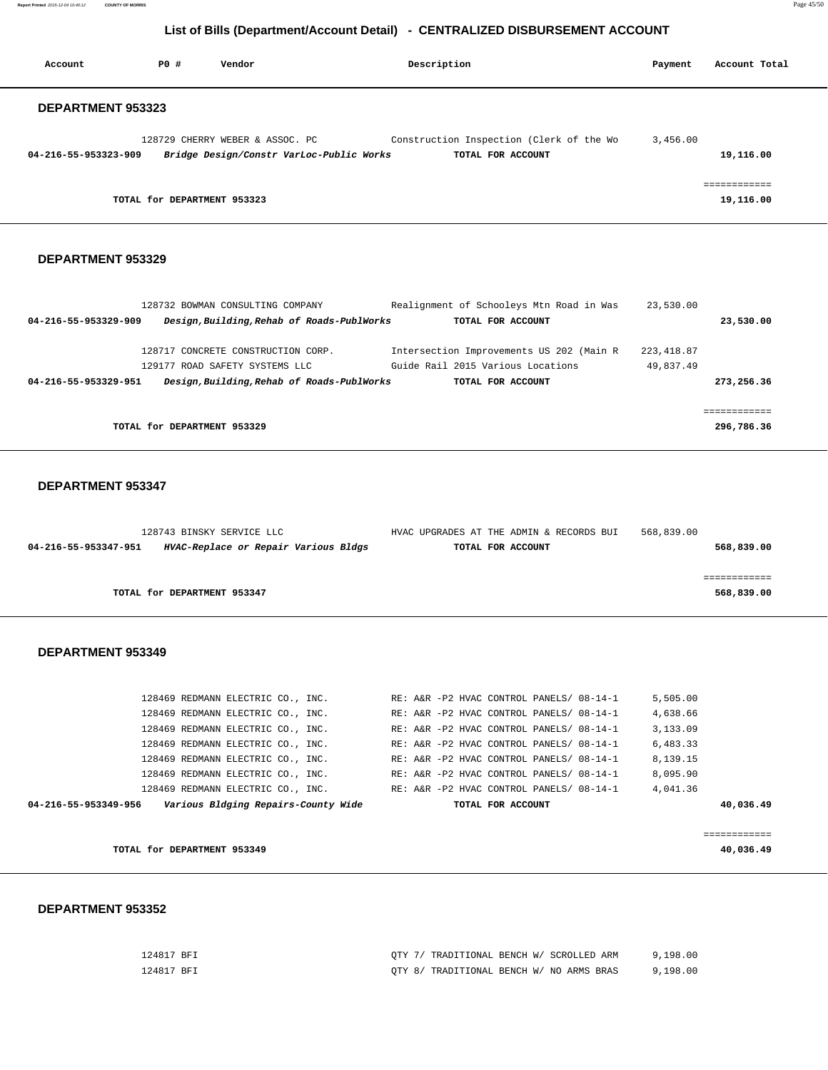## List of Bills (Department/Account Detail) - CENTRALIZED DISBURSEMENT ACCOUNT

| Account | PO # | Vendor | Description | Payment | Account Total |
|---|---|---|---|---|---|

### DEPARTMENT 953323

| Account | PO # | Vendor | Description | Payment | Account Total |
|---|---|---|---|---|---|
| | 128729 | CHERRY WEBER & ASSOC. PC | Construction Inspection (Clerk of the Wo | 3,456.00 | |
| 04-216-55-953323-909 | | *Bridge Design/Constr VarLoc-Public Works* | TOTAL FOR ACCOUNT | | 19,116.00 |

TOTAL for DEPARTMENT 953323 — 19,116.00

### DEPARTMENT 953329

| Account | PO # | Vendor | Description | Payment | Account Total |
|---|---|---|---|---|---|
| | 128732 | BOWMAN CONSULTING COMPANY | Realignment of Schooleys Mtn Road in Was | 23,530.00 | |
| 04-216-55-953329-909 | | *Design,Building,Rehab of Roads-PublWorks* | TOTAL FOR ACCOUNT | | 23,530.00 |
| | 128717 | CONCRETE CONSTRUCTION CORP. | Intersection Improvements US 202 (Main R | 223,418.87 | |
| | 129177 | ROAD SAFETY SYSTEMS LLC | Guide Rail 2015 Various Locations | 49,837.49 | |
| 04-216-55-953329-951 | | *Design,Building,Rehab of Roads-PublWorks* | TOTAL FOR ACCOUNT | | 273,256.36 |

TOTAL for DEPARTMENT 953329 — 296,786.36

### DEPARTMENT 953347

| Account | PO # | Vendor | Description | Payment | Account Total |
|---|---|---|---|---|---|
| | 128743 | BINSKY SERVICE LLC | HVAC UPGRADES AT THE ADMIN & RECORDS BUI | 568,839.00 | |
| 04-216-55-953347-951 | | *HVAC-Replace or Repair Various Bldgs* | TOTAL FOR ACCOUNT | | 568,839.00 |

TOTAL for DEPARTMENT 953347 — 568,839.00

### DEPARTMENT 953349

| Account | PO # | Vendor | Description | Payment | Account Total |
|---|---|---|---|---|---|
| | 128469 | REDMANN ELECTRIC CO., INC. | RE: A&R -P2 HVAC CONTROL PANELS/ 08-14-1 | 5,505.00 | |
| | 128469 | REDMANN ELECTRIC CO., INC. | RE: A&R -P2 HVAC CONTROL PANELS/ 08-14-1 | 4,638.66 | |
| | 128469 | REDMANN ELECTRIC CO., INC. | RE: A&R -P2 HVAC CONTROL PANELS/ 08-14-1 | 3,133.09 | |
| | 128469 | REDMANN ELECTRIC CO., INC. | RE: A&R -P2 HVAC CONTROL PANELS/ 08-14-1 | 6,483.33 | |
| | 128469 | REDMANN ELECTRIC CO., INC. | RE: A&R -P2 HVAC CONTROL PANELS/ 08-14-1 | 8,139.15 | |
| | 128469 | REDMANN ELECTRIC CO., INC. | RE: A&R -P2 HVAC CONTROL PANELS/ 08-14-1 | 8,095.90 | |
| | 128469 | REDMANN ELECTRIC CO., INC. | RE: A&R -P2 HVAC CONTROL PANELS/ 08-14-1 | 4,041.36 | |
| 04-216-55-953349-956 | | *Various Bldging Repairs-County Wide* | TOTAL FOR ACCOUNT | | 40,036.49 |

TOTAL for DEPARTMENT 953349 — 40,036.49

### DEPARTMENT 953352

| Account | PO # | Vendor | Description | Payment | Account Total |
|---|---|---|---|---|---|
| | 124817 | BFI | QTY 7/ TRADITIONAL BENCH W/ SCROLLED ARM | 9,198.00 | |
| | 124817 | BFI | QTY 8/ TRADITIONAL BENCH W/ NO ARMS BRAS | 9,198.00 | |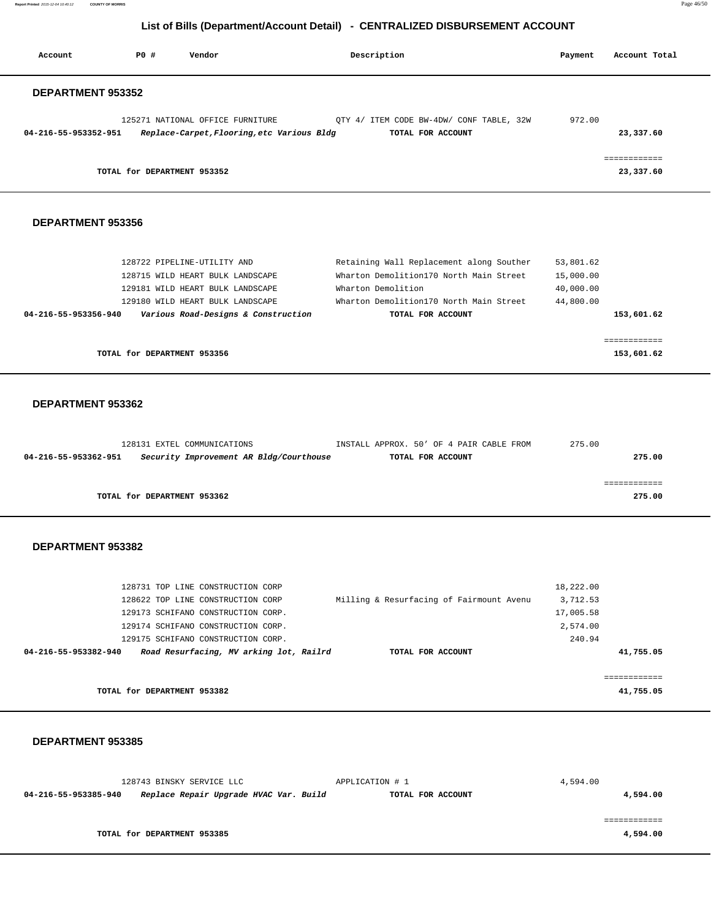## List of Bills (Department/Account Detail) - CENTRALIZED DISBURSEMENT ACCOUNT

| Account | PO # | Vendor | Description | Payment | Account Total |
|---|---|---|---|---|---|

### DEPARTMENT 953352

| Account | PO # | Vendor | Description | Payment | Account Total |
|---|---|---|---|---|---|
| | 125271 | NATIONAL OFFICE FURNITURE | QTY 4/ ITEM CODE BW-4DW/ CONF TABLE, 32W | 972.00 | |
| **04-216-55-953352-951** | | ***Replace-Carpet,Flooring,etc Various Bldg*** | **TOTAL FOR ACCOUNT** | | **23,337.60** |

**TOTAL for DEPARTMENT 953352** — **23,337.60**

### DEPARTMENT 953356

| Account | PO # | Vendor | Description | Payment | Account Total |
|---|---|---|---|---|---|
| | 128722 | PIPELINE-UTILITY AND | Retaining Wall Replacement along Souther | 53,801.62 | |
| | 128715 | WILD HEART BULK LANDSCAPE | Wharton Demolition170 North Main Street | 15,000.00 | |
| | 129181 | WILD HEART BULK LANDSCAPE | Wharton Demolition | 40,000.00 | |
| | 129180 | WILD HEART BULK LANDSCAPE | Wharton Demolition170 North Main Street | 44,800.00 | |
| **04-216-55-953356-940** | | ***Various Road-Designs & Construction*** | **TOTAL FOR ACCOUNT** | | **153,601.62** |

**TOTAL for DEPARTMENT 953356** — **153,601.62**

### DEPARTMENT 953362

| Account | PO # | Vendor | Description | Payment | Account Total |
|---|---|---|---|---|---|
| | 128131 | EXTEL COMMUNICATIONS | INSTALL APPROX. 50' OF 4 PAIR CABLE FROM | 275.00 | |
| **04-216-55-953362-951** | | ***Security Improvement AR Bldg/Courthouse*** | **TOTAL FOR ACCOUNT** | | **275.00** |

**TOTAL for DEPARTMENT 953362** — **275.00**

### DEPARTMENT 953382

| Account | PO # | Vendor | Description | Payment | Account Total |
|---|---|---|---|---|---|
| | 128731 | TOP LINE CONSTRUCTION CORP | | 18,222.00 | |
| | 128622 | TOP LINE CONSTRUCTION CORP | Milling & Resurfacing of Fairmount Avenu | 3,712.53 | |
| | 129173 | SCHIFANO CONSTRUCTION CORP. | | 17,005.58 | |
| | 129174 | SCHIFANO CONSTRUCTION CORP. | | 2,574.00 | |
| | 129175 | SCHIFANO CONSTRUCTION CORP. | | 240.94 | |
| **04-216-55-953382-940** | | ***Road Resurfacing, MV arking lot, Railrd*** | **TOTAL FOR ACCOUNT** | | **41,755.05** |

**TOTAL for DEPARTMENT 953382** — **41,755.05**

### DEPARTMENT 953385

| Account | PO # | Vendor | Description | Payment | Account Total |
|---|---|---|---|---|---|
| | 128743 | BINSKY SERVICE LLC | APPLICATION # 1 | 4,594.00 | |
| **04-216-55-953385-940** | | ***Replace Repair Upgrade HVAC Var. Build*** | **TOTAL FOR ACCOUNT** | | **4,594.00** |

**TOTAL for DEPARTMENT 953385** — **4,594.00**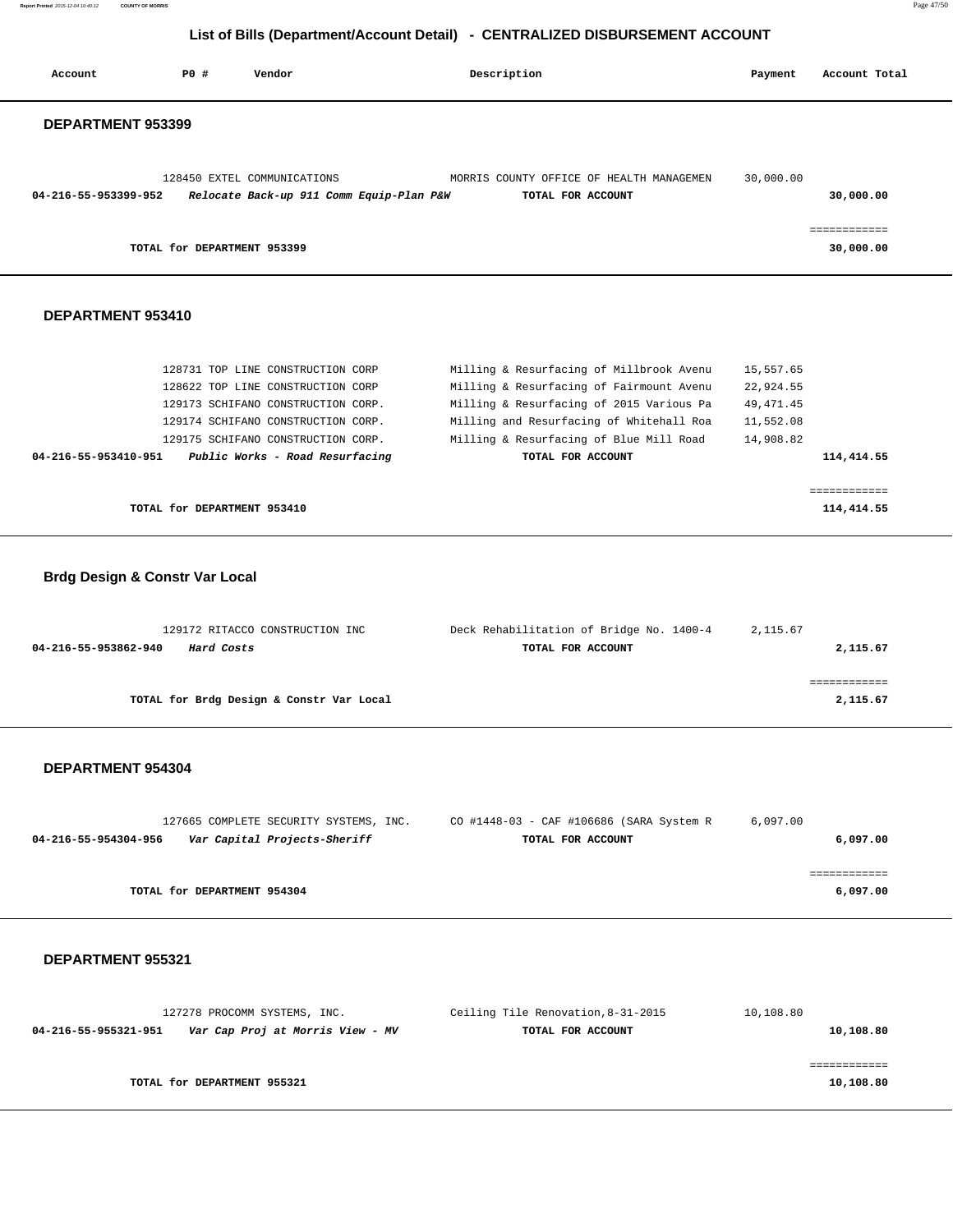# List of Bills (Department/Account Detail) - CENTRALIZED DISBURSEMENT ACCOUNT

| Account | PO # | Vendor | Description | Payment | Account Total |
|---|---|---|---|---|---|

### DEPARTMENT 953399

| Account | PO # | Vendor | Description | Payment | Account Total |
|---|---|---|---|---|---|
| | 128450 | EXTEL COMMUNICATIONS | MORRIS COUNTY OFFICE OF HEALTH MANAGEMEN | 30,000.00 | |
| **04-216-55-953399-952** | | ***Relocate Back-up 911 Comm Equip-Plan P&W*** | **TOTAL FOR ACCOUNT** | | **30,000.00** |

**TOTAL for DEPARTMENT 953399** — **30,000.00**

### DEPARTMENT 953410

| Account | PO # | Vendor | Description | Payment | Account Total |
|---|---|---|---|---|---|
| | 128731 | TOP LINE CONSTRUCTION CORP | Milling & Resurfacing of Millbrook Avenu | 15,557.65 | |
| | 128622 | TOP LINE CONSTRUCTION CORP | Milling & Resurfacing of Fairmount Avenu | 22,924.55 | |
| | 129173 | SCHIFANO CONSTRUCTION CORP. | Milling & Resurfacing of 2015 Various Pa | 49,471.45 | |
| | 129174 | SCHIFANO CONSTRUCTION CORP. | Milling and Resurfacing of Whitehall Roa | 11,552.08 | |
| | 129175 | SCHIFANO CONSTRUCTION CORP. | Milling & Resurfacing of Blue Mill Road | 14,908.82 | |
| **04-216-55-953410-951** | | ***Public Works - Road Resurfacing*** | **TOTAL FOR ACCOUNT** | | **114,414.55** |

**TOTAL for DEPARTMENT 953410** — **114,414.55**

### Brdg Design & Constr Var Local

| Account | PO # | Vendor | Description | Payment | Account Total |
|---|---|---|---|---|---|
| | 129172 | RITACCO CONSTRUCTION INC | Deck Rehabilitation of Bridge No. 1400-4 | 2,115.67 | |
| **04-216-55-953862-940** | | ***Hard Costs*** | **TOTAL FOR ACCOUNT** | | **2,115.67** |

**TOTAL for Brdg Design & Constr Var Local** — **2,115.67**

### DEPARTMENT 954304

| Account | PO # | Vendor | Description | Payment | Account Total |
|---|---|---|---|---|---|
| | 127665 | COMPLETE SECURITY SYSTEMS, INC. | CO #1448-03 - CAF #106686 (SARA System R | 6,097.00 | |
| **04-216-55-954304-956** | | ***Var Capital Projects-Sheriff*** | **TOTAL FOR ACCOUNT** | | **6,097.00** |

**TOTAL for DEPARTMENT 954304** — **6,097.00**

### DEPARTMENT 955321

| Account | PO # | Vendor | Description | Payment | Account Total |
|---|---|---|---|---|---|
| | 127278 | PROCOMM SYSTEMS, INC. | Ceiling Tile Renovation,8-31-2015 | 10,108.80 | |
| **04-216-55-955321-951** | | ***Var Cap Proj at Morris View - MV*** | **TOTAL FOR ACCOUNT** | | **10,108.80** |

**TOTAL for DEPARTMENT 955321** — **10,108.80**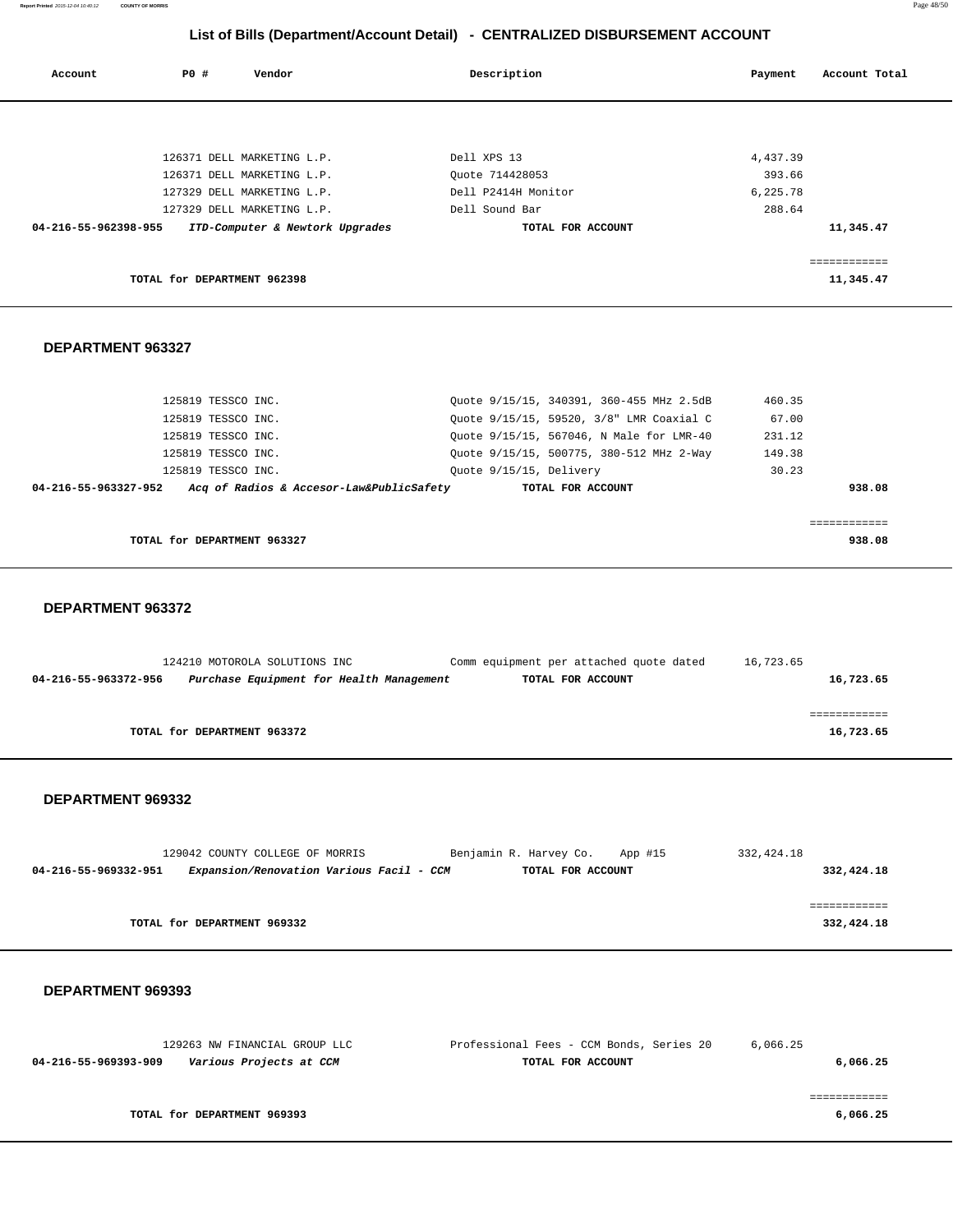## List of Bills (Department/Account Detail) - CENTRALIZED DISBURSEMENT ACCOUNT

| Account | PO # | Vendor | Description | Payment | Account Total |
|---|---|---|---|---|---|
| | 126371 | DELL MARKETING L.P. | Dell XPS 13 | 4,437.39 | |
| | 126371 | DELL MARKETING L.P. | Quote 714428053 | 393.66 | |
| | 127329 | DELL MARKETING L.P. | Dell P2414H Monitor | 6,225.78 | |
| | 127329 | DELL MARKETING L.P. | Dell Sound Bar | 288.64 | |
| **04-216-55-962398-955** | | ***ITD-Computer & Newtork Upgrades*** | **TOTAL FOR ACCOUNT** | | **11,345.47** |

**TOTAL for DEPARTMENT 962398** — **11,345.47**

### DEPARTMENT 963327

| Account | PO # | Vendor | Description | Payment | Account Total |
|---|---|---|---|---|---|
| | 125819 | TESSCO INC. | Quote 9/15/15, 340391, 360-455 MHz 2.5dB | 460.35 | |
| | 125819 | TESSCO INC. | Quote 9/15/15, 59520, 3/8" LMR Coaxial C | 67.00 | |
| | 125819 | TESSCO INC. | Quote 9/15/15, 567046, N Male for LMR-40 | 231.12 | |
| | 125819 | TESSCO INC. | Quote 9/15/15, 500775, 380-512 MHz 2-Way | 149.38 | |
| | 125819 | TESSCO INC. | Quote 9/15/15, Delivery | 30.23 | |
| **04-216-55-963327-952** | | ***Acq of Radios & Accesor-Law&PublicSafety*** | **TOTAL FOR ACCOUNT** | | **938.08** |

**TOTAL for DEPARTMENT 963327** — **938.08**

### DEPARTMENT 963372

| Account | PO # | Vendor | Description | Payment | Account Total |
|---|---|---|---|---|---|
| | 124210 | MOTOROLA SOLUTIONS INC | Comm equipment per attached quote dated | 16,723.65 | |
| **04-216-55-963372-956** | | ***Purchase Equipment for Health Management*** | **TOTAL FOR ACCOUNT** | | **16,723.65** |

**TOTAL for DEPARTMENT 963372** — **16,723.65**

### DEPARTMENT 969332

| Account | PO # | Vendor | Description | Payment | Account Total |
|---|---|---|---|---|---|
| | 129042 | COUNTY COLLEGE OF MORRIS | Benjamin R. Harvey Co. App #15 | 332,424.18 | |
| **04-216-55-969332-951** | | ***Expansion/Renovation Various Facil - CCM*** | **TOTAL FOR ACCOUNT** | | **332,424.18** |

**TOTAL for DEPARTMENT 969332** — **332,424.18**

### DEPARTMENT 969393

| Account | PO # | Vendor | Description | Payment | Account Total |
|---|---|---|---|---|---|
| | 129263 | NW FINANCIAL GROUP LLC | Professional Fees - CCM Bonds, Series 20 | 6,066.25 | |
| **04-216-55-969393-909** | | ***Various Projects at CCM*** | **TOTAL FOR ACCOUNT** | | **6,066.25** |

**TOTAL for DEPARTMENT 969393** — **6,066.25**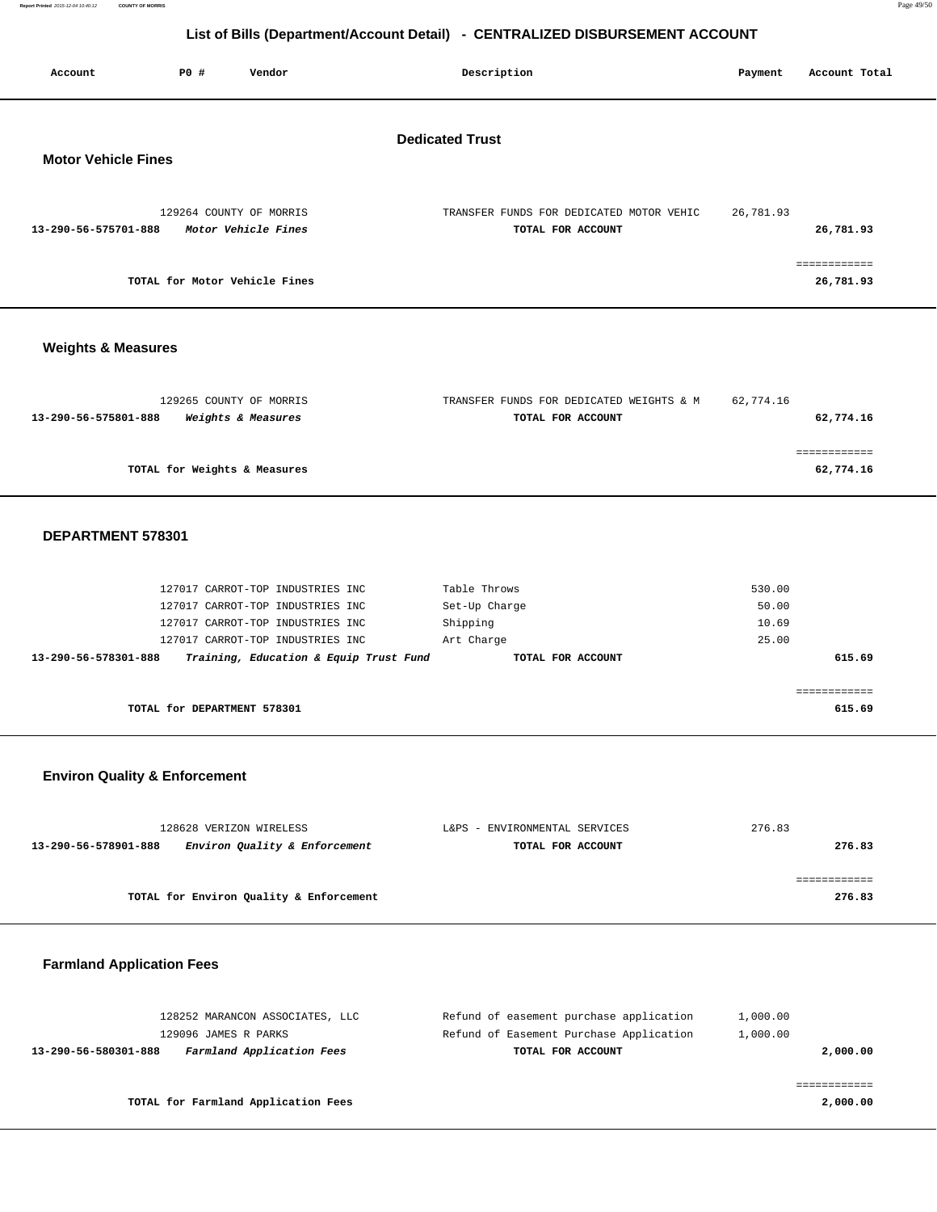# List of Bills (Department/Account Detail) - CENTRALIZED DISBURSEMENT ACCOUNT

| Account | PO # | Vendor | Description | Payment | Account Total |
|---|---|---|---|---|---|

## Dedicated Trust

### Motor Vehicle Fines

| Account | PO # | Vendor | Description | Payment | Account Total |
|---|---|---|---|---|---|
| | 129264 | COUNTY OF MORRIS | TRANSFER FUNDS FOR DEDICATED MOTOR VEHIC | 26,781.93 | |
| **13-290-56-575701-888** | | *Motor Vehicle Fines* | **TOTAL FOR ACCOUNT** | | **26,781.93** |

**TOTAL for Motor Vehicle Fines** — **26,781.93**

### Weights & Measures

| Account | PO # | Vendor | Description | Payment | Account Total |
|---|---|---|---|---|---|
| | 129265 | COUNTY OF MORRIS | TRANSFER FUNDS FOR DEDICATED WEIGHTS & M | 62,774.16 | |
| **13-290-56-575801-888** | | *Weights & Measures* | **TOTAL FOR ACCOUNT** | | **62,774.16** |

**TOTAL for Weights & Measures** — **62,774.16**

### DEPARTMENT 578301

| Account | PO # | Vendor | Description | Payment | Account Total |
|---|---|---|---|---|---|
| | 127017 | CARROT-TOP INDUSTRIES INC | Table Throws | 530.00 | |
| | 127017 | CARROT-TOP INDUSTRIES INC | Set-Up Charge | 50.00 | |
| | 127017 | CARROT-TOP INDUSTRIES INC | Shipping | 10.69 | |
| | 127017 | CARROT-TOP INDUSTRIES INC | Art Charge | 25.00 | |
| **13-290-56-578301-888** | | *Training, Education & Equip Trust Fund* | **TOTAL FOR ACCOUNT** | | **615.69** |

**TOTAL for DEPARTMENT 578301** — **615.69**

### Environ Quality & Enforcement

| Account | PO # | Vendor | Description | Payment | Account Total |
|---|---|---|---|---|---|
| | 128628 | VERIZON WIRELESS | L&PS - ENVIRONMENTAL SERVICES | 276.83 | |
| **13-290-56-578901-888** | | *Environ Quality & Enforcement* | **TOTAL FOR ACCOUNT** | | **276.83** |

**TOTAL for Environ Quality & Enforcement** — **276.83**

### Farmland Application Fees

| Account | PO # | Vendor | Description | Payment | Account Total |
|---|---|---|---|---|---|
| | 128252 | MARANCON ASSOCIATES, LLC | Refund of easement purchase application | 1,000.00 | |
| | 129096 | JAMES R PARKS | Refund of Easement Purchase Application | 1,000.00 | |
| **13-290-56-580301-888** | | *Farmland Application Fees* | **TOTAL FOR ACCOUNT** | | **2,000.00** |

**TOTAL for Farmland Application Fees** — **2,000.00**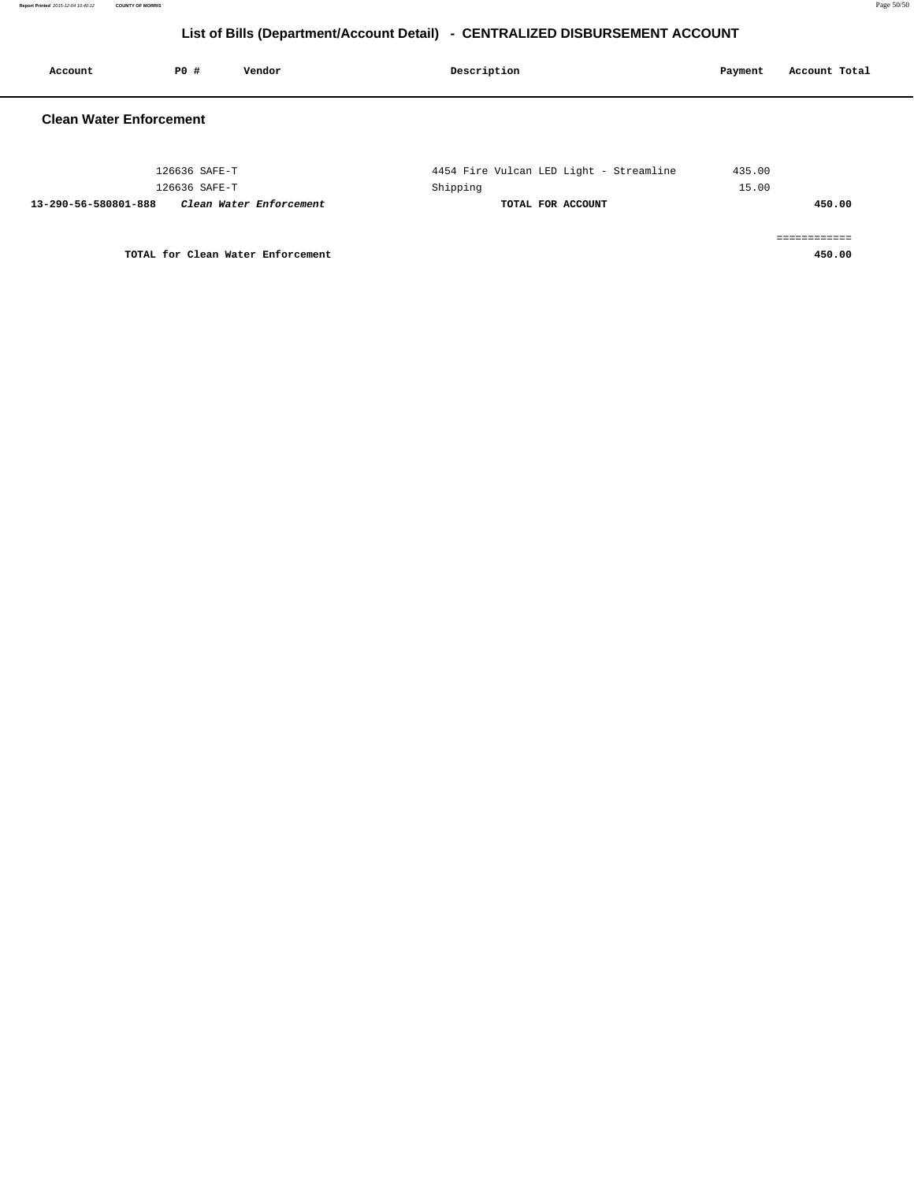# List of Bills (Department/Account Detail) - CENTRALIZED DISBURSEMENT ACCOUNT

| Account | PO # | Vendor | Description | Payment | Account Total |
| --- | --- | --- | --- | --- | --- |

## Clean Water Enforcement

| Account | PO # | Vendor | Description | Payment | Account Total |
| --- | --- | --- | --- | --- | --- |
| | 126636 | SAFE-T | 4454 Fire Vulcan LED Light - Streamline | 435.00 | |
| | 126636 | SAFE-T | Shipping | 15.00 | |
| **13-290-56-580801-888** | | ***Clean Water Enforcement*** | **TOTAL FOR ACCOUNT** | | **450.00** |
| | | | | | ============ |
| | **TOTAL for Clean Water Enforcement** | | | | **450.00** |